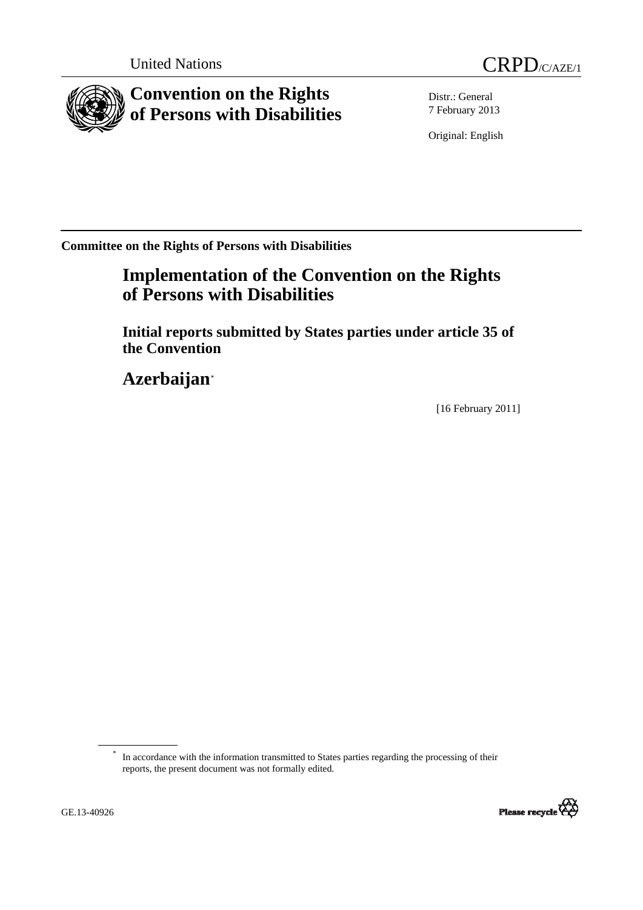United Nations CRPD/C/AZE/1

# Convention on the Rights of Persons with Disabilities

Distr.: General
7 February 2013

Original: English

**Committee on the Rights of Persons with Disabilities**

## Implementation of the Convention on the Rights of Persons with Disabilities

### Initial reports submitted by States parties under article 35 of the Convention

## Azerbaijan*

[16 February 2011]

* In accordance with the information transmitted to States parties regarding the processing of their reports, the present document was not formally edited.

GE.13-40926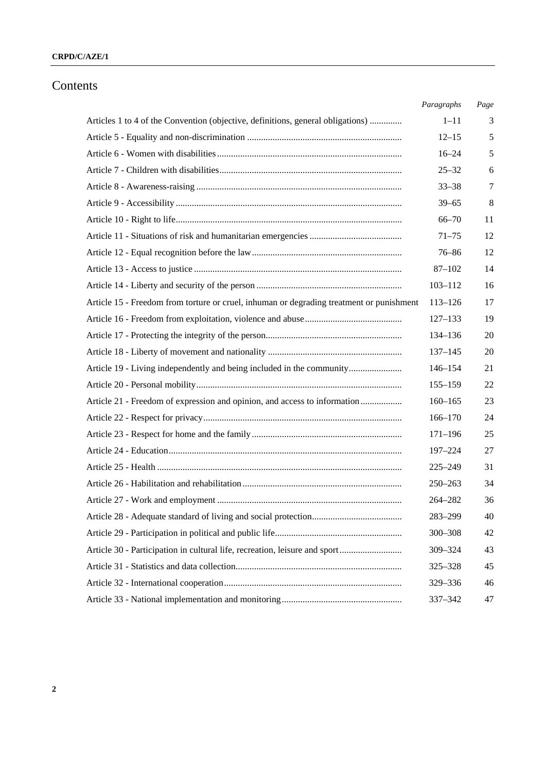# Contents

| | *Paragraphs* | *Page* |
|---|---|---|
| Articles 1 to 4 of the Convention (objective, definitions, general obligations) | 1–11 | 3 |
| Article 5 - Equality and non-discrimination | 12–15 | 5 |
| Article 6 - Women with disabilities | 16–24 | 5 |
| Article 7 - Children with disabilities | 25–32 | 6 |
| Article 8 - Awareness-raising | 33–38 | 7 |
| Article 9 - Accessibility | 39–65 | 8 |
| Article 10 - Right to life | 66–70 | 11 |
| Article 11 - Situations of risk and humanitarian emergencies | 71–75 | 12 |
| Article 12 - Equal recognition before the law | 76–86 | 12 |
| Article 13 - Access to justice | 87–102 | 14 |
| Article 14 - Liberty and security of the person | 103–112 | 16 |
| Article 15 - Freedom from torture or cruel, inhuman or degrading treatment or punishment | 113–126 | 17 |
| Article 16 - Freedom from exploitation, violence and abuse | 127–133 | 19 |
| Article 17 - Protecting the integrity of the person | 134–136 | 20 |
| Article 18 - Liberty of movement and nationality | 137–145 | 20 |
| Article 19 - Living independently and being included in the community | 146–154 | 21 |
| Article 20 - Personal mobility | 155–159 | 22 |
| Article 21 - Freedom of expression and opinion, and access to information | 160–165 | 23 |
| Article 22 - Respect for privacy | 166–170 | 24 |
| Article 23 - Respect for home and the family | 171–196 | 25 |
| Article 24 - Education | 197–224 | 27 |
| Article 25 - Health | 225–249 | 31 |
| Article 26 - Habilitation and rehabilitation | 250–263 | 34 |
| Article 27 - Work and employment | 264–282 | 36 |
| Article 28 - Adequate standard of living and social protection | 283–299 | 40 |
| Article 29 - Participation in political and public life | 300–308 | 42 |
| Article 30 - Participation in cultural life, recreation, leisure and sport | 309–324 | 43 |
| Article 31 - Statistics and data collection | 325–328 | 45 |
| Article 32 - International cooperation | 329–336 | 46 |
| Article 33 - National implementation and monitoring | 337–342 | 47 |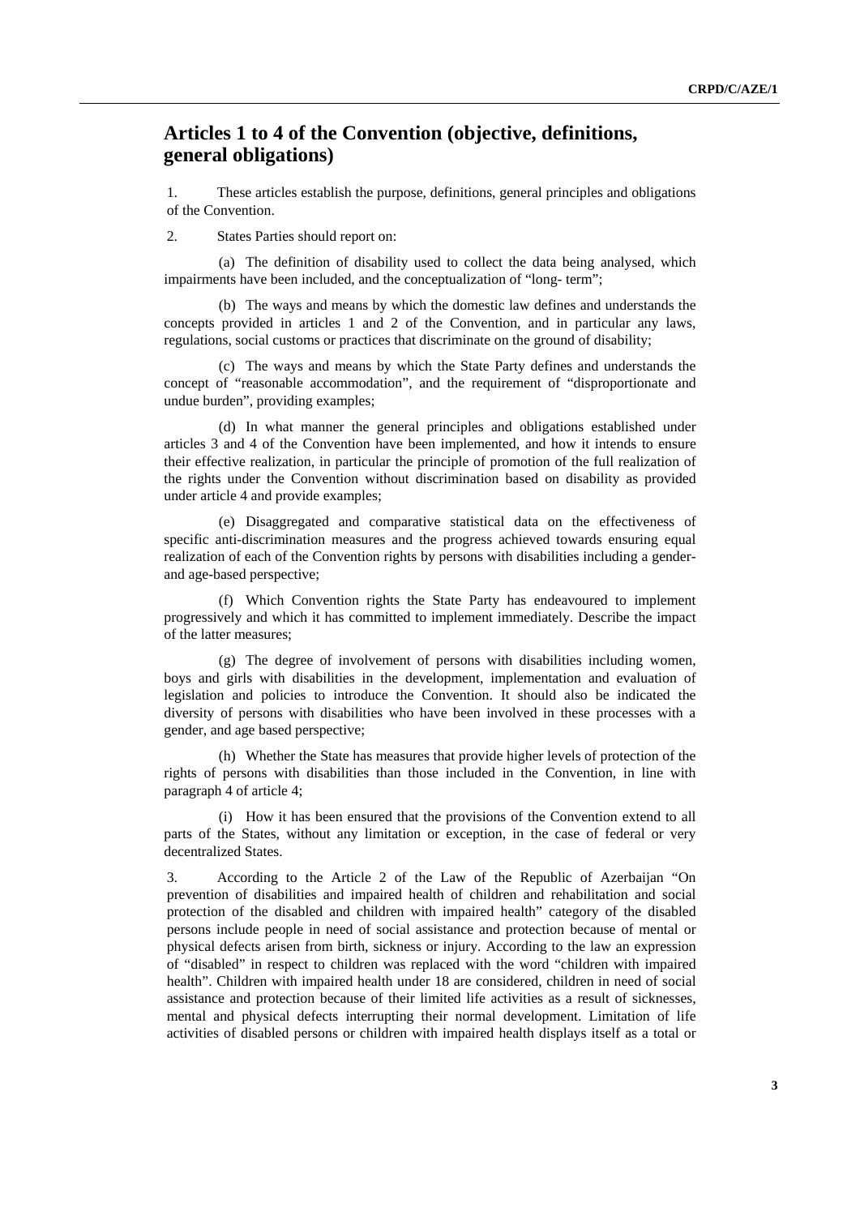## Articles 1 to 4 of the Convention (objective, definitions, general obligations)

1. These articles establish the purpose, definitions, general principles and obligations of the Convention.

2. States Parties should report on:

(a) The definition of disability used to collect the data being analysed, which impairments have been included, and the conceptualization of "long- term";

(b) The ways and means by which the domestic law defines and understands the concepts provided in articles 1 and 2 of the Convention, and in particular any laws, regulations, social customs or practices that discriminate on the ground of disability;

(c) The ways and means by which the State Party defines and understands the concept of "reasonable accommodation", and the requirement of "disproportionate and undue burden", providing examples;

(d) In what manner the general principles and obligations established under articles 3 and 4 of the Convention have been implemented, and how it intends to ensure their effective realization, in particular the principle of promotion of the full realization of the rights under the Convention without discrimination based on disability as provided under article 4 and provide examples;

(e) Disaggregated and comparative statistical data on the effectiveness of specific anti-discrimination measures and the progress achieved towards ensuring equal realization of each of the Convention rights by persons with disabilities including a gender- and age-based perspective;

(f) Which Convention rights the State Party has endeavoured to implement progressively and which it has committed to implement immediately. Describe the impact of the latter measures;

(g) The degree of involvement of persons with disabilities including women, boys and girls with disabilities in the development, implementation and evaluation of legislation and policies to introduce the Convention. It should also be indicated the diversity of persons with disabilities who have been involved in these processes with a gender, and age based perspective;

(h) Whether the State has measures that provide higher levels of protection of the rights of persons with disabilities than those included in the Convention, in line with paragraph 4 of article 4;

(i) How it has been ensured that the provisions of the Convention extend to all parts of the States, without any limitation or exception, in the case of federal or very decentralized States.

3. According to the Article 2 of the Law of the Republic of Azerbaijan "On prevention of disabilities and impaired health of children and rehabilitation and social protection of the disabled and children with impaired health" category of the disabled persons include people in need of social assistance and protection because of mental or physical defects arisen from birth, sickness or injury. According to the law an expression of "disabled" in respect to children was replaced with the word "children with impaired health". Children with impaired health under 18 are considered, children in need of social assistance and protection because of their limited life activities as a result of sicknesses, mental and physical defects interrupting their normal development. Limitation of life activities of disabled persons or children with impaired health displays itself as a total or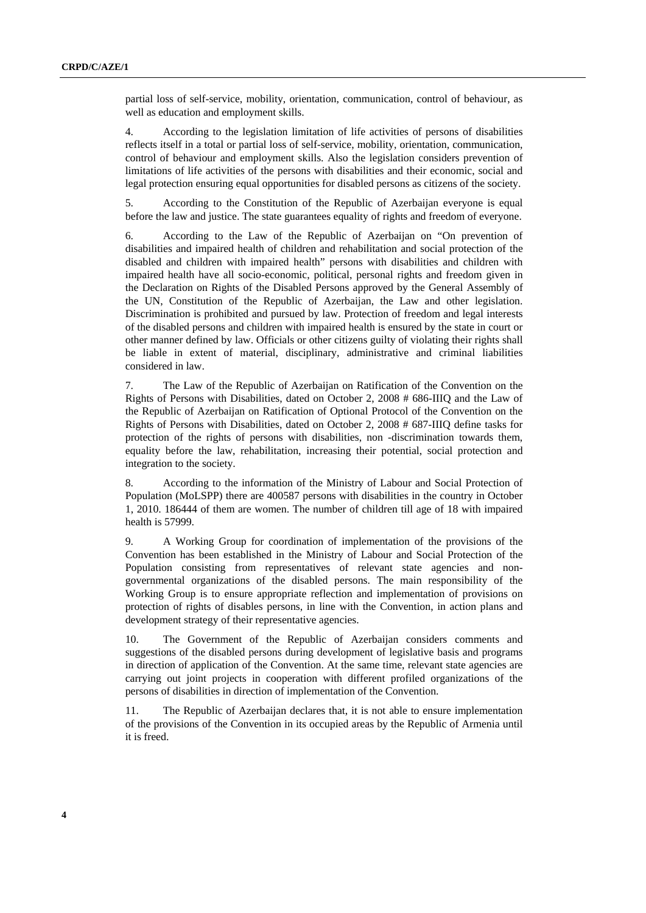partial loss of self-service, mobility, orientation, communication, control of behaviour, as well as education and employment skills.

4. According to the legislation limitation of life activities of persons of disabilities reflects itself in a total or partial loss of self-service, mobility, orientation, communication, control of behaviour and employment skills. Also the legislation considers prevention of limitations of life activities of the persons with disabilities and their economic, social and legal protection ensuring equal opportunities for disabled persons as citizens of the society.

5. According to the Constitution of the Republic of Azerbaijan everyone is equal before the law and justice. The state guarantees equality of rights and freedom of everyone.

6. According to the Law of the Republic of Azerbaijan on "On prevention of disabilities and impaired health of children and rehabilitation and social protection of the disabled and children with impaired health" persons with disabilities and children with impaired health have all socio-economic, political, personal rights and freedom given in the Declaration on Rights of the Disabled Persons approved by the General Assembly of the UN, Constitution of the Republic of Azerbaijan, the Law and other legislation. Discrimination is prohibited and pursued by law. Protection of freedom and legal interests of the disabled persons and children with impaired health is ensured by the state in court or other manner defined by law. Officials or other citizens guilty of violating their rights shall be liable in extent of material, disciplinary, administrative and criminal liabilities considered in law.

7. The Law of the Republic of Azerbaijan on Ratification of the Convention on the Rights of Persons with Disabilities, dated on October 2, 2008 # 686-IIIQ and the Law of the Republic of Azerbaijan on Ratification of Optional Protocol of the Convention on the Rights of Persons with Disabilities, dated on October 2, 2008 # 687-IIIQ define tasks for protection of the rights of persons with disabilities, non -discrimination towards them, equality before the law, rehabilitation, increasing their potential, social protection and integration to the society.

8. According to the information of the Ministry of Labour and Social Protection of Population (MoLSPP) there are 400587 persons with disabilities in the country in October 1, 2010. 186444 of them are women. The number of children till age of 18 with impaired health is 57999.

9. A Working Group for coordination of implementation of the provisions of the Convention has been established in the Ministry of Labour and Social Protection of the Population consisting from representatives of relevant state agencies and non-governmental organizations of the disabled persons. The main responsibility of the Working Group is to ensure appropriate reflection and implementation of provisions on protection of rights of disables persons, in line with the Convention, in action plans and development strategy of their representative agencies.

10. The Government of the Republic of Azerbaijan considers comments and suggestions of the disabled persons during development of legislative basis and programs in direction of application of the Convention. At the same time, relevant state agencies are carrying out joint projects in cooperation with different profiled organizations of the persons of disabilities in direction of implementation of the Convention.

11. The Republic of Azerbaijan declares that, it is not able to ensure implementation of the provisions of the Convention in its occupied areas by the Republic of Armenia until it is freed.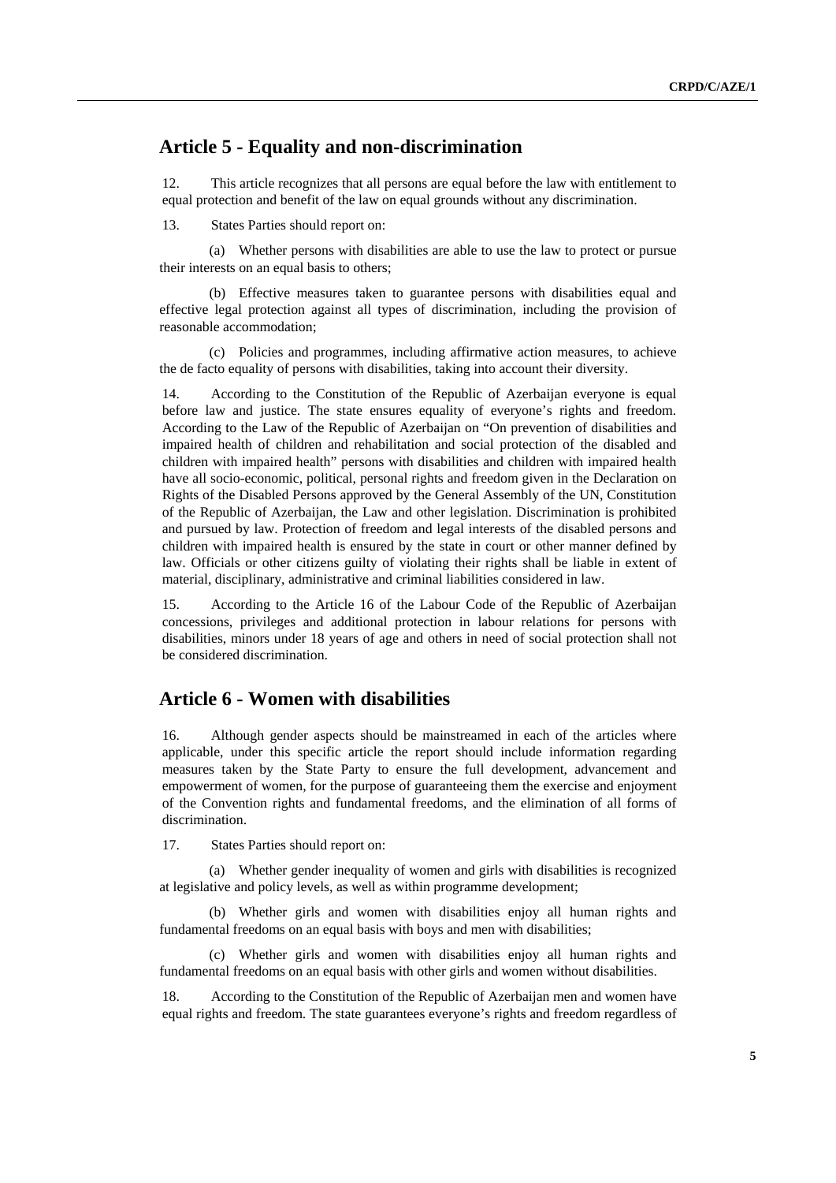## Article 5 - Equality and non-discrimination

12. This article recognizes that all persons are equal before the law with entitlement to equal protection and benefit of the law on equal grounds without any discrimination.

13. States Parties should report on:

(a) Whether persons with disabilities are able to use the law to protect or pursue their interests on an equal basis to others;

(b) Effective measures taken to guarantee persons with disabilities equal and effective legal protection against all types of discrimination, including the provision of reasonable accommodation;

(c) Policies and programmes, including affirmative action measures, to achieve the de facto equality of persons with disabilities, taking into account their diversity.

14. According to the Constitution of the Republic of Azerbaijan everyone is equal before law and justice. The state ensures equality of everyone's rights and freedom. According to the Law of the Republic of Azerbaijan on "On prevention of disabilities and impaired health of children and rehabilitation and social protection of the disabled and children with impaired health" persons with disabilities and children with impaired health have all socio-economic, political, personal rights and freedom given in the Declaration on Rights of the Disabled Persons approved by the General Assembly of the UN, Constitution of the Republic of Azerbaijan, the Law and other legislation. Discrimination is prohibited and pursued by law. Protection of freedom and legal interests of the disabled persons and children with impaired health is ensured by the state in court or other manner defined by law. Officials or other citizens guilty of violating their rights shall be liable in extent of material, disciplinary, administrative and criminal liabilities considered in law.

15. According to the Article 16 of the Labour Code of the Republic of Azerbaijan concessions, privileges and additional protection in labour relations for persons with disabilities, minors under 18 years of age and others in need of social protection shall not be considered discrimination.

## Article 6 - Women with disabilities

16. Although gender aspects should be mainstreamed in each of the articles where applicable, under this specific article the report should include information regarding measures taken by the State Party to ensure the full development, advancement and empowerment of women, for the purpose of guaranteeing them the exercise and enjoyment of the Convention rights and fundamental freedoms, and the elimination of all forms of discrimination.

17. States Parties should report on:

(a) Whether gender inequality of women and girls with disabilities is recognized at legislative and policy levels, as well as within programme development;

(b) Whether girls and women with disabilities enjoy all human rights and fundamental freedoms on an equal basis with boys and men with disabilities;

(c) Whether girls and women with disabilities enjoy all human rights and fundamental freedoms on an equal basis with other girls and women without disabilities.

18. According to the Constitution of the Republic of Azerbaijan men and women have equal rights and freedom. The state guarantees everyone's rights and freedom regardless of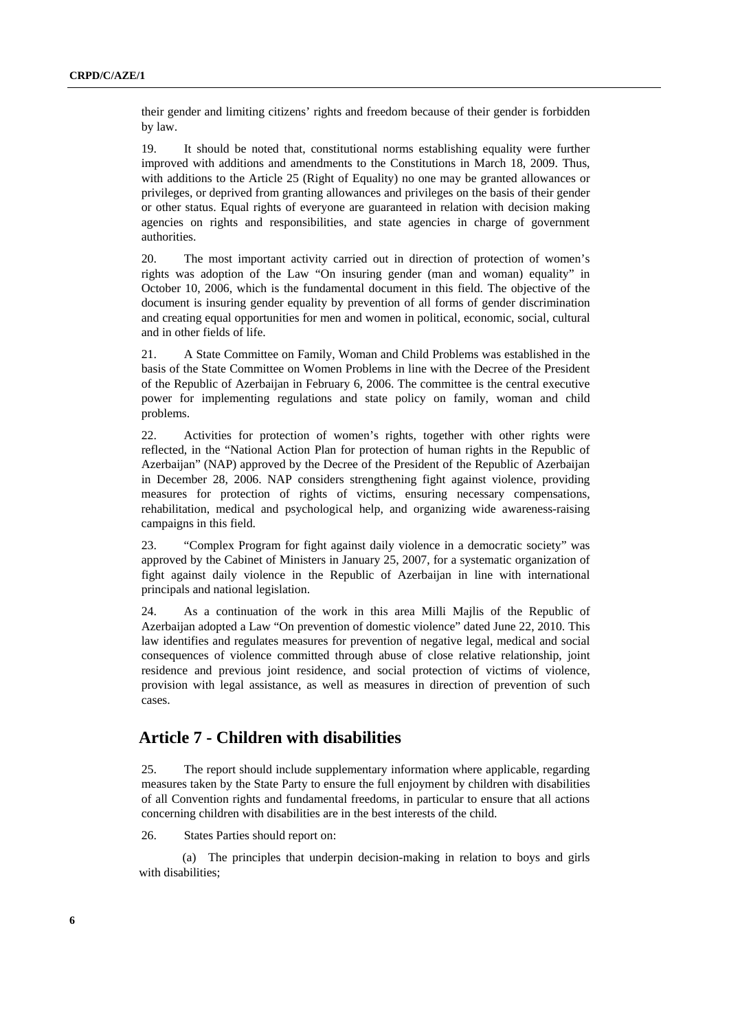their gender and limiting citizens' rights and freedom because of their gender is forbidden by law.

19. It should be noted that, constitutional norms establishing equality were further improved with additions and amendments to the Constitutions in March 18, 2009. Thus, with additions to the Article 25 (Right of Equality) no one may be granted allowances or privileges, or deprived from granting allowances and privileges on the basis of their gender or other status. Equal rights of everyone are guaranteed in relation with decision making agencies on rights and responsibilities, and state agencies in charge of government authorities.

20. The most important activity carried out in direction of protection of women's rights was adoption of the Law "On insuring gender (man and woman) equality" in October 10, 2006, which is the fundamental document in this field. The objective of the document is insuring gender equality by prevention of all forms of gender discrimination and creating equal opportunities for men and women in political, economic, social, cultural and in other fields of life.

21. A State Committee on Family, Woman and Child Problems was established in the basis of the State Committee on Women Problems in line with the Decree of the President of the Republic of Azerbaijan in February 6, 2006. The committee is the central executive power for implementing regulations and state policy on family, woman and child problems.

22. Activities for protection of women's rights, together with other rights were reflected, in the "National Action Plan for protection of human rights in the Republic of Azerbaijan" (NAP) approved by the Decree of the President of the Republic of Azerbaijan in December 28, 2006. NAP considers strengthening fight against violence, providing measures for protection of rights of victims, ensuring necessary compensations, rehabilitation, medical and psychological help, and organizing wide awareness-raising campaigns in this field.

23. "Complex Program for fight against daily violence in a democratic society" was approved by the Cabinet of Ministers in January 25, 2007, for a systematic organization of fight against daily violence in the Republic of Azerbaijan in line with international principals and national legislation.

24. As a continuation of the work in this area Milli Majlis of the Republic of Azerbaijan adopted a Law "On prevention of domestic violence" dated June 22, 2010. This law identifies and regulates measures for prevention of negative legal, medical and social consequences of violence committed through abuse of close relative relationship, joint residence and previous joint residence, and social protection of victims of violence, provision with legal assistance, as well as measures in direction of prevention of such cases.

## Article 7 - Children with disabilities

25. The report should include supplementary information where applicable, regarding measures taken by the State Party to ensure the full enjoyment by children with disabilities of all Convention rights and fundamental freedoms, in particular to ensure that all actions concerning children with disabilities are in the best interests of the child.

26. States Parties should report on:

(a) The principles that underpin decision-making in relation to boys and girls with disabilities;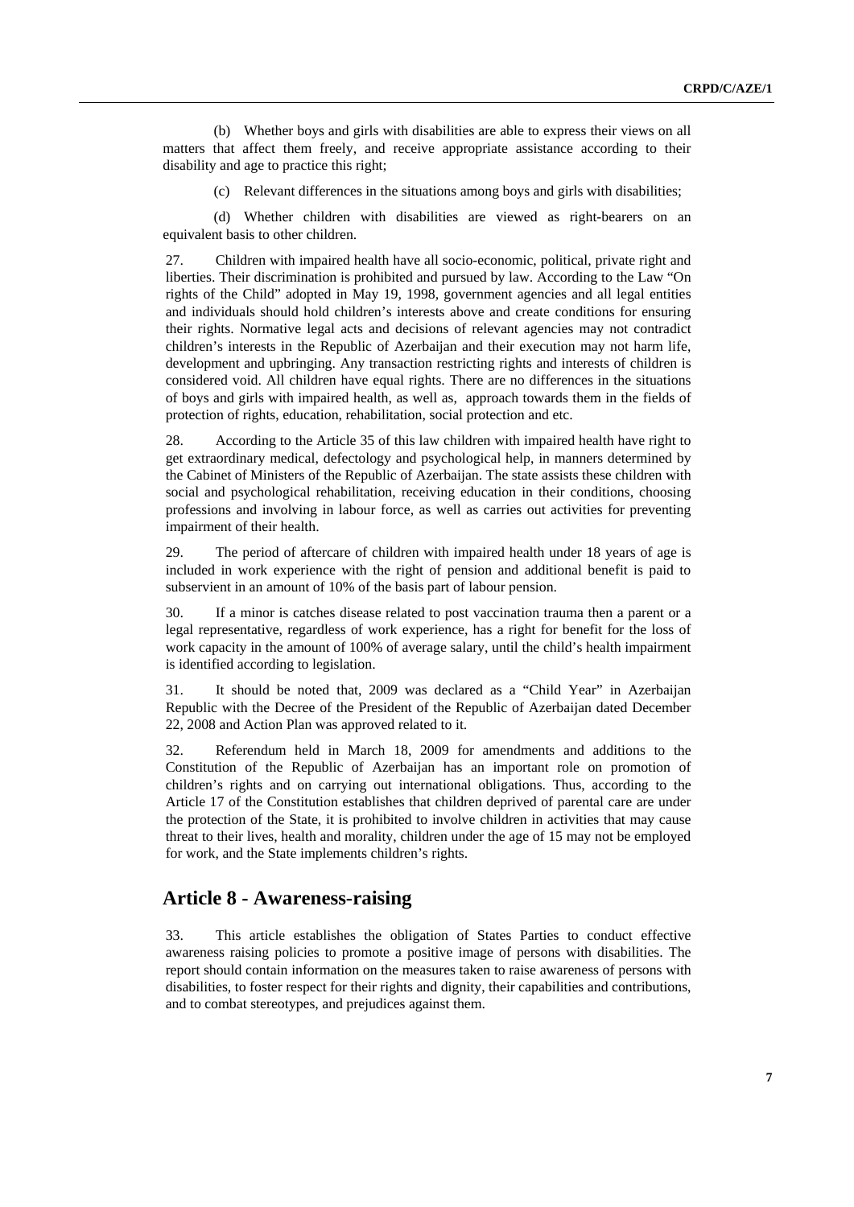(b) Whether boys and girls with disabilities are able to express their views on all matters that affect them freely, and receive appropriate assistance according to their disability and age to practice this right;

(c) Relevant differences in the situations among boys and girls with disabilities;

(d) Whether children with disabilities are viewed as right-bearers on an equivalent basis to other children.

27. Children with impaired health have all socio-economic, political, private right and liberties. Their discrimination is prohibited and pursued by law. According to the Law "On rights of the Child" adopted in May 19, 1998, government agencies and all legal entities and individuals should hold children's interests above and create conditions for ensuring their rights. Normative legal acts and decisions of relevant agencies may not contradict children's interests in the Republic of Azerbaijan and their execution may not harm life, development and upbringing. Any transaction restricting rights and interests of children is considered void. All children have equal rights. There are no differences in the situations of boys and girls with impaired health, as well as, approach towards them in the fields of protection of rights, education, rehabilitation, social protection and etc.

28. According to the Article 35 of this law children with impaired health have right to get extraordinary medical, defectology and psychological help, in manners determined by the Cabinet of Ministers of the Republic of Azerbaijan. The state assists these children with social and psychological rehabilitation, receiving education in their conditions, choosing professions and involving in labour force, as well as carries out activities for preventing impairment of their health.

29. The period of aftercare of children with impaired health under 18 years of age is included in work experience with the right of pension and additional benefit is paid to subservient in an amount of 10% of the basis part of labour pension.

30. If a minor is catches disease related to post vaccination trauma then a parent or a legal representative, regardless of work experience, has a right for benefit for the loss of work capacity in the amount of 100% of average salary, until the child's health impairment is identified according to legislation.

31. It should be noted that, 2009 was declared as a "Child Year" in Azerbaijan Republic with the Decree of the President of the Republic of Azerbaijan dated December 22, 2008 and Action Plan was approved related to it.

32. Referendum held in March 18, 2009 for amendments and additions to the Constitution of the Republic of Azerbaijan has an important role on promotion of children's rights and on carrying out international obligations. Thus, according to the Article 17 of the Constitution establishes that children deprived of parental care are under the protection of the State, it is prohibited to involve children in activities that may cause threat to their lives, health and morality, children under the age of 15 may not be employed for work, and the State implements children's rights.

## Article 8 - Awareness-raising

33. This article establishes the obligation of States Parties to conduct effective awareness raising policies to promote a positive image of persons with disabilities. The report should contain information on the measures taken to raise awareness of persons with disabilities, to foster respect for their rights and dignity, their capabilities and contributions, and to combat stereotypes, and prejudices against them.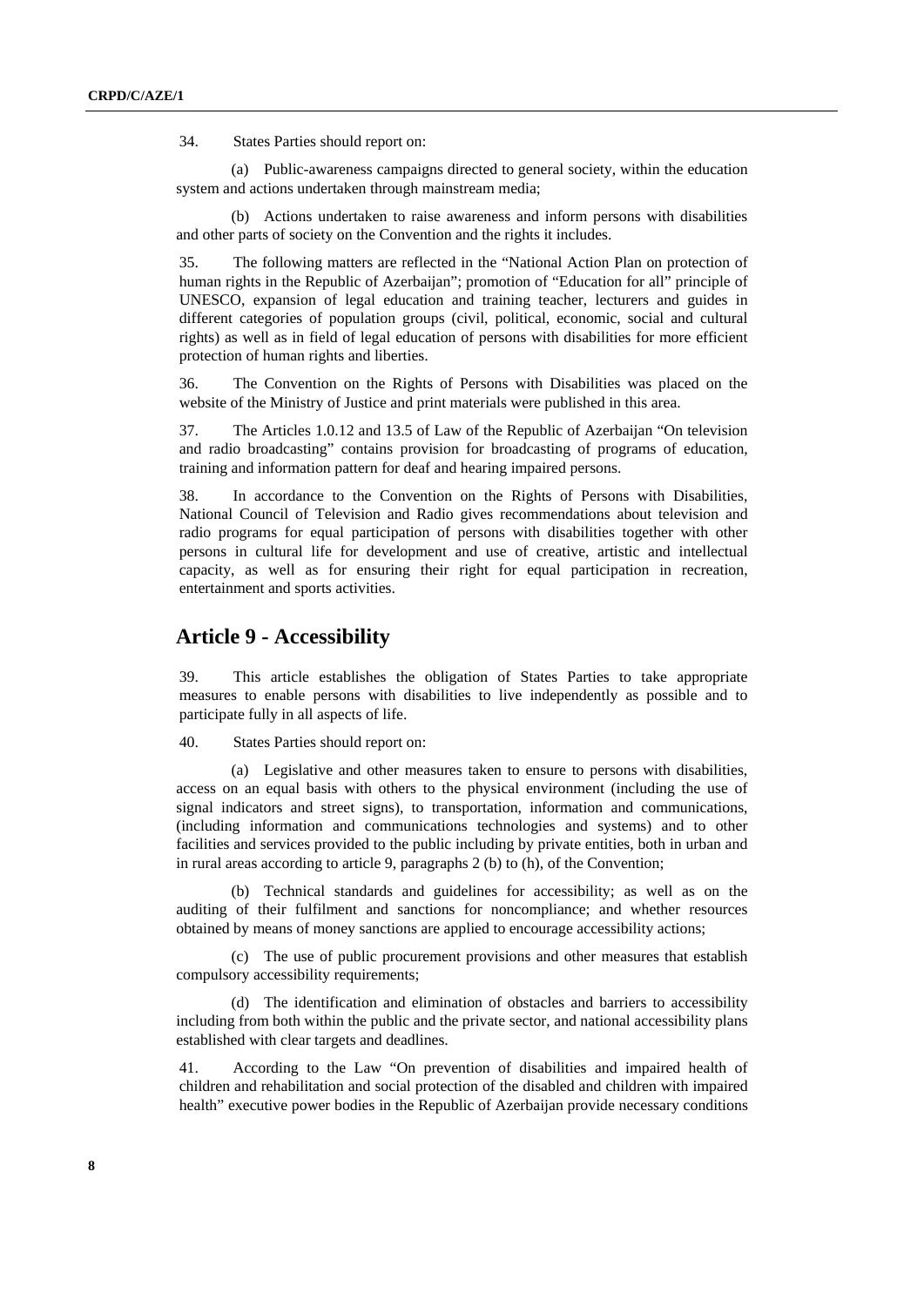34. States Parties should report on:

(a) Public-awareness campaigns directed to general society, within the education system and actions undertaken through mainstream media;

(b) Actions undertaken to raise awareness and inform persons with disabilities and other parts of society on the Convention and the rights it includes.

35. The following matters are reflected in the "National Action Plan on protection of human rights in the Republic of Azerbaijan"; promotion of "Education for all" principle of UNESCO, expansion of legal education and training teacher, lecturers and guides in different categories of population groups (civil, political, economic, social and cultural rights) as well as in field of legal education of persons with disabilities for more efficient protection of human rights and liberties.

36. The Convention on the Rights of Persons with Disabilities was placed on the website of the Ministry of Justice and print materials were published in this area.

37. The Articles 1.0.12 and 13.5 of Law of the Republic of Azerbaijan "On television and radio broadcasting" contains provision for broadcasting of programs of education, training and information pattern for deaf and hearing impaired persons.

38. In accordance to the Convention on the Rights of Persons with Disabilities, National Council of Television and Radio gives recommendations about television and radio programs for equal participation of persons with disabilities together with other persons in cultural life for development and use of creative, artistic and intellectual capacity, as well as for ensuring their right for equal participation in recreation, entertainment and sports activities.

## Article 9 - Accessibility

39. This article establishes the obligation of States Parties to take appropriate measures to enable persons with disabilities to live independently as possible and to participate fully in all aspects of life.

40. States Parties should report on:

(a) Legislative and other measures taken to ensure to persons with disabilities, access on an equal basis with others to the physical environment (including the use of signal indicators and street signs), to transportation, information and communications, (including information and communications technologies and systems) and to other facilities and services provided to the public including by private entities, both in urban and in rural areas according to article 9, paragraphs 2 (b) to (h), of the Convention;

(b) Technical standards and guidelines for accessibility; as well as on the auditing of their fulfilment and sanctions for noncompliance; and whether resources obtained by means of money sanctions are applied to encourage accessibility actions;

(c) The use of public procurement provisions and other measures that establish compulsory accessibility requirements;

(d) The identification and elimination of obstacles and barriers to accessibility including from both within the public and the private sector, and national accessibility plans established with clear targets and deadlines.

41. According to the Law "On prevention of disabilities and impaired health of children and rehabilitation and social protection of the disabled and children with impaired health" executive power bodies in the Republic of Azerbaijan provide necessary conditions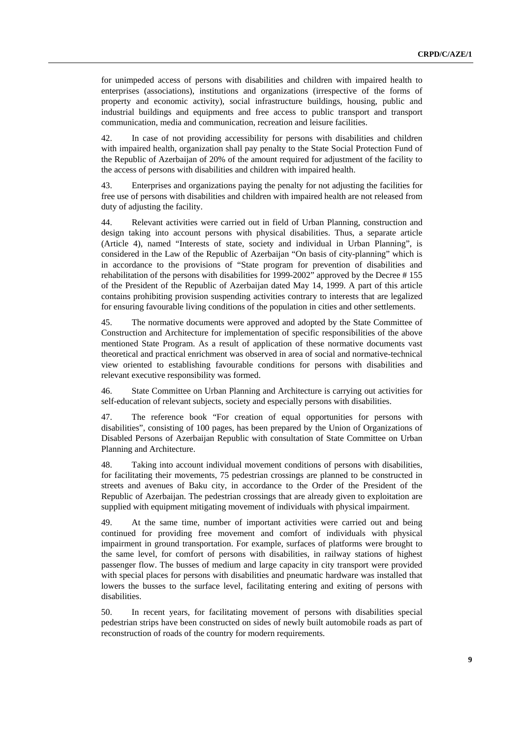for unimpeded access of persons with disabilities and children with impaired health to enterprises (associations), institutions and organizations (irrespective of the forms of property and economic activity), social infrastructure buildings, housing, public and industrial buildings and equipments and free access to public transport and transport communication, media and communication, recreation and leisure facilities.

42. In case of not providing accessibility for persons with disabilities and children with impaired health, organization shall pay penalty to the State Social Protection Fund of the Republic of Azerbaijan of 20% of the amount required for adjustment of the facility to the access of persons with disabilities and children with impaired health.

43. Enterprises and organizations paying the penalty for not adjusting the facilities for free use of persons with disabilities and children with impaired health are not released from duty of adjusting the facility.

44. Relevant activities were carried out in field of Urban Planning, construction and design taking into account persons with physical disabilities. Thus, a separate article (Article 4), named "Interests of state, society and individual in Urban Planning", is considered in the Law of the Republic of Azerbaijan "On basis of city-planning" which is in accordance to the provisions of "State program for prevention of disabilities and rehabilitation of the persons with disabilities for 1999-2002" approved by the Decree # 155 of the President of the Republic of Azerbaijan dated May 14, 1999. A part of this article contains prohibiting provision suspending activities contrary to interests that are legalized for ensuring favourable living conditions of the population in cities and other settlements.

45. The normative documents were approved and adopted by the State Committee of Construction and Architecture for implementation of specific responsibilities of the above mentioned State Program. As a result of application of these normative documents vast theoretical and practical enrichment was observed in area of social and normative-technical view oriented to establishing favourable conditions for persons with disabilities and relevant executive responsibility was formed.

46. State Committee on Urban Planning and Architecture is carrying out activities for self-education of relevant subjects, society and especially persons with disabilities.

47. The reference book "For creation of equal opportunities for persons with disabilities", consisting of 100 pages, has been prepared by the Union of Organizations of Disabled Persons of Azerbaijan Republic with consultation of State Committee on Urban Planning and Architecture.

48. Taking into account individual movement conditions of persons with disabilities, for facilitating their movements, 75 pedestrian crossings are planned to be constructed in streets and avenues of Baku city, in accordance to the Order of the President of the Republic of Azerbaijan. The pedestrian crossings that are already given to exploitation are supplied with equipment mitigating movement of individuals with physical impairment.

49. At the same time, number of important activities were carried out and being continued for providing free movement and comfort of individuals with physical impairment in ground transportation. For example, surfaces of platforms were brought to the same level, for comfort of persons with disabilities, in railway stations of highest passenger flow. The busses of medium and large capacity in city transport were provided with special places for persons with disabilities and pneumatic hardware was installed that lowers the busses to the surface level, facilitating entering and exiting of persons with disabilities.

50. In recent years, for facilitating movement of persons with disabilities special pedestrian strips have been constructed on sides of newly built automobile roads as part of reconstruction of roads of the country for modern requirements.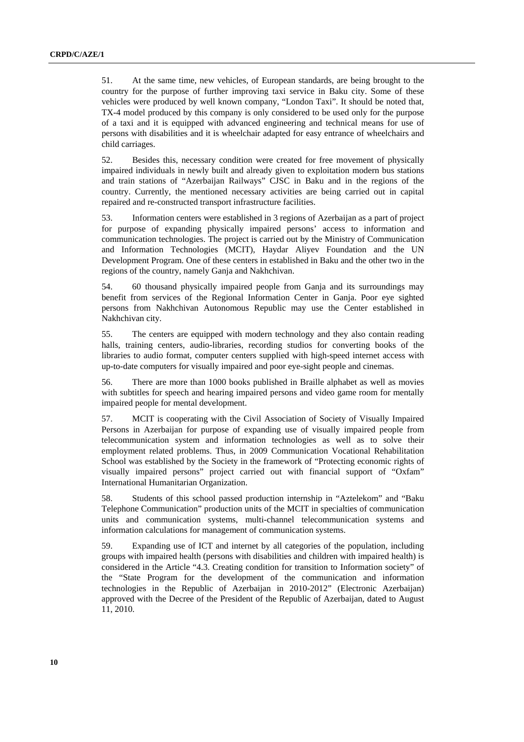51. At the same time, new vehicles, of European standards, are being brought to the country for the purpose of further improving taxi service in Baku city. Some of these vehicles were produced by well known company, "London Taxi". It should be noted that, TX-4 model produced by this company is only considered to be used only for the purpose of a taxi and it is equipped with advanced engineering and technical means for use of persons with disabilities and it is wheelchair adapted for easy entrance of wheelchairs and child carriages.

52. Besides this, necessary condition were created for free movement of physically impaired individuals in newly built and already given to exploitation modern bus stations and train stations of "Azerbaijan Railways" CJSC in Baku and in the regions of the country. Currently, the mentioned necessary activities are being carried out in capital repaired and re-constructed transport infrastructure facilities.

53. Information centers were established in 3 regions of Azerbaijan as a part of project for purpose of expanding physically impaired persons' access to information and communication technologies. The project is carried out by the Ministry of Communication and Information Technologies (MCIT), Haydar Aliyev Foundation and the UN Development Program. One of these centers in established in Baku and the other two in the regions of the country, namely Ganja and Nakhchivan.

54. 60 thousand physically impaired people from Ganja and its surroundings may benefit from services of the Regional Information Center in Ganja. Poor eye sighted persons from Nakhchivan Autonomous Republic may use the Center established in Nakhchivan city.

55. The centers are equipped with modern technology and they also contain reading halls, training centers, audio-libraries, recording studios for converting books of the libraries to audio format, computer centers supplied with high-speed internet access with up-to-date computers for visually impaired and poor eye-sight people and cinemas.

56. There are more than 1000 books published in Braille alphabet as well as movies with subtitles for speech and hearing impaired persons and video game room for mentally impaired people for mental development.

57. MCIT is cooperating with the Civil Association of Society of Visually Impaired Persons in Azerbaijan for purpose of expanding use of visually impaired people from telecommunication system and information technologies as well as to solve their employment related problems. Thus, in 2009 Communication Vocational Rehabilitation School was established by the Society in the framework of "Protecting economic rights of visually impaired persons" project carried out with financial support of "Oxfam" International Humanitarian Organization.

58. Students of this school passed production internship in "Aztelekom" and "Baku Telephone Communication" production units of the MCIT in specialties of communication units and communication systems, multi-channel telecommunication systems and information calculations for management of communication systems.

59. Expanding use of ICT and internet by all categories of the population, including groups with impaired health (persons with disabilities and children with impaired health) is considered in the Article "4.3. Creating condition for transition to Information society" of the "State Program for the development of the communication and information technologies in the Republic of Azerbaijan in 2010-2012" (Electronic Azerbaijan) approved with the Decree of the President of the Republic of Azerbaijan, dated to August 11, 2010.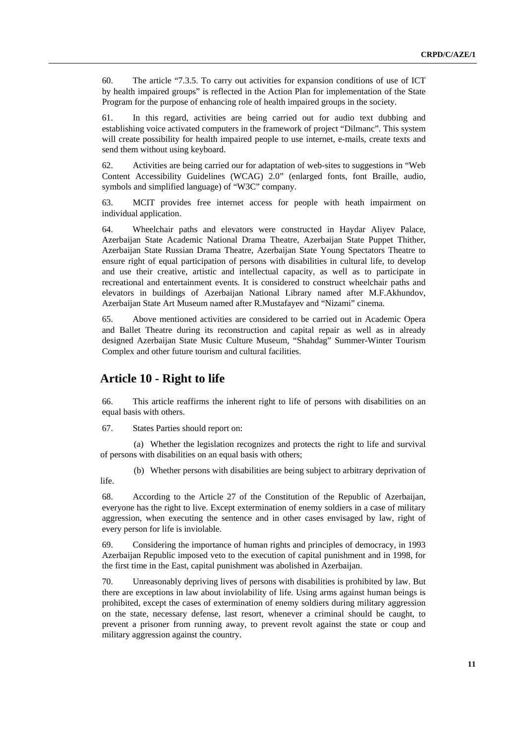60. The article "7.3.5. To carry out activities for expansion conditions of use of ICT by health impaired groups" is reflected in the Action Plan for implementation of the State Program for the purpose of enhancing role of health impaired groups in the society.

61. In this regard, activities are being carried out for audio text dubbing and establishing voice activated computers in the framework of project "Dilmanc". This system will create possibility for health impaired people to use internet, e-mails, create texts and send them without using keyboard.

62. Activities are being carried our for adaptation of web-sites to suggestions in "Web Content Accessibility Guidelines (WCAG) 2.0" (enlarged fonts, font Braille, audio, symbols and simplified language) of "W3C" company.

63. MCIT provides free internet access for people with heath impairment on individual application.

64. Wheelchair paths and elevators were constructed in Haydar Aliyev Palace, Azerbaijan State Academic National Drama Theatre, Azerbaijan State Puppet Thither, Azerbaijan State Russian Drama Theatre, Azerbaijan State Young Spectators Theatre to ensure right of equal participation of persons with disabilities in cultural life, to develop and use their creative, artistic and intellectual capacity, as well as to participate in recreational and entertainment events. It is considered to construct wheelchair paths and elevators in buildings of Azerbaijan National Library named after M.F.Akhundov, Azerbaijan State Art Museum named after R.Mustafayev and "Nizami" cinema.

65. Above mentioned activities are considered to be carried out in Academic Opera and Ballet Theatre during its reconstruction and capital repair as well as in already designed Azerbaijan State Music Culture Museum, "Shahdag" Summer-Winter Tourism Complex and other future tourism and cultural facilities.

## Article 10 - Right to life

66. This article reaffirms the inherent right to life of persons with disabilities on an equal basis with others.

67. States Parties should report on:

(a) Whether the legislation recognizes and protects the right to life and survival of persons with disabilities on an equal basis with others;

(b) Whether persons with disabilities are being subject to arbitrary deprivation of life.

68. According to the Article 27 of the Constitution of the Republic of Azerbaijan, everyone has the right to live. Except extermination of enemy soldiers in a case of military aggression, when executing the sentence and in other cases envisaged by law, right of every person for life is inviolable.

69. Considering the importance of human rights and principles of democracy, in 1993 Azerbaijan Republic imposed veto to the execution of capital punishment and in 1998, for the first time in the East, capital punishment was abolished in Azerbaijan.

70. Unreasonably depriving lives of persons with disabilities is prohibited by law. But there are exceptions in law about inviolability of life. Using arms against human beings is prohibited, except the cases of extermination of enemy soldiers during military aggression on the state, necessary defense, last resort, whenever a criminal should be caught, to prevent a prisoner from running away, to prevent revolt against the state or coup and military aggression against the country.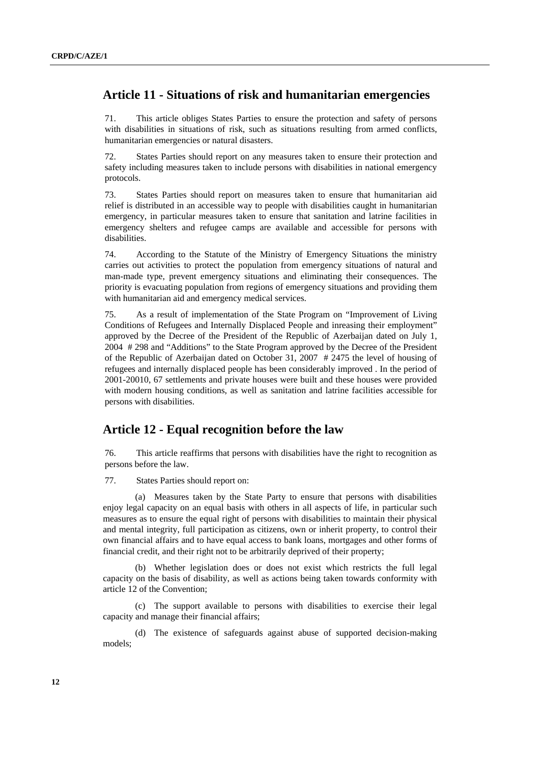## Article 11 - Situations of risk and humanitarian emergencies

71. This article obliges States Parties to ensure the protection and safety of persons with disabilities in situations of risk, such as situations resulting from armed conflicts, humanitarian emergencies or natural disasters.

72. States Parties should report on any measures taken to ensure their protection and safety including measures taken to include persons with disabilities in national emergency protocols.

73. States Parties should report on measures taken to ensure that humanitarian aid relief is distributed in an accessible way to people with disabilities caught in humanitarian emergency, in particular measures taken to ensure that sanitation and latrine facilities in emergency shelters and refugee camps are available and accessible for persons with disabilities.

74. According to the Statute of the Ministry of Emergency Situations the ministry carries out activities to protect the population from emergency situations of natural and man-made type, prevent emergency situations and eliminating their consequences. The priority is evacuating population from regions of emergency situations and providing them with humanitarian aid and emergency medical services.

75. As a result of implementation of the State Program on "Improvement of Living Conditions of Refugees and Internally Displaced People and inreasing their employment" approved by the Decree of the President of the Republic of Azerbaijan dated on July 1, 2004 # 298 and "Additions" to the State Program approved by the Decree of the President of the Republic of Azerbaijan dated on October 31, 2007 # 2475 the level of housing of refugees and internally displaced people has been considerably improved . In the period of 2001-20010, 67 settlements and private houses were built and these houses were provided with modern housing conditions, as well as sanitation and latrine facilities accessible for persons with disabilities.

## Article 12 - Equal recognition before the law

76. This article reaffirms that persons with disabilities have the right to recognition as persons before the law.

77. States Parties should report on:

(a) Measures taken by the State Party to ensure that persons with disabilities enjoy legal capacity on an equal basis with others in all aspects of life, in particular such measures as to ensure the equal right of persons with disabilities to maintain their physical and mental integrity, full participation as citizens, own or inherit property, to control their own financial affairs and to have equal access to bank loans, mortgages and other forms of financial credit, and their right not to be arbitrarily deprived of their property;

(b) Whether legislation does or does not exist which restricts the full legal capacity on the basis of disability, as well as actions being taken towards conformity with article 12 of the Convention;

(c) The support available to persons with disabilities to exercise their legal capacity and manage their financial affairs;

(d) The existence of safeguards against abuse of supported decision-making models;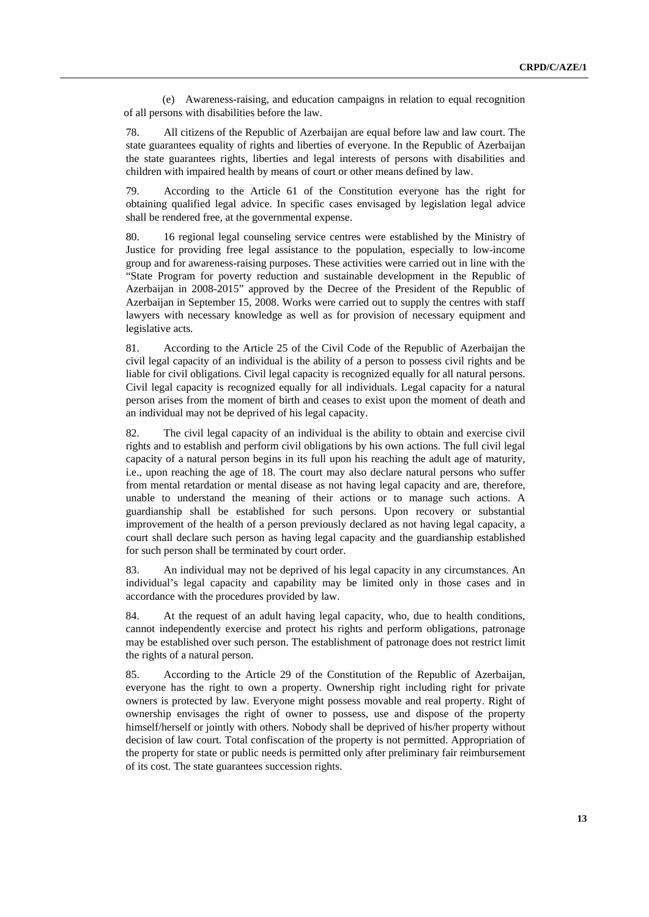(e) Awareness-raising, and education campaigns in relation to equal recognition of all persons with disabilities before the law.

78. All citizens of the Republic of Azerbaijan are equal before law and law court. The state guarantees equality of rights and liberties of everyone. In the Republic of Azerbaijan the state guarantees rights, liberties and legal interests of persons with disabilities and children with impaired health by means of court or other means defined by law.

79. According to the Article 61 of the Constitution everyone has the right for obtaining qualified legal advice. In specific cases envisaged by legislation legal advice shall be rendered free, at the governmental expense.

80. 16 regional legal counseling service centres were established by the Ministry of Justice for providing free legal assistance to the population, especially to low-income group and for awareness-raising purposes. These activities were carried out in line with the "State Program for poverty reduction and sustainable development in the Republic of Azerbaijan in 2008-2015" approved by the Decree of the President of the Republic of Azerbaijan in September 15, 2008. Works were carried out to supply the centres with staff lawyers with necessary knowledge as well as for provision of necessary equipment and legislative acts.

81. According to the Article 25 of the Civil Code of the Republic of Azerbaijan the civil legal capacity of an individual is the ability of a person to possess civil rights and be liable for civil obligations. Civil legal capacity is recognized equally for all natural persons. Civil legal capacity is recognized equally for all individuals. Legal capacity for a natural person arises from the moment of birth and ceases to exist upon the moment of death and an individual may not be deprived of his legal capacity.

82. The civil legal capacity of an individual is the ability to obtain and exercise civil rights and to establish and perform civil obligations by his own actions. The full civil legal capacity of a natural person begins in its full upon his reaching the adult age of maturity, i.e., upon reaching the age of 18. The court may also declare natural persons who suffer from mental retardation or mental disease as not having legal capacity and are, therefore, unable to understand the meaning of their actions or to manage such actions. A guardianship shall be established for such persons. Upon recovery or substantial improvement of the health of a person previously declared as not having legal capacity, a court shall declare such person as having legal capacity and the guardianship established for such person shall be terminated by court order.

83. An individual may not be deprived of his legal capacity in any circumstances. An individual's legal capacity and capability may be limited only in those cases and in accordance with the procedures provided by law.

84. At the request of an adult having legal capacity, who, due to health conditions, cannot independently exercise and protect his rights and perform obligations, patronage may be established over such person. The establishment of patronage does not restrict limit the rights of a natural person.

85. According to the Article 29 of the Constitution of the Republic of Azerbaijan, everyone has the right to own a property. Ownership right including right for private owners is protected by law. Everyone might possess movable and real property. Right of ownership envisages the right of owner to possess, use and dispose of the property himself/herself or jointly with others. Nobody shall be deprived of his/her property without decision of law court. Total confiscation of the property is not permitted. Appropriation of the property for state or public needs is permitted only after preliminary fair reimbursement of its cost. The state guarantees succession rights.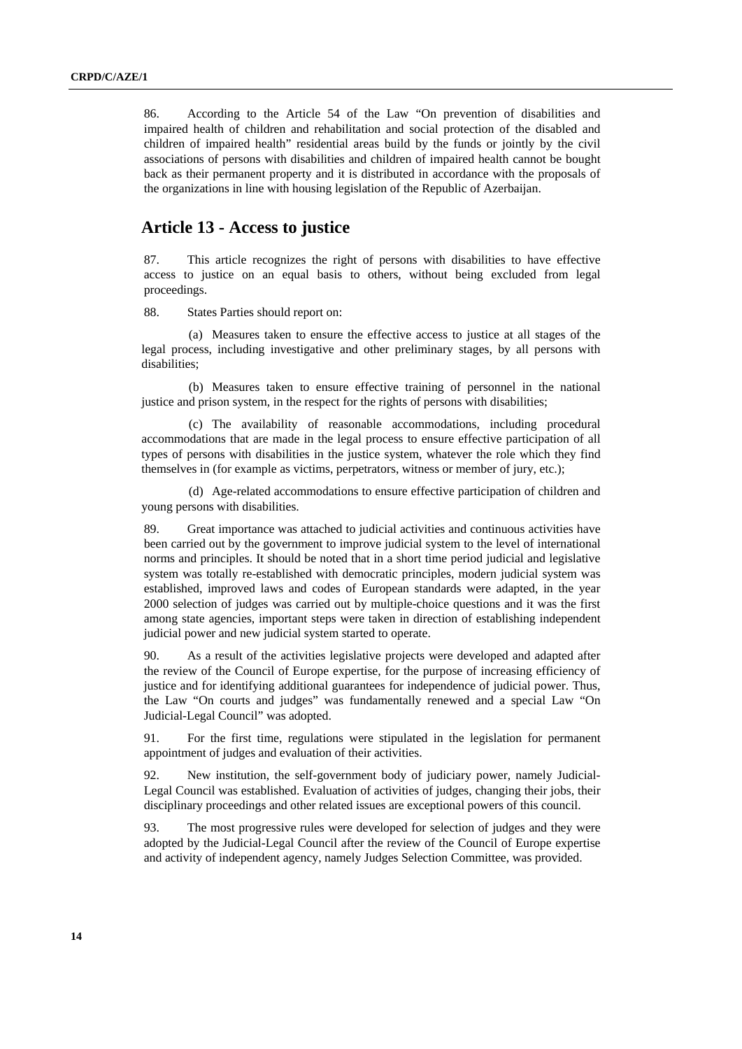86. According to the Article 54 of the Law "On prevention of disabilities and impaired health of children and rehabilitation and social protection of the disabled and children of impaired health" residential areas build by the funds or jointly by the civil associations of persons with disabilities and children of impaired health cannot be bought back as their permanent property and it is distributed in accordance with the proposals of the organizations in line with housing legislation of the Republic of Azerbaijan.

## Article 13 - Access to justice

87. This article recognizes the right of persons with disabilities to have effective access to justice on an equal basis to others, without being excluded from legal proceedings.

88. States Parties should report on:

(a) Measures taken to ensure the effective access to justice at all stages of the legal process, including investigative and other preliminary stages, by all persons with disabilities;

(b) Measures taken to ensure effective training of personnel in the national justice and prison system, in the respect for the rights of persons with disabilities;

(c) The availability of reasonable accommodations, including procedural accommodations that are made in the legal process to ensure effective participation of all types of persons with disabilities in the justice system, whatever the role which they find themselves in (for example as victims, perpetrators, witness or member of jury, etc.);

(d) Age-related accommodations to ensure effective participation of children and young persons with disabilities.

89. Great importance was attached to judicial activities and continuous activities have been carried out by the government to improve judicial system to the level of international norms and principles. It should be noted that in a short time period judicial and legislative system was totally re-established with democratic principles, modern judicial system was established, improved laws and codes of European standards were adapted, in the year 2000 selection of judges was carried out by multiple-choice questions and it was the first among state agencies, important steps were taken in direction of establishing independent judicial power and new judicial system started to operate.

90. As a result of the activities legislative projects were developed and adapted after the review of the Council of Europe expertise, for the purpose of increasing efficiency of justice and for identifying additional guarantees for independence of judicial power. Thus, the Law "On courts and judges" was fundamentally renewed and a special Law "On Judicial-Legal Council" was adopted.

91. For the first time, regulations were stipulated in the legislation for permanent appointment of judges and evaluation of their activities.

92. New institution, the self-government body of judiciary power, namely Judicial-Legal Council was established. Evaluation of activities of judges, changing their jobs, their disciplinary proceedings and other related issues are exceptional powers of this council.

93. The most progressive rules were developed for selection of judges and they were adopted by the Judicial-Legal Council after the review of the Council of Europe expertise and activity of independent agency, namely Judges Selection Committee, was provided.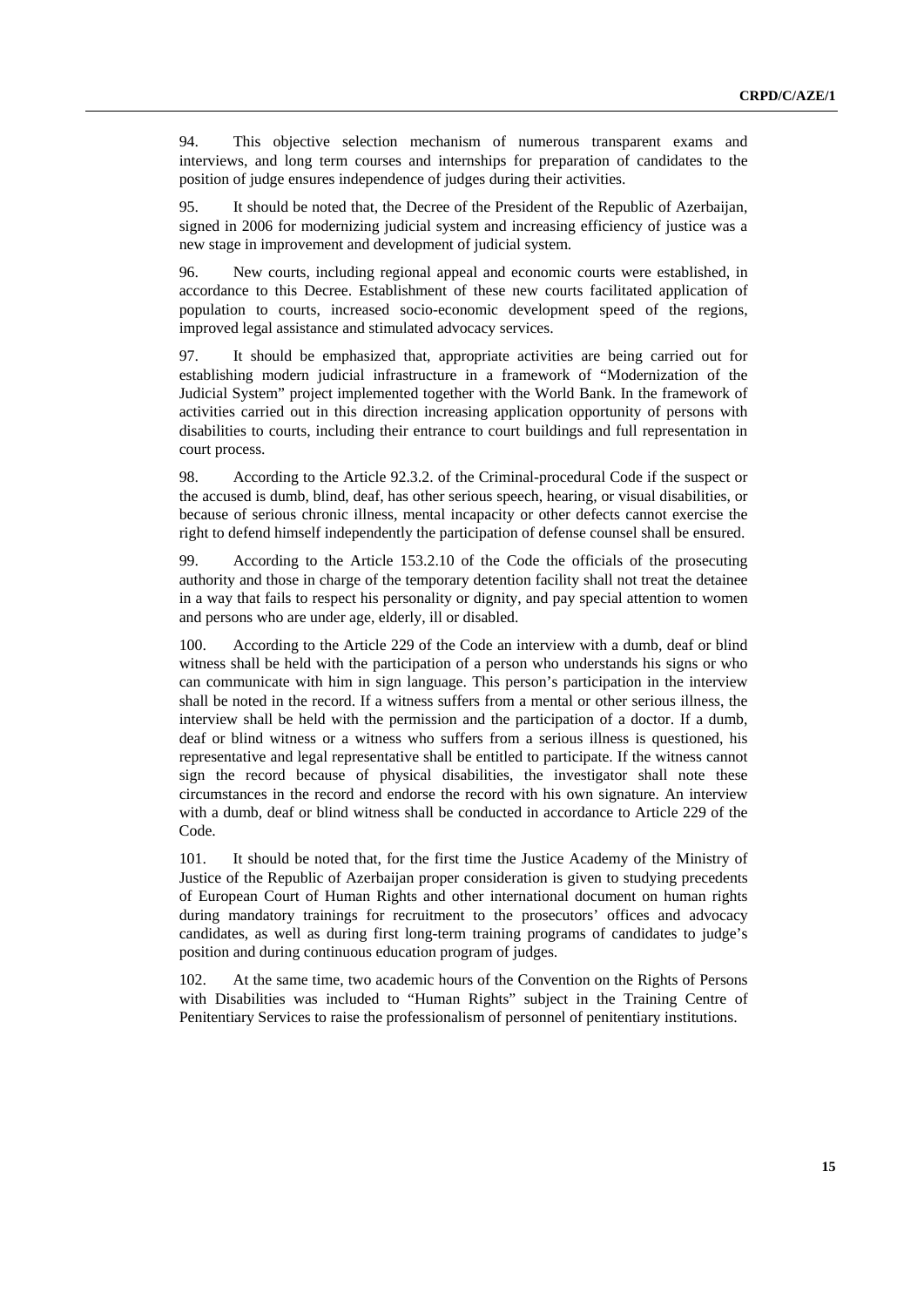94. This objective selection mechanism of numerous transparent exams and interviews, and long term courses and internships for preparation of candidates to the position of judge ensures independence of judges during their activities.

95. It should be noted that, the Decree of the President of the Republic of Azerbaijan, signed in 2006 for modernizing judicial system and increasing efficiency of justice was a new stage in improvement and development of judicial system.

96. New courts, including regional appeal and economic courts were established, in accordance to this Decree. Establishment of these new courts facilitated application of population to courts, increased socio-economic development speed of the regions, improved legal assistance and stimulated advocacy services.

97. It should be emphasized that, appropriate activities are being carried out for establishing modern judicial infrastructure in a framework of "Modernization of the Judicial System" project implemented together with the World Bank. In the framework of activities carried out in this direction increasing application opportunity of persons with disabilities to courts, including their entrance to court buildings and full representation in court process.

98. According to the Article 92.3.2. of the Criminal-procedural Code if the suspect or the accused is dumb, blind, deaf, has other serious speech, hearing, or visual disabilities, or because of serious chronic illness, mental incapacity or other defects cannot exercise the right to defend himself independently the participation of defense counsel shall be ensured.

99. According to the Article 153.2.10 of the Code the officials of the prosecuting authority and those in charge of the temporary detention facility shall not treat the detainee in a way that fails to respect his personality or dignity, and pay special attention to women and persons who are under age, elderly, ill or disabled.

100. According to the Article 229 of the Code an interview with a dumb, deaf or blind witness shall be held with the participation of a person who understands his signs or who can communicate with him in sign language. This person's participation in the interview shall be noted in the record. If a witness suffers from a mental or other serious illness, the interview shall be held with the permission and the participation of a doctor. If a dumb, deaf or blind witness or a witness who suffers from a serious illness is questioned, his representative and legal representative shall be entitled to participate. If the witness cannot sign the record because of physical disabilities, the investigator shall note these circumstances in the record and endorse the record with his own signature. An interview with a dumb, deaf or blind witness shall be conducted in accordance to Article 229 of the Code.

101. It should be noted that, for the first time the Justice Academy of the Ministry of Justice of the Republic of Azerbaijan proper consideration is given to studying precedents of European Court of Human Rights and other international document on human rights during mandatory trainings for recruitment to the prosecutors' offices and advocacy candidates, as well as during first long-term training programs of candidates to judge's position and during continuous education program of judges.

102. At the same time, two academic hours of the Convention on the Rights of Persons with Disabilities was included to "Human Rights" subject in the Training Centre of Penitentiary Services to raise the professionalism of personnel of penitentiary institutions.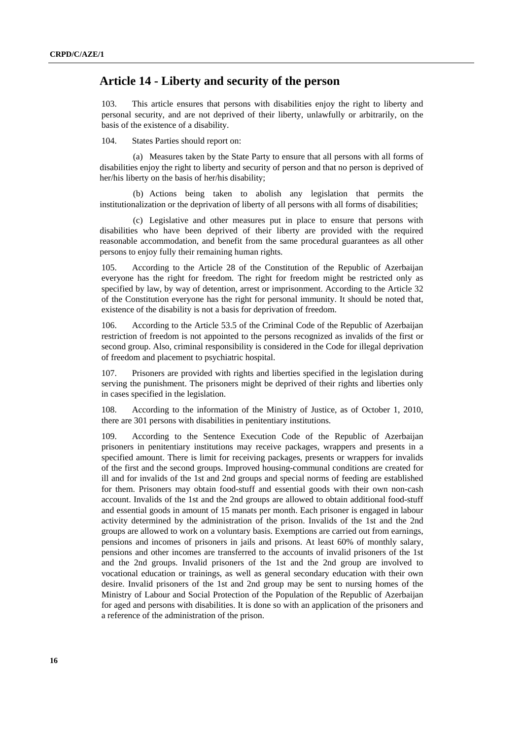## Article 14 - Liberty and security of the person

103. This article ensures that persons with disabilities enjoy the right to liberty and personal security, and are not deprived of their liberty, unlawfully or arbitrarily, on the basis of the existence of a disability.

104. States Parties should report on:

(a) Measures taken by the State Party to ensure that all persons with all forms of disabilities enjoy the right to liberty and security of person and that no person is deprived of her/his liberty on the basis of her/his disability;

(b) Actions being taken to abolish any legislation that permits the institutionalization or the deprivation of liberty of all persons with all forms of disabilities;

(c) Legislative and other measures put in place to ensure that persons with disabilities who have been deprived of their liberty are provided with the required reasonable accommodation, and benefit from the same procedural guarantees as all other persons to enjoy fully their remaining human rights.

105. According to the Article 28 of the Constitution of the Republic of Azerbaijan everyone has the right for freedom. The right for freedom might be restricted only as specified by law, by way of detention, arrest or imprisonment. According to the Article 32 of the Constitution everyone has the right for personal immunity. It should be noted that, existence of the disability is not a basis for deprivation of freedom.

106. According to the Article 53.5 of the Criminal Code of the Republic of Azerbaijan restriction of freedom is not appointed to the persons recognized as invalids of the first or second group. Also, criminal responsibility is considered in the Code for illegal deprivation of freedom and placement to psychiatric hospital.

107. Prisoners are provided with rights and liberties specified in the legislation during serving the punishment. The prisoners might be deprived of their rights and liberties only in cases specified in the legislation.

108. According to the information of the Ministry of Justice, as of October 1, 2010, there are 301 persons with disabilities in penitentiary institutions.

109. According to the Sentence Execution Code of the Republic of Azerbaijan prisoners in penitentiary institutions may receive packages, wrappers and presents in a specified amount. There is limit for receiving packages, presents or wrappers for invalids of the first and the second groups. Improved housing-communal conditions are created for ill and for invalids of the 1st and 2nd groups and special norms of feeding are established for them. Prisoners may obtain food-stuff and essential goods with their own non-cash account. Invalids of the 1st and the 2nd groups are allowed to obtain additional food-stuff and essential goods in amount of 15 manats per month. Each prisoner is engaged in labour activity determined by the administration of the prison. Invalids of the 1st and the 2nd groups are allowed to work on a voluntary basis. Exemptions are carried out from earnings, pensions and incomes of prisoners in jails and prisons. At least 60% of monthly salary, pensions and other incomes are transferred to the accounts of invalid prisoners of the 1st and the 2nd groups. Invalid prisoners of the 1st and the 2nd group are involved to vocational education or trainings, as well as general secondary education with their own desire. Invalid prisoners of the 1st and 2nd group may be sent to nursing homes of the Ministry of Labour and Social Protection of the Population of the Republic of Azerbaijan for aged and persons with disabilities. It is done so with an application of the prisoners and a reference of the administration of the prison.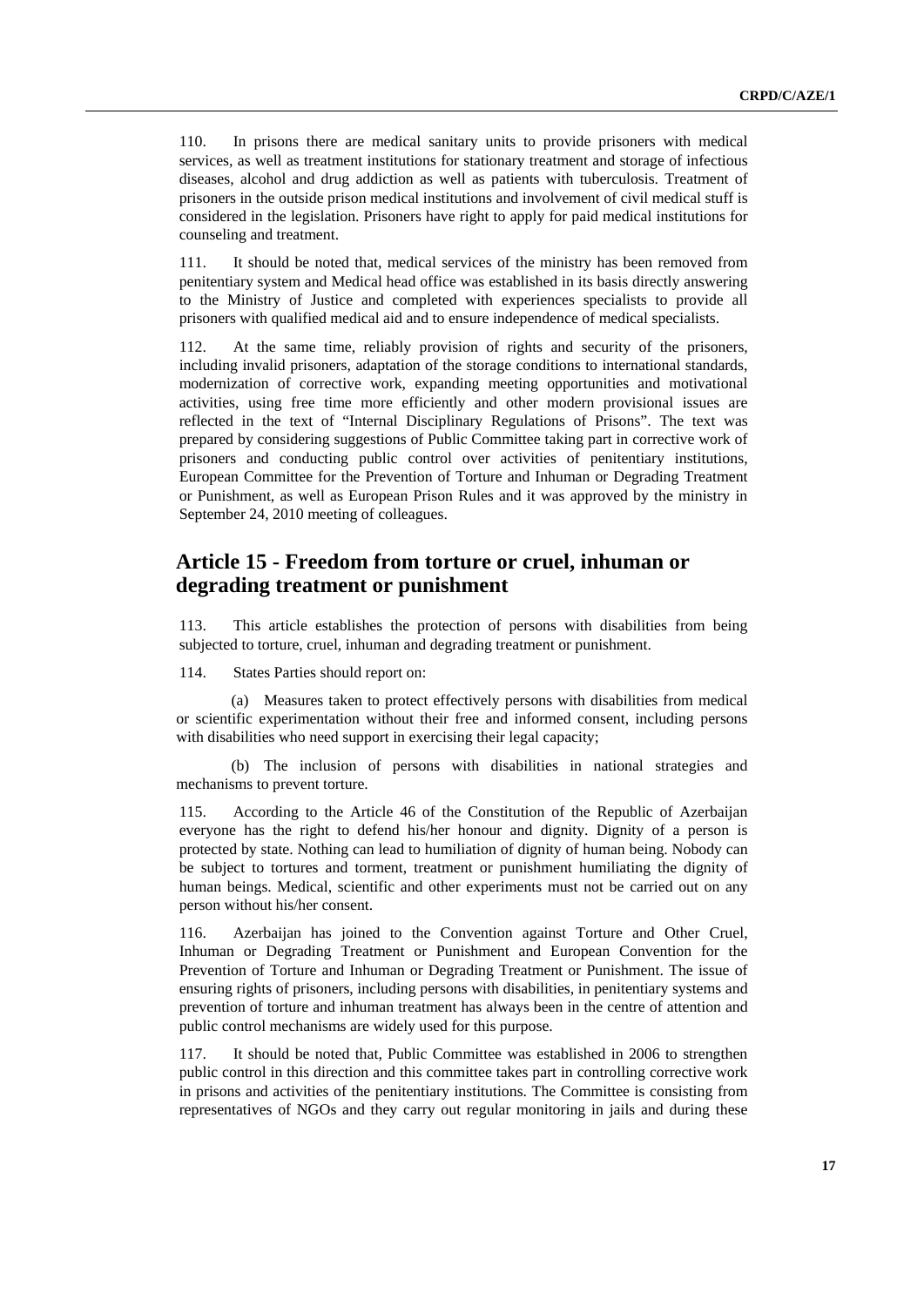110. In prisons there are medical sanitary units to provide prisoners with medical services, as well as treatment institutions for stationary treatment and storage of infectious diseases, alcohol and drug addiction as well as patients with tuberculosis. Treatment of prisoners in the outside prison medical institutions and involvement of civil medical stuff is considered in the legislation. Prisoners have right to apply for paid medical institutions for counseling and treatment.

111. It should be noted that, medical services of the ministry has been removed from penitentiary system and Medical head office was established in its basis directly answering to the Ministry of Justice and completed with experiences specialists to provide all prisoners with qualified medical aid and to ensure independence of medical specialists.

112. At the same time, reliably provision of rights and security of the prisoners, including invalid prisoners, adaptation of the storage conditions to international standards, modernization of corrective work, expanding meeting opportunities and motivational activities, using free time more efficiently and other modern provisional issues are reflected in the text of "Internal Disciplinary Regulations of Prisons". The text was prepared by considering suggestions of Public Committee taking part in corrective work of prisoners and conducting public control over activities of penitentiary institutions, European Committee for the Prevention of Torture and Inhuman or Degrading Treatment or Punishment, as well as European Prison Rules and it was approved by the ministry in September 24, 2010 meeting of colleagues.

## Article 15 - Freedom from torture or cruel, inhuman or degrading treatment or punishment

113. This article establishes the protection of persons with disabilities from being subjected to torture, cruel, inhuman and degrading treatment or punishment.

114. States Parties should report on:

(a) Measures taken to protect effectively persons with disabilities from medical or scientific experimentation without their free and informed consent, including persons with disabilities who need support in exercising their legal capacity;

(b) The inclusion of persons with disabilities in national strategies and mechanisms to prevent torture.

115. According to the Article 46 of the Constitution of the Republic of Azerbaijan everyone has the right to defend his/her honour and dignity. Dignity of a person is protected by state. Nothing can lead to humiliation of dignity of human being. Nobody can be subject to tortures and torment, treatment or punishment humiliating the dignity of human beings. Medical, scientific and other experiments must not be carried out on any person without his/her consent.

116. Azerbaijan has joined to the Convention against Torture and Other Cruel, Inhuman or Degrading Treatment or Punishment and European Convention for the Prevention of Torture and Inhuman or Degrading Treatment or Punishment. The issue of ensuring rights of prisoners, including persons with disabilities, in penitentiary systems and prevention of torture and inhuman treatment has always been in the centre of attention and public control mechanisms are widely used for this purpose.

117. It should be noted that, Public Committee was established in 2006 to strengthen public control in this direction and this committee takes part in controlling corrective work in prisons and activities of the penitentiary institutions. The Committee is consisting from representatives of NGOs and they carry out regular monitoring in jails and during these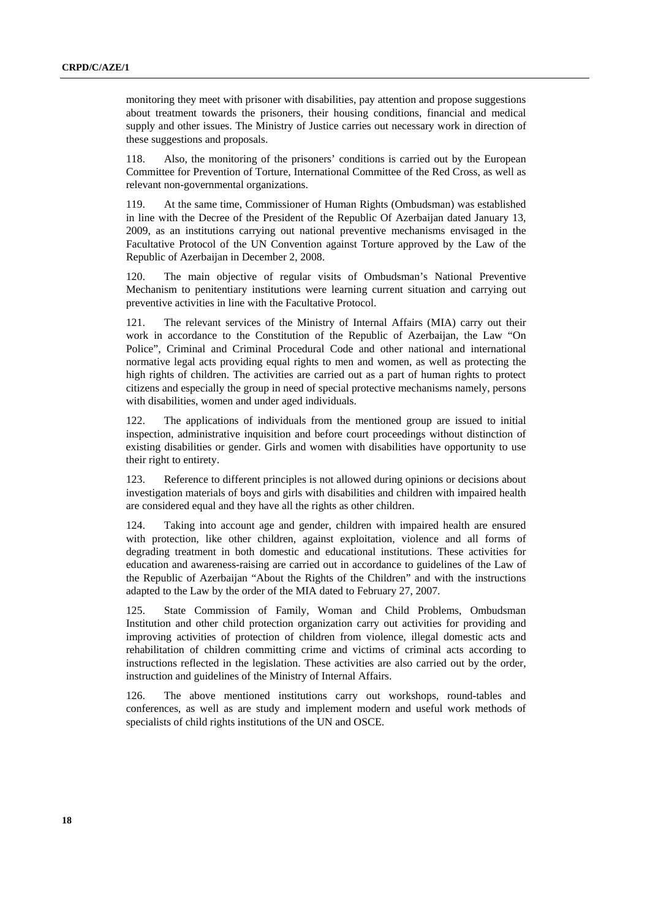monitoring they meet with prisoner with disabilities, pay attention and propose suggestions about treatment towards the prisoners, their housing conditions, financial and medical supply and other issues. The Ministry of Justice carries out necessary work in direction of these suggestions and proposals.

118. Also, the monitoring of the prisoners' conditions is carried out by the European Committee for Prevention of Torture, International Committee of the Red Cross, as well as relevant non-governmental organizations.

119. At the same time, Commissioner of Human Rights (Ombudsman) was established in line with the Decree of the President of the Republic Of Azerbaijan dated January 13, 2009, as an institutions carrying out national preventive mechanisms envisaged in the Facultative Protocol of the UN Convention against Torture approved by the Law of the Republic of Azerbaijan in December 2, 2008.

120. The main objective of regular visits of Ombudsman's National Preventive Mechanism to penitentiary institutions were learning current situation and carrying out preventive activities in line with the Facultative Protocol.

121. The relevant services of the Ministry of Internal Affairs (MIA) carry out their work in accordance to the Constitution of the Republic of Azerbaijan, the Law "On Police", Criminal and Criminal Procedural Code and other national and international normative legal acts providing equal rights to men and women, as well as protecting the high rights of children. The activities are carried out as a part of human rights to protect citizens and especially the group in need of special protective mechanisms namely, persons with disabilities, women and under aged individuals.

122. The applications of individuals from the mentioned group are issued to initial inspection, administrative inquisition and before court proceedings without distinction of existing disabilities or gender. Girls and women with disabilities have opportunity to use their right to entirety.

123. Reference to different principles is not allowed during opinions or decisions about investigation materials of boys and girls with disabilities and children with impaired health are considered equal and they have all the rights as other children.

124. Taking into account age and gender, children with impaired health are ensured with protection, like other children, against exploitation, violence and all forms of degrading treatment in both domestic and educational institutions. These activities for education and awareness-raising are carried out in accordance to guidelines of the Law of the Republic of Azerbaijan "About the Rights of the Children" and with the instructions adapted to the Law by the order of the MIA dated to February 27, 2007.

125. State Commission of Family, Woman and Child Problems, Ombudsman Institution and other child protection organization carry out activities for providing and improving activities of protection of children from violence, illegal domestic acts and rehabilitation of children committing crime and victims of criminal acts according to instructions reflected in the legislation. These activities are also carried out by the order, instruction and guidelines of the Ministry of Internal Affairs.

126. The above mentioned institutions carry out workshops, round-tables and conferences, as well as are study and implement modern and useful work methods of specialists of child rights institutions of the UN and OSCE.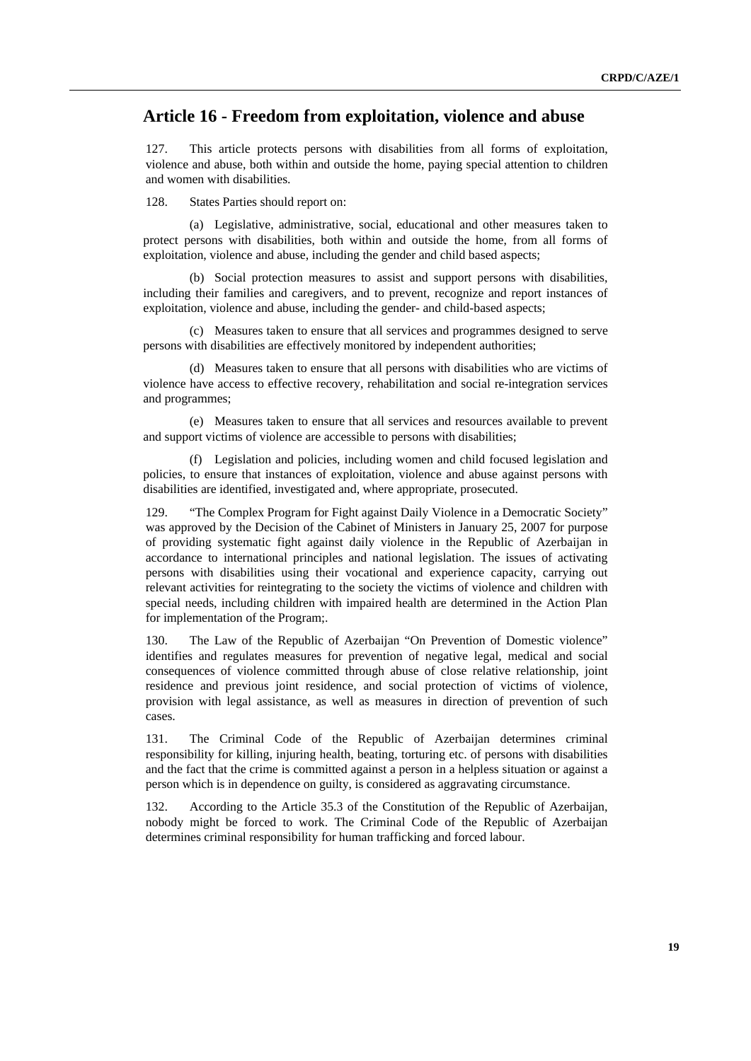## Article 16 - Freedom from exploitation, violence and abuse

127. This article protects persons with disabilities from all forms of exploitation, violence and abuse, both within and outside the home, paying special attention to children and women with disabilities.

128. States Parties should report on:

(a) Legislative, administrative, social, educational and other measures taken to protect persons with disabilities, both within and outside the home, from all forms of exploitation, violence and abuse, including the gender and child based aspects;

(b) Social protection measures to assist and support persons with disabilities, including their families and caregivers, and to prevent, recognize and report instances of exploitation, violence and abuse, including the gender- and child-based aspects;

(c) Measures taken to ensure that all services and programmes designed to serve persons with disabilities are effectively monitored by independent authorities;

(d) Measures taken to ensure that all persons with disabilities who are victims of violence have access to effective recovery, rehabilitation and social re-integration services and programmes;

(e) Measures taken to ensure that all services and resources available to prevent and support victims of violence are accessible to persons with disabilities;

(f) Legislation and policies, including women and child focused legislation and policies, to ensure that instances of exploitation, violence and abuse against persons with disabilities are identified, investigated and, where appropriate, prosecuted.

129. "The Complex Program for Fight against Daily Violence in a Democratic Society" was approved by the Decision of the Cabinet of Ministers in January 25, 2007 for purpose of providing systematic fight against daily violence in the Republic of Azerbaijan in accordance to international principles and national legislation. The issues of activating persons with disabilities using their vocational and experience capacity, carrying out relevant activities for reintegrating to the society the victims of violence and children with special needs, including children with impaired health are determined in the Action Plan for implementation of the Program;.

130. The Law of the Republic of Azerbaijan "On Prevention of Domestic violence" identifies and regulates measures for prevention of negative legal, medical and social consequences of violence committed through abuse of close relative relationship, joint residence and previous joint residence, and social protection of victims of violence, provision with legal assistance, as well as measures in direction of prevention of such cases.

131. The Criminal Code of the Republic of Azerbaijan determines criminal responsibility for killing, injuring health, beating, torturing etc. of persons with disabilities and the fact that the crime is committed against a person in a helpless situation or against a person which is in dependence on guilty, is considered as aggravating circumstance.

132. According to the Article 35.3 of the Constitution of the Republic of Azerbaijan, nobody might be forced to work. The Criminal Code of the Republic of Azerbaijan determines criminal responsibility for human trafficking and forced labour.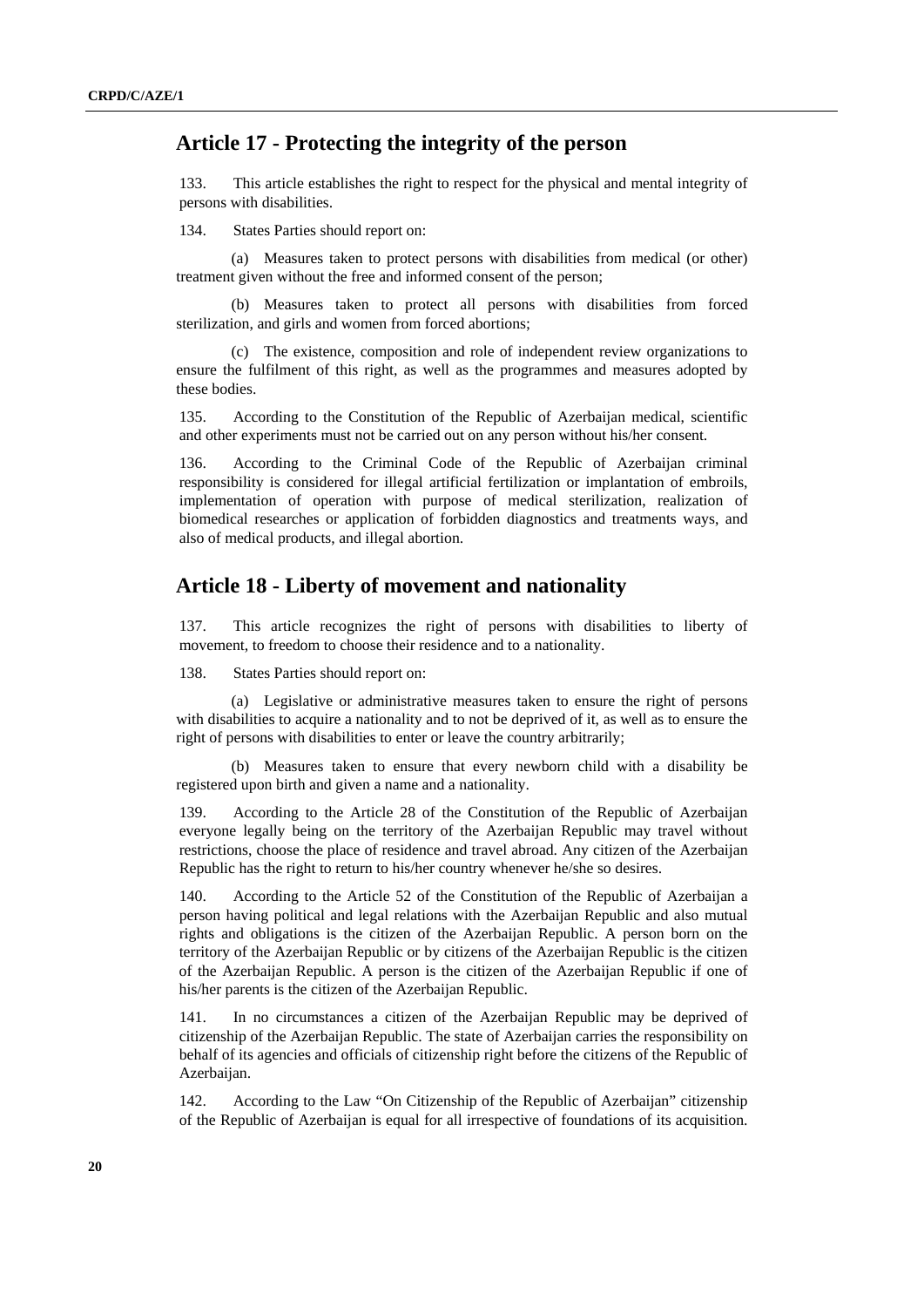## Article 17 - Protecting the integrity of the person

133. This article establishes the right to respect for the physical and mental integrity of persons with disabilities.

134. States Parties should report on:

(a) Measures taken to protect persons with disabilities from medical (or other) treatment given without the free and informed consent of the person;

(b) Measures taken to protect all persons with disabilities from forced sterilization, and girls and women from forced abortions;

(c) The existence, composition and role of independent review organizations to ensure the fulfilment of this right, as well as the programmes and measures adopted by these bodies.

135. According to the Constitution of the Republic of Azerbaijan medical, scientific and other experiments must not be carried out on any person without his/her consent.

136. According to the Criminal Code of the Republic of Azerbaijan criminal responsibility is considered for illegal artificial fertilization or implantation of embroils, implementation of operation with purpose of medical sterilization, realization of biomedical researches or application of forbidden diagnostics and treatments ways, and also of medical products, and illegal abortion.

## Article 18 - Liberty of movement and nationality

137. This article recognizes the right of persons with disabilities to liberty of movement, to freedom to choose their residence and to a nationality.

138. States Parties should report on:

(a) Legislative or administrative measures taken to ensure the right of persons with disabilities to acquire a nationality and to not be deprived of it, as well as to ensure the right of persons with disabilities to enter or leave the country arbitrarily;

(b) Measures taken to ensure that every newborn child with a disability be registered upon birth and given a name and a nationality.

139. According to the Article 28 of the Constitution of the Republic of Azerbaijan everyone legally being on the territory of the Azerbaijan Republic may travel without restrictions, choose the place of residence and travel abroad. Any citizen of the Azerbaijan Republic has the right to return to his/her country whenever he/she so desires.

140. According to the Article 52 of the Constitution of the Republic of Azerbaijan a person having political and legal relations with the Azerbaijan Republic and also mutual rights and obligations is the citizen of the Azerbaijan Republic. A person born on the territory of the Azerbaijan Republic or by citizens of the Azerbaijan Republic is the citizen of the Azerbaijan Republic. A person is the citizen of the Azerbaijan Republic if one of his/her parents is the citizen of the Azerbaijan Republic.

141. In no circumstances a citizen of the Azerbaijan Republic may be deprived of citizenship of the Azerbaijan Republic. The state of Azerbaijan carries the responsibility on behalf of its agencies and officials of citizenship right before the citizens of the Republic of Azerbaijan.

142. According to the Law "On Citizenship of the Republic of Azerbaijan" citizenship of the Republic of Azerbaijan is equal for all irrespective of foundations of its acquisition.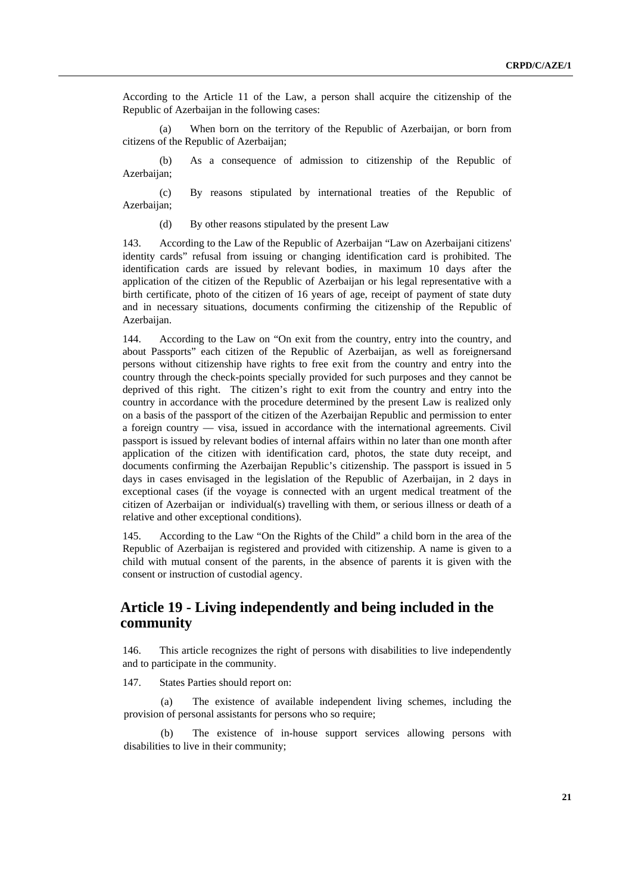According to the Article 11 of the Law, a person shall acquire the citizenship of the Republic of Azerbaijan in the following cases:

(a) When born on the territory of the Republic of Azerbaijan, or born from citizens of the Republic of Azerbaijan;

(b) As a consequence of admission to citizenship of the Republic of Azerbaijan;

(c) By reasons stipulated by international treaties of the Republic of Azerbaijan;

(d) By other reasons stipulated by the present Law

143. According to the Law of the Republic of Azerbaijan "Law on Azerbaijani citizens' identity cards" refusal from issuing or changing identification card is prohibited. The identification cards are issued by relevant bodies, in maximum 10 days after the application of the citizen of the Republic of Azerbaijan or his legal representative with a birth certificate, photo of the citizen of 16 years of age, receipt of payment of state duty and in necessary situations, documents confirming the citizenship of the Republic of Azerbaijan.

144. According to the Law on "On exit from the country, entry into the country, and about Passports" each citizen of the Republic of Azerbaijan, as well as foreignersand persons without citizenship have rights to free exit from the country and entry into the country through the check-points specially provided for such purposes and they cannot be deprived of this right. The citizen's right to exit from the country and entry into the country in accordance with the procedure determined by the present Law is realized only on a basis of the passport of the citizen of the Azerbaijan Republic and permission to enter a foreign country — visa, issued in accordance with the international agreements. Civil passport is issued by relevant bodies of internal affairs within no later than one month after application of the citizen with identification card, photos, the state duty receipt, and documents confirming the Azerbaijan Republic's citizenship. The passport is issued in 5 days in cases envisaged in the legislation of the Republic of Azerbaijan, in 2 days in exceptional cases (if the voyage is connected with an urgent medical treatment of the citizen of Azerbaijan or individual(s) travelling with them, or serious illness or death of a relative and other exceptional conditions).

145. According to the Law "On the Rights of the Child" a child born in the area of the Republic of Azerbaijan is registered and provided with citizenship. A name is given to a child with mutual consent of the parents, in the absence of parents it is given with the consent or instruction of custodial agency.

## Article 19 - Living independently and being included in the community

146. This article recognizes the right of persons with disabilities to live independently and to participate in the community.

147. States Parties should report on:

(a) The existence of available independent living schemes, including the provision of personal assistants for persons who so require;

(b) The existence of in-house support services allowing persons with disabilities to live in their community;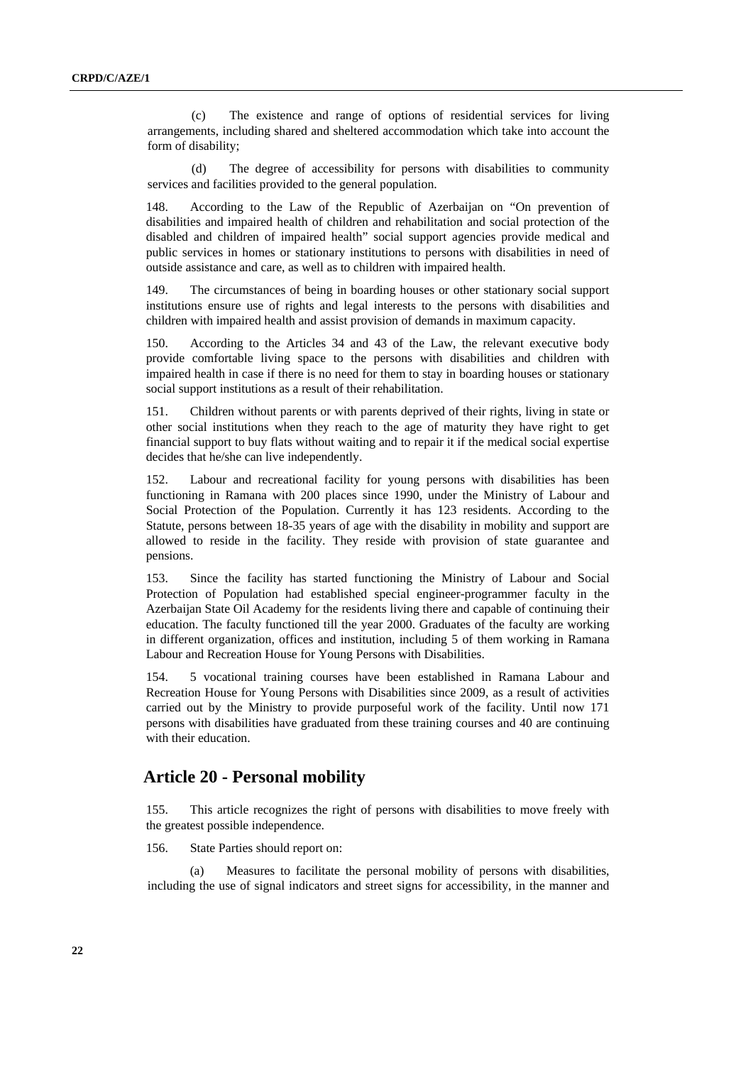(c) The existence and range of options of residential services for living arrangements, including shared and sheltered accommodation which take into account the form of disability;

(d) The degree of accessibility for persons with disabilities to community services and facilities provided to the general population.

148. According to the Law of the Republic of Azerbaijan on "On prevention of disabilities and impaired health of children and rehabilitation and social protection of the disabled and children of impaired health" social support agencies provide medical and public services in homes or stationary institutions to persons with disabilities in need of outside assistance and care, as well as to children with impaired health.

149. The circumstances of being in boarding houses or other stationary social support institutions ensure use of rights and legal interests to the persons with disabilities and children with impaired health and assist provision of demands in maximum capacity.

150. According to the Articles 34 and 43 of the Law, the relevant executive body provide comfortable living space to the persons with disabilities and children with impaired health in case if there is no need for them to stay in boarding houses or stationary social support institutions as a result of their rehabilitation.

151. Children without parents or with parents deprived of their rights, living in state or other social institutions when they reach to the age of maturity they have right to get financial support to buy flats without waiting and to repair it if the medical social expertise decides that he/she can live independently.

152. Labour and recreational facility for young persons with disabilities has been functioning in Ramana with 200 places since 1990, under the Ministry of Labour and Social Protection of the Population. Currently it has 123 residents. According to the Statute, persons between 18-35 years of age with the disability in mobility and support are allowed to reside in the facility. They reside with provision of state guarantee and pensions.

153. Since the facility has started functioning the Ministry of Labour and Social Protection of Population had established special engineer-programmer faculty in the Azerbaijan State Oil Academy for the residents living there and capable of continuing their education. The faculty functioned till the year 2000. Graduates of the faculty are working in different organization, offices and institution, including 5 of them working in Ramana Labour and Recreation House for Young Persons with Disabilities.

154. 5 vocational training courses have been established in Ramana Labour and Recreation House for Young Persons with Disabilities since 2009, as a result of activities carried out by the Ministry to provide purposeful work of the facility. Until now 171 persons with disabilities have graduated from these training courses and 40 are continuing with their education.

## Article 20 - Personal mobility

155. This article recognizes the right of persons with disabilities to move freely with the greatest possible independence.

156. State Parties should report on:

(a) Measures to facilitate the personal mobility of persons with disabilities, including the use of signal indicators and street signs for accessibility, in the manner and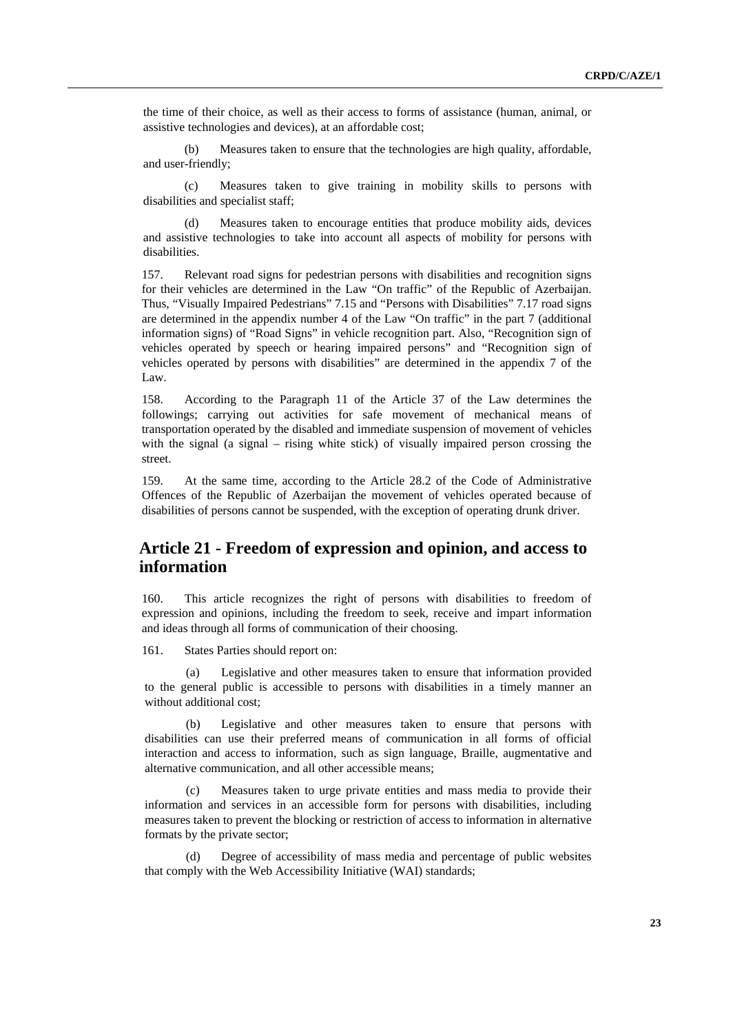the time of their choice, as well as their access to forms of assistance (human, animal, or assistive technologies and devices), at an affordable cost;

(b) Measures taken to ensure that the technologies are high quality, affordable, and user-friendly;

(c) Measures taken to give training in mobility skills to persons with disabilities and specialist staff;

(d) Measures taken to encourage entities that produce mobility aids, devices and assistive technologies to take into account all aspects of mobility for persons with disabilities.

157. Relevant road signs for pedestrian persons with disabilities and recognition signs for their vehicles are determined in the Law "On traffic" of the Republic of Azerbaijan. Thus, "Visually Impaired Pedestrians" 7.15 and "Persons with Disabilities" 7.17 road signs are determined in the appendix number 4 of the Law "On traffic" in the part 7 (additional information signs) of "Road Signs" in vehicle recognition part. Also, "Recognition sign of vehicles operated by speech or hearing impaired persons" and "Recognition sign of vehicles operated by persons with disabilities" are determined in the appendix 7 of the Law.

158. According to the Paragraph 11 of the Article 37 of the Law determines the followings; carrying out activities for safe movement of mechanical means of transportation operated by the disabled and immediate suspension of movement of vehicles with the signal (a signal – rising white stick) of visually impaired person crossing the street.

159. At the same time, according to the Article 28.2 of the Code of Administrative Offences of the Republic of Azerbaijan the movement of vehicles operated because of disabilities of persons cannot be suspended, with the exception of operating drunk driver.

## Article 21 - Freedom of expression and opinion, and access to information

160. This article recognizes the right of persons with disabilities to freedom of expression and opinions, including the freedom to seek, receive and impart information and ideas through all forms of communication of their choosing.

161. States Parties should report on:

(a) Legislative and other measures taken to ensure that information provided to the general public is accessible to persons with disabilities in a timely manner an without additional cost;

(b) Legislative and other measures taken to ensure that persons with disabilities can use their preferred means of communication in all forms of official interaction and access to information, such as sign language, Braille, augmentative and alternative communication, and all other accessible means;

(c) Measures taken to urge private entities and mass media to provide their information and services in an accessible form for persons with disabilities, including measures taken to prevent the blocking or restriction of access to information in alternative formats by the private sector;

(d) Degree of accessibility of mass media and percentage of public websites that comply with the Web Accessibility Initiative (WAI) standards;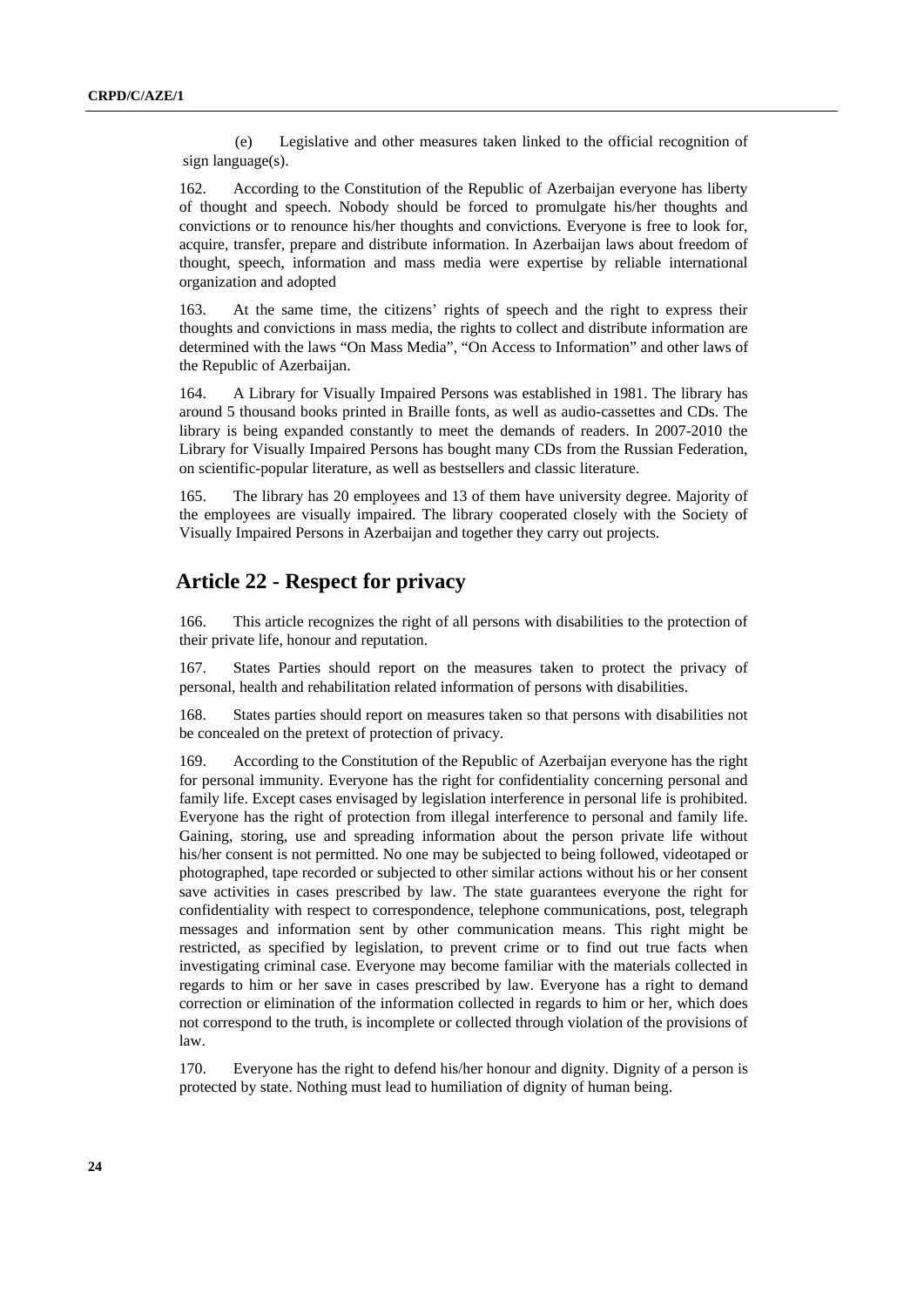(e) Legislative and other measures taken linked to the official recognition of sign language(s).

162. According to the Constitution of the Republic of Azerbaijan everyone has liberty of thought and speech. Nobody should be forced to promulgate his/her thoughts and convictions or to renounce his/her thoughts and convictions. Everyone is free to look for, acquire, transfer, prepare and distribute information. In Azerbaijan laws about freedom of thought, speech, information and mass media were expertise by reliable international organization and adopted

163. At the same time, the citizens' rights of speech and the right to express their thoughts and convictions in mass media, the rights to collect and distribute information are determined with the laws "On Mass Media", "On Access to Information" and other laws of the Republic of Azerbaijan.

164. A Library for Visually Impaired Persons was established in 1981. The library has around 5 thousand books printed in Braille fonts, as well as audio-cassettes and CDs. The library is being expanded constantly to meet the demands of readers. In 2007-2010 the Library for Visually Impaired Persons has bought many CDs from the Russian Federation, on scientific-popular literature, as well as bestsellers and classic literature.

165. The library has 20 employees and 13 of them have university degree. Majority of the employees are visually impaired. The library cooperated closely with the Society of Visually Impaired Persons in Azerbaijan and together they carry out projects.

## Article 22 - Respect for privacy

166. This article recognizes the right of all persons with disabilities to the protection of their private life, honour and reputation.

167. States Parties should report on the measures taken to protect the privacy of personal, health and rehabilitation related information of persons with disabilities.

168. States parties should report on measures taken so that persons with disabilities not be concealed on the pretext of protection of privacy.

169. According to the Constitution of the Republic of Azerbaijan everyone has the right for personal immunity. Everyone has the right for confidentiality concerning personal and family life. Except cases envisaged by legislation interference in personal life is prohibited. Everyone has the right of protection from illegal interference to personal and family life. Gaining, storing, use and spreading information about the person private life without his/her consent is not permitted. No one may be subjected to being followed, videotaped or photographed, tape recorded or subjected to other similar actions without his or her consent save activities in cases prescribed by law. The state guarantees everyone the right for confidentiality with respect to correspondence, telephone communications, post, telegraph messages and information sent by other communication means. This right might be restricted, as specified by legislation, to prevent crime or to find out true facts when investigating criminal case. Everyone may become familiar with the materials collected in regards to him or her save in cases prescribed by law. Everyone has a right to demand correction or elimination of the information collected in regards to him or her, which does not correspond to the truth, is incomplete or collected through violation of the provisions of law.

170. Everyone has the right to defend his/her honour and dignity. Dignity of a person is protected by state. Nothing must lead to humiliation of dignity of human being.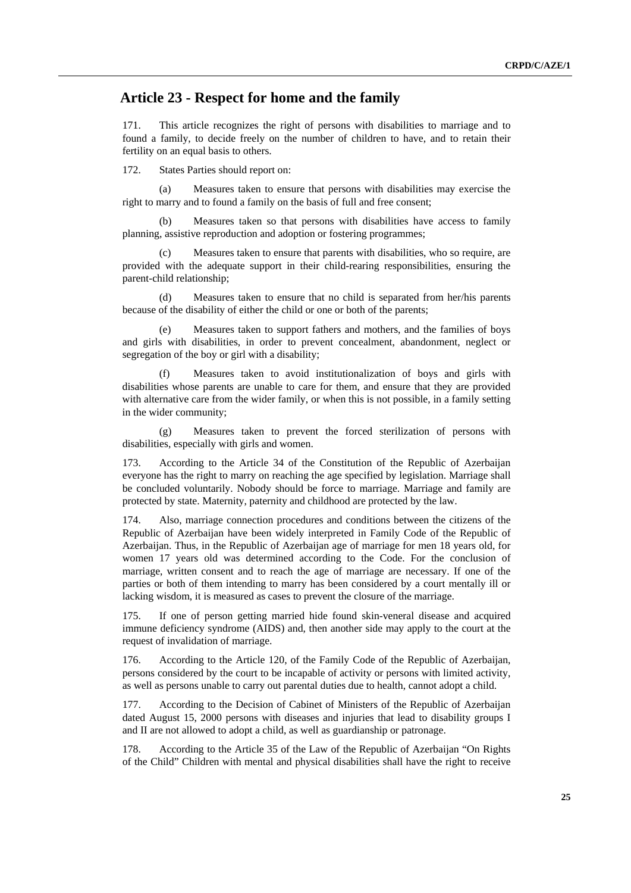## Article 23 - Respect for home and the family

171. This article recognizes the right of persons with disabilities to marriage and to found a family, to decide freely on the number of children to have, and to retain their fertility on an equal basis to others.

172. States Parties should report on:

(a) Measures taken to ensure that persons with disabilities may exercise the right to marry and to found a family on the basis of full and free consent;

(b) Measures taken so that persons with disabilities have access to family planning, assistive reproduction and adoption or fostering programmes;

(c) Measures taken to ensure that parents with disabilities, who so require, are provided with the adequate support in their child-rearing responsibilities, ensuring the parent-child relationship;

(d) Measures taken to ensure that no child is separated from her/his parents because of the disability of either the child or one or both of the parents;

(e) Measures taken to support fathers and mothers, and the families of boys and girls with disabilities, in order to prevent concealment, abandonment, neglect or segregation of the boy or girl with a disability;

(f) Measures taken to avoid institutionalization of boys and girls with disabilities whose parents are unable to care for them, and ensure that they are provided with alternative care from the wider family, or when this is not possible, in a family setting in the wider community;

(g) Measures taken to prevent the forced sterilization of persons with disabilities, especially with girls and women.

173. According to the Article 34 of the Constitution of the Republic of Azerbaijan everyone has the right to marry on reaching the age specified by legislation. Marriage shall be concluded voluntarily. Nobody should be force to marriage. Marriage and family are protected by state. Maternity, paternity and childhood are protected by the law.

174. Also, marriage connection procedures and conditions between the citizens of the Republic of Azerbaijan have been widely interpreted in Family Code of the Republic of Azerbaijan. Thus, in the Republic of Azerbaijan age of marriage for men 18 years old, for women 17 years old was determined according to the Code. For the conclusion of marriage, written consent and to reach the age of marriage are necessary. If one of the parties or both of them intending to marry has been considered by a court mentally ill or lacking wisdom, it is measured as cases to prevent the closure of the marriage.

175. If one of person getting married hide found skin-veneral disease and acquired immune deficiency syndrome (AIDS) and, then another side may apply to the court at the request of invalidation of marriage.

176. According to the Article 120, of the Family Code of the Republic of Azerbaijan, persons considered by the court to be incapable of activity or persons with limited activity, as well as persons unable to carry out parental duties due to health, cannot adopt a child.

177. According to the Decision of Cabinet of Ministers of the Republic of Azerbaijan dated August 15, 2000 persons with diseases and injuries that lead to disability groups I and II are not allowed to adopt a child, as well as guardianship or patronage.

178. According to the Article 35 of the Law of the Republic of Azerbaijan "On Rights of the Child" Children with mental and physical disabilities shall have the right to receive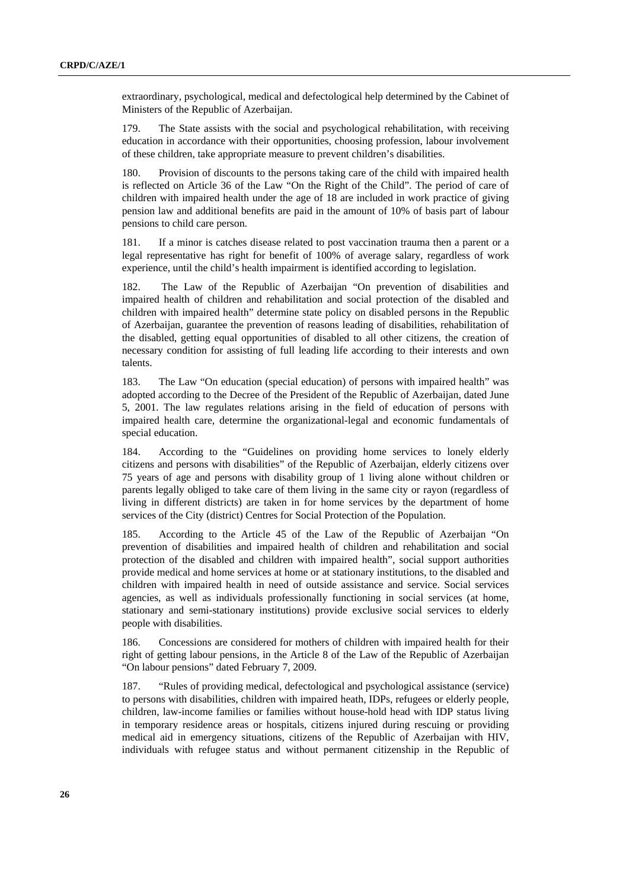extraordinary, psychological, medical and defectological help determined by the Cabinet of Ministers of the Republic of Azerbaijan.

179. The State assists with the social and psychological rehabilitation, with receiving education in accordance with their opportunities, choosing profession, labour involvement of these children, take appropriate measure to prevent children's disabilities.

180. Provision of discounts to the persons taking care of the child with impaired health is reflected on Article 36 of the Law "On the Right of the Child". The period of care of children with impaired health under the age of 18 are included in work practice of giving pension law and additional benefits are paid in the amount of 10% of basis part of labour pensions to child care person.

181. If a minor is catches disease related to post vaccination trauma then a parent or a legal representative has right for benefit of 100% of average salary, regardless of work experience, until the child's health impairment is identified according to legislation.

182. The Law of the Republic of Azerbaijan "On prevention of disabilities and impaired health of children and rehabilitation and social protection of the disabled and children with impaired health" determine state policy on disabled persons in the Republic of Azerbaijan, guarantee the prevention of reasons leading of disabilities, rehabilitation of the disabled, getting equal opportunities of disabled to all other citizens, the creation of necessary condition for assisting of full leading life according to their interests and own talents.

183. The Law "On education (special education) of persons with impaired health" was adopted according to the Decree of the President of the Republic of Azerbaijan, dated June 5, 2001. The law regulates relations arising in the field of education of persons with impaired health care, determine the organizational-legal and economic fundamentals of special education.

184. According to the "Guidelines on providing home services to lonely elderly citizens and persons with disabilities" of the Republic of Azerbaijan, elderly citizens over 75 years of age and persons with disability group of 1 living alone without children or parents legally obliged to take care of them living in the same city or rayon (regardless of living in different districts) are taken in for home services by the department of home services of the City (district) Centres for Social Protection of the Population.

185. According to the Article 45 of the Law of the Republic of Azerbaijan "On prevention of disabilities and impaired health of children and rehabilitation and social protection of the disabled and children with impaired health", social support authorities provide medical and home services at home or at stationary institutions, to the disabled and children with impaired health in need of outside assistance and service. Social services agencies, as well as individuals professionally functioning in social services (at home, stationary and semi-stationary institutions) provide exclusive social services to elderly people with disabilities.

186. Concessions are considered for mothers of children with impaired health for their right of getting labour pensions, in the Article 8 of the Law of the Republic of Azerbaijan "On labour pensions" dated February 7, 2009.

187. "Rules of providing medical, defectological and psychological assistance (service) to persons with disabilities, children with impaired heath, IDPs, refugees or elderly people, children, law-income families or families without house-hold head with IDP status living in temporary residence areas or hospitals, citizens injured during rescuing or providing medical aid in emergency situations, citizens of the Republic of Azerbaijan with HIV, individuals with refugee status and without permanent citizenship in the Republic of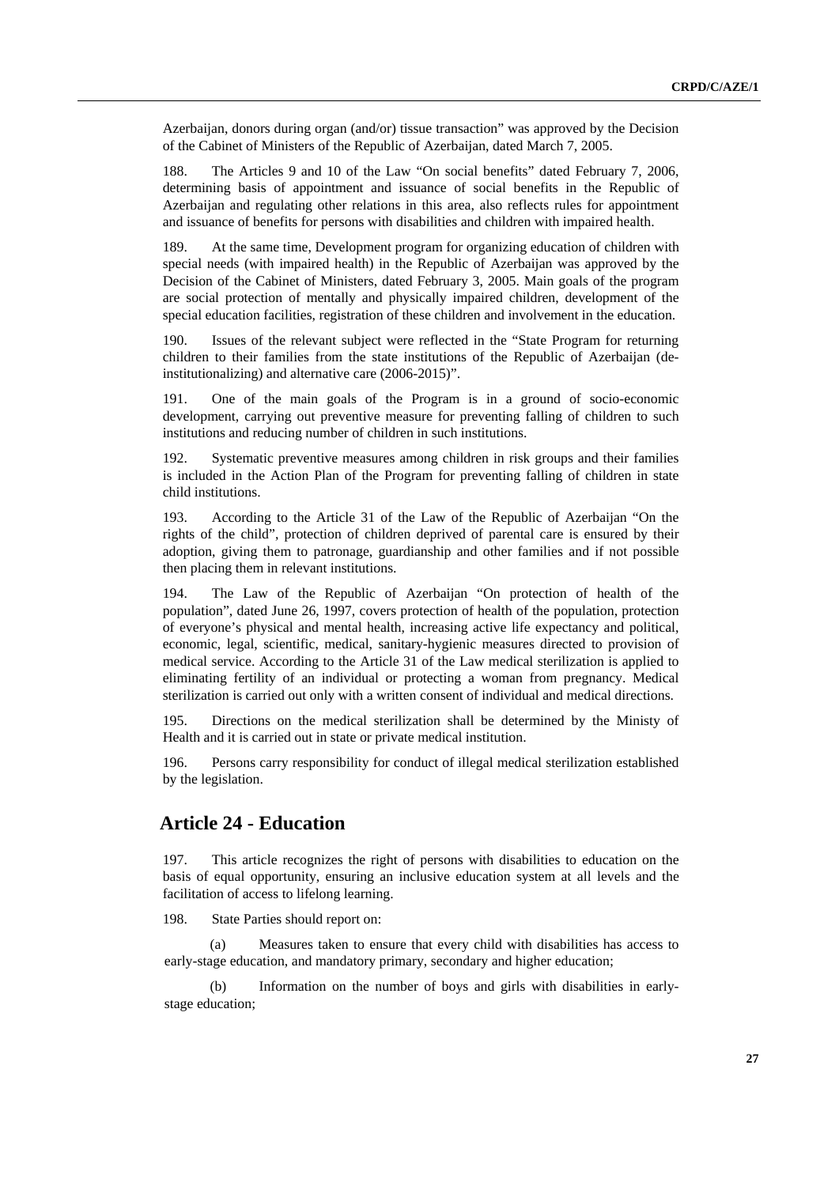Azerbaijan, donors during organ (and/or) tissue transaction" was approved by the Decision of the Cabinet of Ministers of the Republic of Azerbaijan, dated March 7, 2005.

188. The Articles 9 and 10 of the Law "On social benefits" dated February 7, 2006, determining basis of appointment and issuance of social benefits in the Republic of Azerbaijan and regulating other relations in this area, also reflects rules for appointment and issuance of benefits for persons with disabilities and children with impaired health.

189. At the same time, Development program for organizing education of children with special needs (with impaired health) in the Republic of Azerbaijan was approved by the Decision of the Cabinet of Ministers, dated February 3, 2005. Main goals of the program are social protection of mentally and physically impaired children, development of the special education facilities, registration of these children and involvement in the education.

190. Issues of the relevant subject were reflected in the "State Program for returning children to their families from the state institutions of the Republic of Azerbaijan (de-institutionalizing) and alternative care (2006-2015)".

191. One of the main goals of the Program is in a ground of socio-economic development, carrying out preventive measure for preventing falling of children to such institutions and reducing number of children in such institutions.

192. Systematic preventive measures among children in risk groups and their families is included in the Action Plan of the Program for preventing falling of children in state child institutions.

193. According to the Article 31 of the Law of the Republic of Azerbaijan "On the rights of the child", protection of children deprived of parental care is ensured by their adoption, giving them to patronage, guardianship and other families and if not possible then placing them in relevant institutions.

194. The Law of the Republic of Azerbaijan "On protection of health of the population", dated June 26, 1997, covers protection of health of the population, protection of everyone's physical and mental health, increasing active life expectancy and political, economic, legal, scientific, medical, sanitary-hygienic measures directed to provision of medical service. According to the Article 31 of the Law medical sterilization is applied to eliminating fertility of an individual or protecting a woman from pregnancy. Medical sterilization is carried out only with a written consent of individual and medical directions.

195. Directions on the medical sterilization shall be determined by the Ministy of Health and it is carried out in state or private medical institution.

196. Persons carry responsibility for conduct of illegal medical sterilization established by the legislation.

## Article 24 - Education

197. This article recognizes the right of persons with disabilities to education on the basis of equal opportunity, ensuring an inclusive education system at all levels and the facilitation of access to lifelong learning.

198. State Parties should report on:

(a) Measures taken to ensure that every child with disabilities has access to early-stage education, and mandatory primary, secondary and higher education;

(b) Information on the number of boys and girls with disabilities in early-stage education;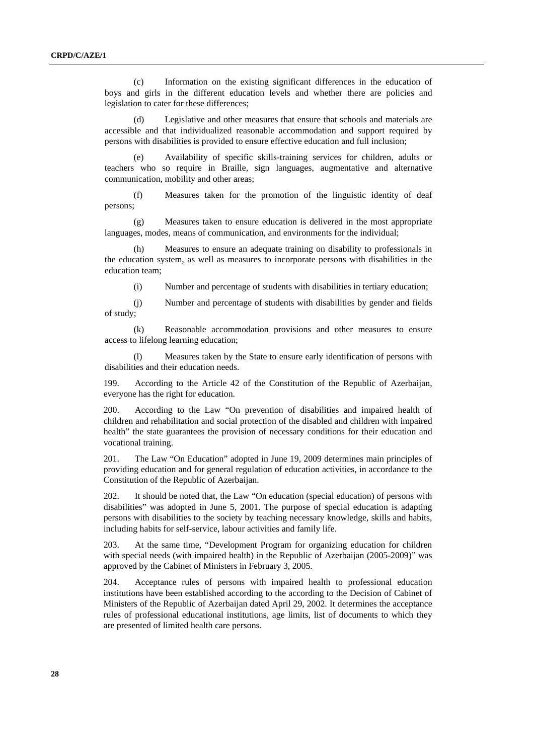(c) Information on the existing significant differences in the education of boys and girls in the different education levels and whether there are policies and legislation to cater for these differences;

(d) Legislative and other measures that ensure that schools and materials are accessible and that individualized reasonable accommodation and support required by persons with disabilities is provided to ensure effective education and full inclusion;

(e) Availability of specific skills-training services for children, adults or teachers who so require in Braille, sign languages, augmentative and alternative communication, mobility and other areas;

(f) Measures taken for the promotion of the linguistic identity of deaf persons;

(g) Measures taken to ensure education is delivered in the most appropriate languages, modes, means of communication, and environments for the individual;

(h) Measures to ensure an adequate training on disability to professionals in the education system, as well as measures to incorporate persons with disabilities in the education team;

(i) Number and percentage of students with disabilities in tertiary education;

(j) Number and percentage of students with disabilities by gender and fields of study;

(k) Reasonable accommodation provisions and other measures to ensure access to lifelong learning education;

(l) Measures taken by the State to ensure early identification of persons with disabilities and their education needs.

199. According to the Article 42 of the Constitution of the Republic of Azerbaijan, everyone has the right for education.

200. According to the Law "On prevention of disabilities and impaired health of children and rehabilitation and social protection of the disabled and children with impaired health" the state guarantees the provision of necessary conditions for their education and vocational training.

201. The Law "On Education" adopted in June 19, 2009 determines main principles of providing education and for general regulation of education activities, in accordance to the Constitution of the Republic of Azerbaijan.

202. It should be noted that, the Law "On education (special education) of persons with disabilities" was adopted in June 5, 2001. The purpose of special education is adapting persons with disabilities to the society by teaching necessary knowledge, skills and habits, including habits for self-service, labour activities and family life.

203. At the same time, "Development Program for organizing education for children with special needs (with impaired health) in the Republic of Azerbaijan (2005-2009)" was approved by the Cabinet of Ministers in February 3, 2005.

204. Acceptance rules of persons with impaired health to professional education institutions have been established according to the according to the Decision of Cabinet of Ministers of the Republic of Azerbaijan dated April 29, 2002. It determines the acceptance rules of professional educational institutions, age limits, list of documents to which they are presented of limited health care persons.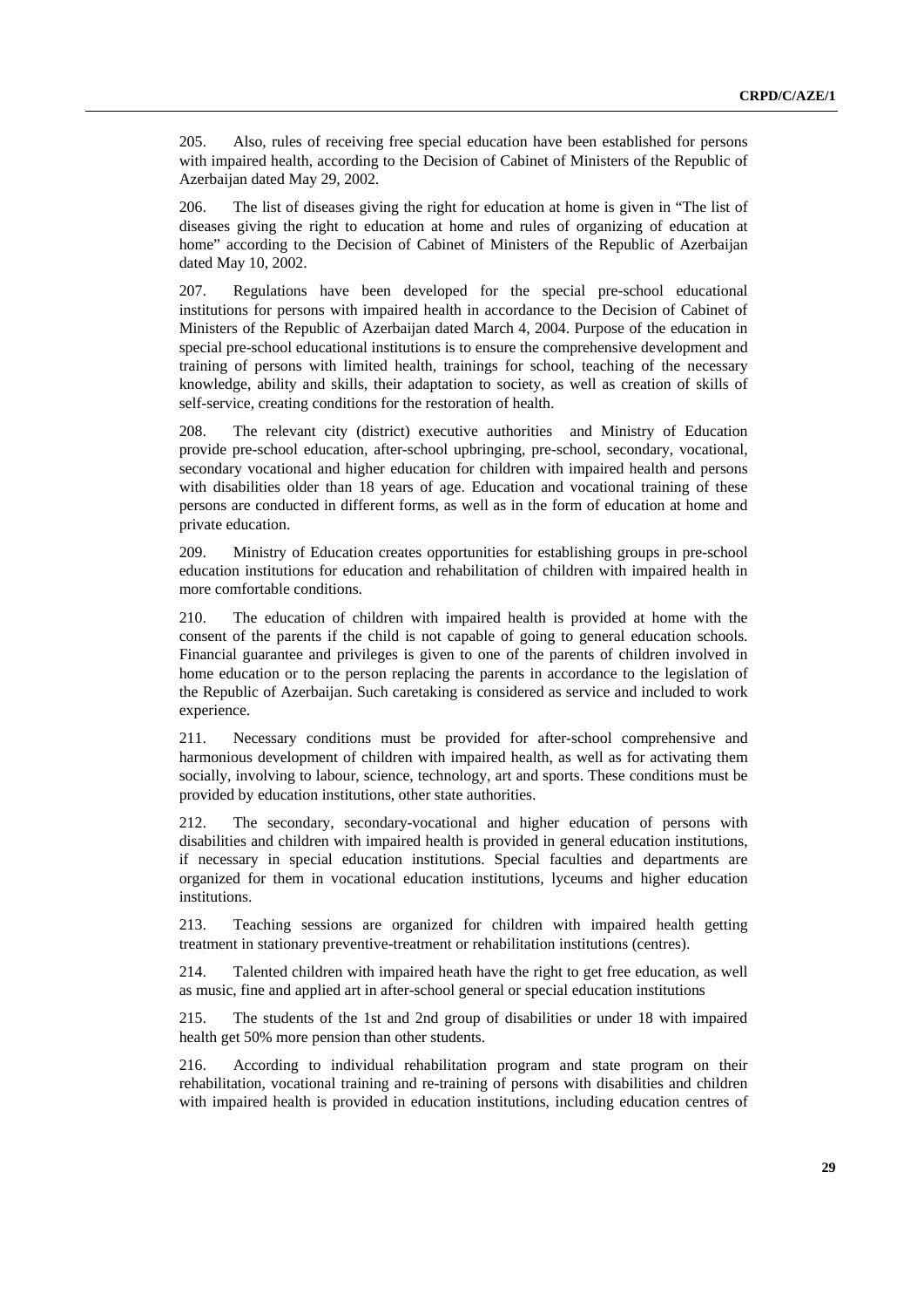205. Also, rules of receiving free special education have been established for persons with impaired health, according to the Decision of Cabinet of Ministers of the Republic of Azerbaijan dated May 29, 2002.

206. The list of diseases giving the right for education at home is given in "The list of diseases giving the right to education at home and rules of organizing of education at home" according to the Decision of Cabinet of Ministers of the Republic of Azerbaijan dated May 10, 2002.

207. Regulations have been developed for the special pre-school educational institutions for persons with impaired health in accordance to the Decision of Cabinet of Ministers of the Republic of Azerbaijan dated March 4, 2004. Purpose of the education in special pre-school educational institutions is to ensure the comprehensive development and training of persons with limited health, trainings for school, teaching of the necessary knowledge, ability and skills, their adaptation to society, as well as creation of skills of self-service, creating conditions for the restoration of health.

208. The relevant city (district) executive authorities and Ministry of Education provide pre-school education, after-school upbringing, pre-school, secondary, vocational, secondary vocational and higher education for children with impaired health and persons with disabilities older than 18 years of age. Education and vocational training of these persons are conducted in different forms, as well as in the form of education at home and private education.

209. Ministry of Education creates opportunities for establishing groups in pre-school education institutions for education and rehabilitation of children with impaired health in more comfortable conditions.

210. The education of children with impaired health is provided at home with the consent of the parents if the child is not capable of going to general education schools. Financial guarantee and privileges is given to one of the parents of children involved in home education or to the person replacing the parents in accordance to the legislation of the Republic of Azerbaijan. Such caretaking is considered as service and included to work experience.

211. Necessary conditions must be provided for after-school comprehensive and harmonious development of children with impaired health, as well as for activating them socially, involving to labour, science, technology, art and sports. These conditions must be provided by education institutions, other state authorities.

212. The secondary, secondary-vocational and higher education of persons with disabilities and children with impaired health is provided in general education institutions, if necessary in special education institutions. Special faculties and departments are organized for them in vocational education institutions, lyceums and higher education institutions.

213. Teaching sessions are organized for children with impaired health getting treatment in stationary preventive-treatment or rehabilitation institutions (centres).

214. Talented children with impaired heath have the right to get free education, as well as music, fine and applied art in after-school general or special education institutions

215. The students of the 1st and 2nd group of disabilities or under 18 with impaired health get 50% more pension than other students.

216. According to individual rehabilitation program and state program on their rehabilitation, vocational training and re-training of persons with disabilities and children with impaired health is provided in education institutions, including education centres of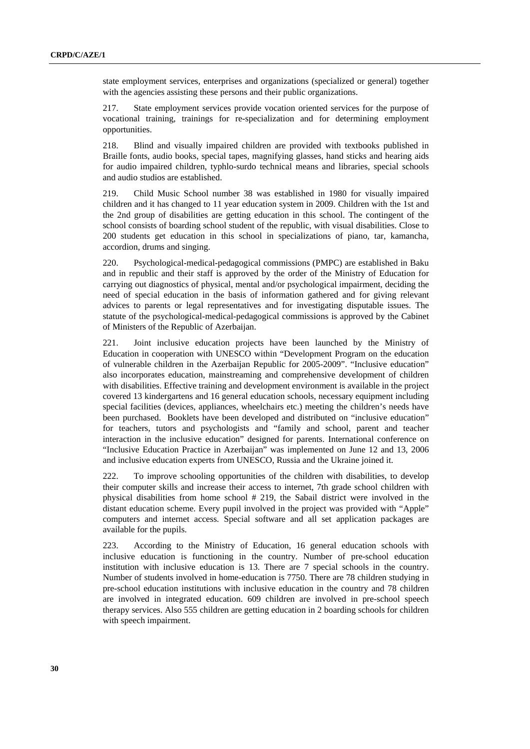state employment services, enterprises and organizations (specialized or general) together with the agencies assisting these persons and their public organizations.

217. State employment services provide vocation oriented services for the purpose of vocational training, trainings for re-specialization and for determining employment opportunities.

218. Blind and visually impaired children are provided with textbooks published in Braille fonts, audio books, special tapes, magnifying glasses, hand sticks and hearing aids for audio impaired children, typhlo-surdo technical means and libraries, special schools and audio studios are established.

219. Child Music School number 38 was established in 1980 for visually impaired children and it has changed to 11 year education system in 2009. Children with the 1st and the 2nd group of disabilities are getting education in this school. The contingent of the school consists of boarding school student of the republic, with visual disabilities. Close to 200 students get education in this school in specializations of piano, tar, kamancha, accordion, drums and singing.

220. Psychological-medical-pedagogical commissions (PMPC) are established in Baku and in republic and their staff is approved by the order of the Ministry of Education for carrying out diagnostics of physical, mental and/or psychological impairment, deciding the need of special education in the basis of information gathered and for giving relevant advices to parents or legal representatives and for investigating disputable issues. The statute of the psychological-medical-pedagogical commissions is approved by the Cabinet of Ministers of the Republic of Azerbaijan.

221. Joint inclusive education projects have been launched by the Ministry of Education in cooperation with UNESCO within "Development Program on the education of vulnerable children in the Azerbaijan Republic for 2005-2009". "Inclusive education" also incorporates education, mainstreaming and comprehensive development of children with disabilities. Effective training and development environment is available in the project covered 13 kindergartens and 16 general education schools, necessary equipment including special facilities (devices, appliances, wheelchairs etc.) meeting the children's needs have been purchased. Booklets have been developed and distributed on "inclusive education" for teachers, tutors and psychologists and "family and school, parent and teacher interaction in the inclusive education" designed for parents. International conference on "Inclusive Education Practice in Azerbaijan" was implemented on June 12 and 13, 2006 and inclusive education experts from UNESCO, Russia and the Ukraine joined it.

222. To improve schooling opportunities of the children with disabilities, to develop their computer skills and increase their access to internet, 7th grade school children with physical disabilities from home school # 219, the Sabail district were involved in the distant education scheme. Every pupil involved in the project was provided with "Apple" computers and internet access. Special software and all set application packages are available for the pupils.

223. According to the Ministry of Education, 16 general education schools with inclusive education is functioning in the country. Number of pre-school education institution with inclusive education is 13. There are 7 special schools in the country. Number of students involved in home-education is 7750. There are 78 children studying in pre-school education institutions with inclusive education in the country and 78 children are involved in integrated education. 609 children are involved in pre-school speech therapy services. Also 555 children are getting education in 2 boarding schools for children with speech impairment.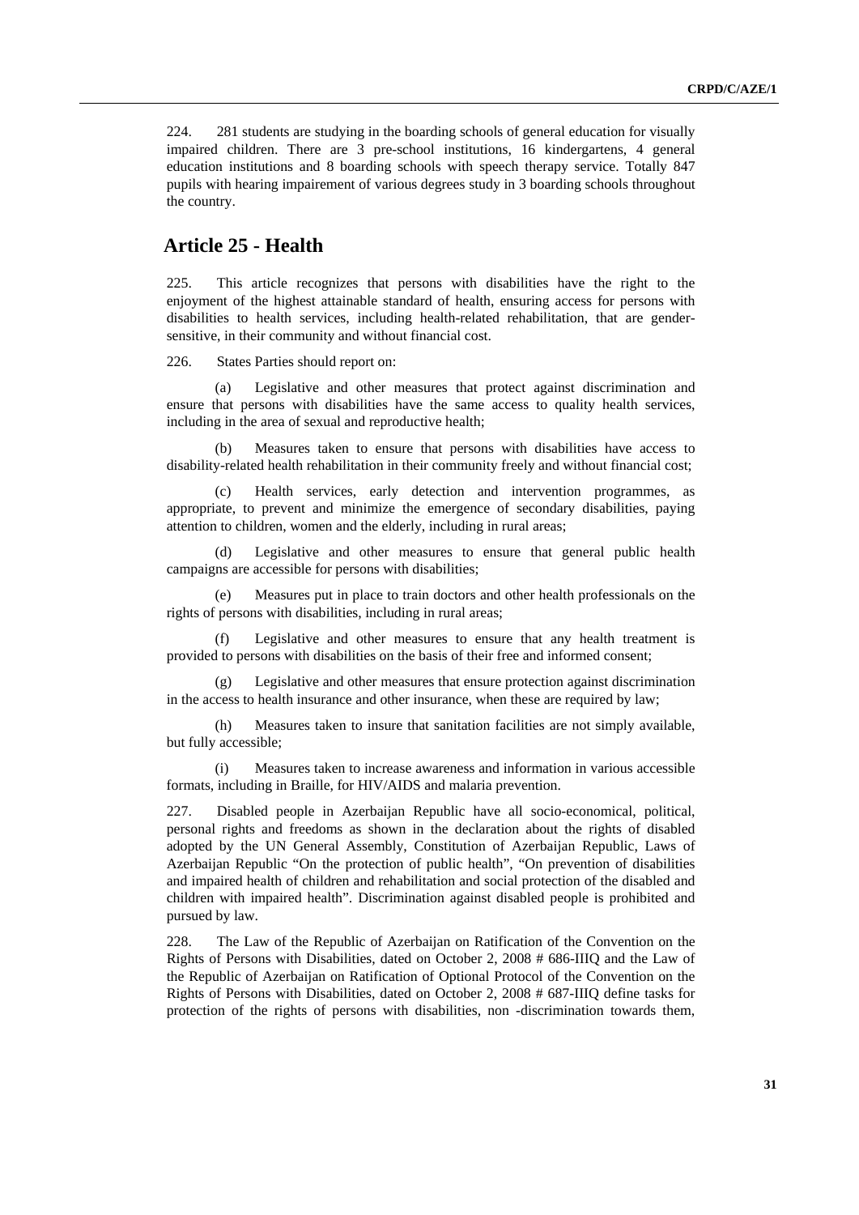224. 281 students are studying in the boarding schools of general education for visually impaired children. There are 3 pre-school institutions, 16 kindergartens, 4 general education institutions and 8 boarding schools with speech therapy service. Totally 847 pupils with hearing impairement of various degrees study in 3 boarding schools throughout the country.

## Article 25 - Health

225. This article recognizes that persons with disabilities have the right to the enjoyment of the highest attainable standard of health, ensuring access for persons with disabilities to health services, including health-related rehabilitation, that are gender-sensitive, in their community and without financial cost.

226. States Parties should report on:

(a) Legislative and other measures that protect against discrimination and ensure that persons with disabilities have the same access to quality health services, including in the area of sexual and reproductive health;

(b) Measures taken to ensure that persons with disabilities have access to disability-related health rehabilitation in their community freely and without financial cost;

(c) Health services, early detection and intervention programmes, as appropriate, to prevent and minimize the emergence of secondary disabilities, paying attention to children, women and the elderly, including in rural areas;

(d) Legislative and other measures to ensure that general public health campaigns are accessible for persons with disabilities;

(e) Measures put in place to train doctors and other health professionals on the rights of persons with disabilities, including in rural areas;

(f) Legislative and other measures to ensure that any health treatment is provided to persons with disabilities on the basis of their free and informed consent;

(g) Legislative and other measures that ensure protection against discrimination in the access to health insurance and other insurance, when these are required by law;

(h) Measures taken to insure that sanitation facilities are not simply available, but fully accessible;

(i) Measures taken to increase awareness and information in various accessible formats, including in Braille, for HIV/AIDS and malaria prevention.

227. Disabled people in Azerbaijan Republic have all socio-economical, political, personal rights and freedoms as shown in the declaration about the rights of disabled adopted by the UN General Assembly, Constitution of Azerbaijan Republic, Laws of Azerbaijan Republic "On the protection of public health", "On prevention of disabilities and impaired health of children and rehabilitation and social protection of the disabled and children with impaired health". Discrimination against disabled people is prohibited and pursued by law.

228. The Law of the Republic of Azerbaijan on Ratification of the Convention on the Rights of Persons with Disabilities, dated on October 2, 2008 # 686-IIIQ and the Law of the Republic of Azerbaijan on Ratification of Optional Protocol of the Convention on the Rights of Persons with Disabilities, dated on October 2, 2008 # 687-IIIQ define tasks for protection of the rights of persons with disabilities, non -discrimination towards them,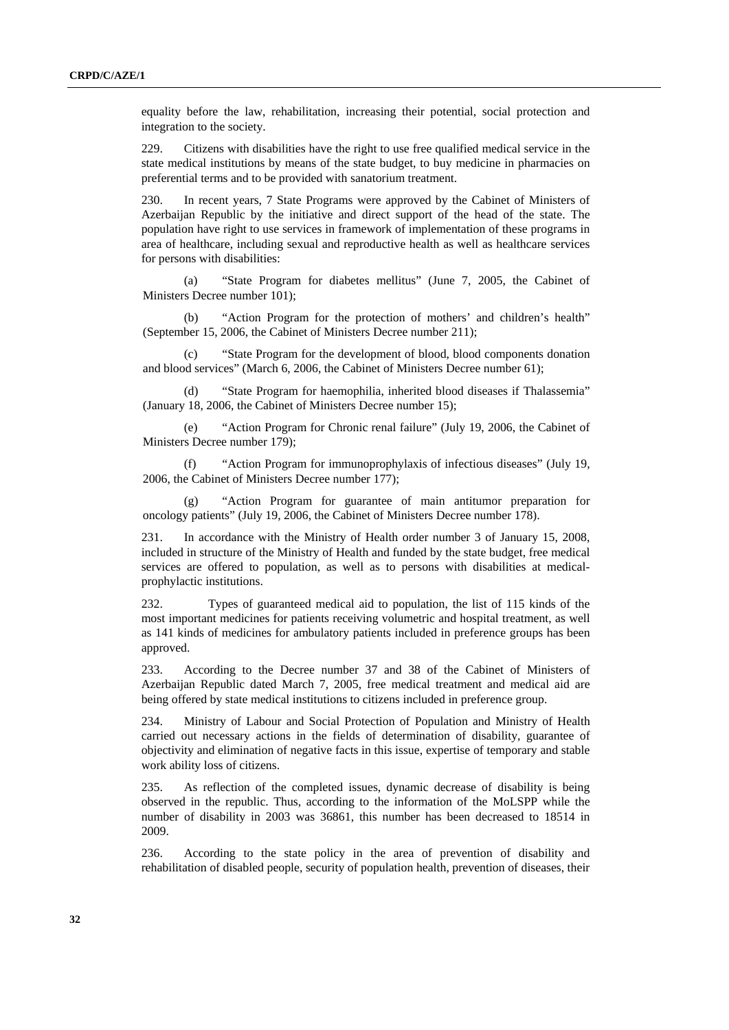equality before the law, rehabilitation, increasing their potential, social protection and integration to the society.

229. Citizens with disabilities have the right to use free qualified medical service in the state medical institutions by means of the state budget, to buy medicine in pharmacies on preferential terms and to be provided with sanatorium treatment.

230. In recent years, 7 State Programs were approved by the Cabinet of Ministers of Azerbaijan Republic by the initiative and direct support of the head of the state. The population have right to use services in framework of implementation of these programs in area of healthcare, including sexual and reproductive health as well as healthcare services for persons with disabilities:

(a) "State Program for diabetes mellitus" (June 7, 2005, the Cabinet of Ministers Decree number 101);

(b) "Action Program for the protection of mothers' and children's health" (September 15, 2006, the Cabinet of Ministers Decree number 211);

(c) "State Program for the development of blood, blood components donation and blood services" (March 6, 2006, the Cabinet of Ministers Decree number 61);

(d) "State Program for haemophilia, inherited blood diseases if Thalassemia" (January 18, 2006, the Cabinet of Ministers Decree number 15);

(e) "Action Program for Chronic renal failure" (July 19, 2006, the Cabinet of Ministers Decree number 179);

(f) "Action Program for immunoprophylaxis of infectious diseases" (July 19, 2006, the Cabinet of Ministers Decree number 177);

(g) "Action Program for guarantee of main antitumor preparation for oncology patients" (July 19, 2006, the Cabinet of Ministers Decree number 178).

231. In accordance with the Ministry of Health order number 3 of January 15, 2008, included in structure of the Ministry of Health and funded by the state budget, free medical services are offered to population, as well as to persons with disabilities at medical-prophylactic institutions.

232. Types of guaranteed medical aid to population, the list of 115 kinds of the most important medicines for patients receiving volumetric and hospital treatment, as well as 141 kinds of medicines for ambulatory patients included in preference groups has been approved.

233. According to the Decree number 37 and 38 of the Cabinet of Ministers of Azerbaijan Republic dated March 7, 2005, free medical treatment and medical aid are being offered by state medical institutions to citizens included in preference group.

234. Ministry of Labour and Social Protection of Population and Ministry of Health carried out necessary actions in the fields of determination of disability, guarantee of objectivity and elimination of negative facts in this issue, expertise of temporary and stable work ability loss of citizens.

235. As reflection of the completed issues, dynamic decrease of disability is being observed in the republic. Thus, according to the information of the MoLSPP while the number of disability in 2003 was 36861, this number has been decreased to 18514 in 2009.

236. According to the state policy in the area of prevention of disability and rehabilitation of disabled people, security of population health, prevention of diseases, their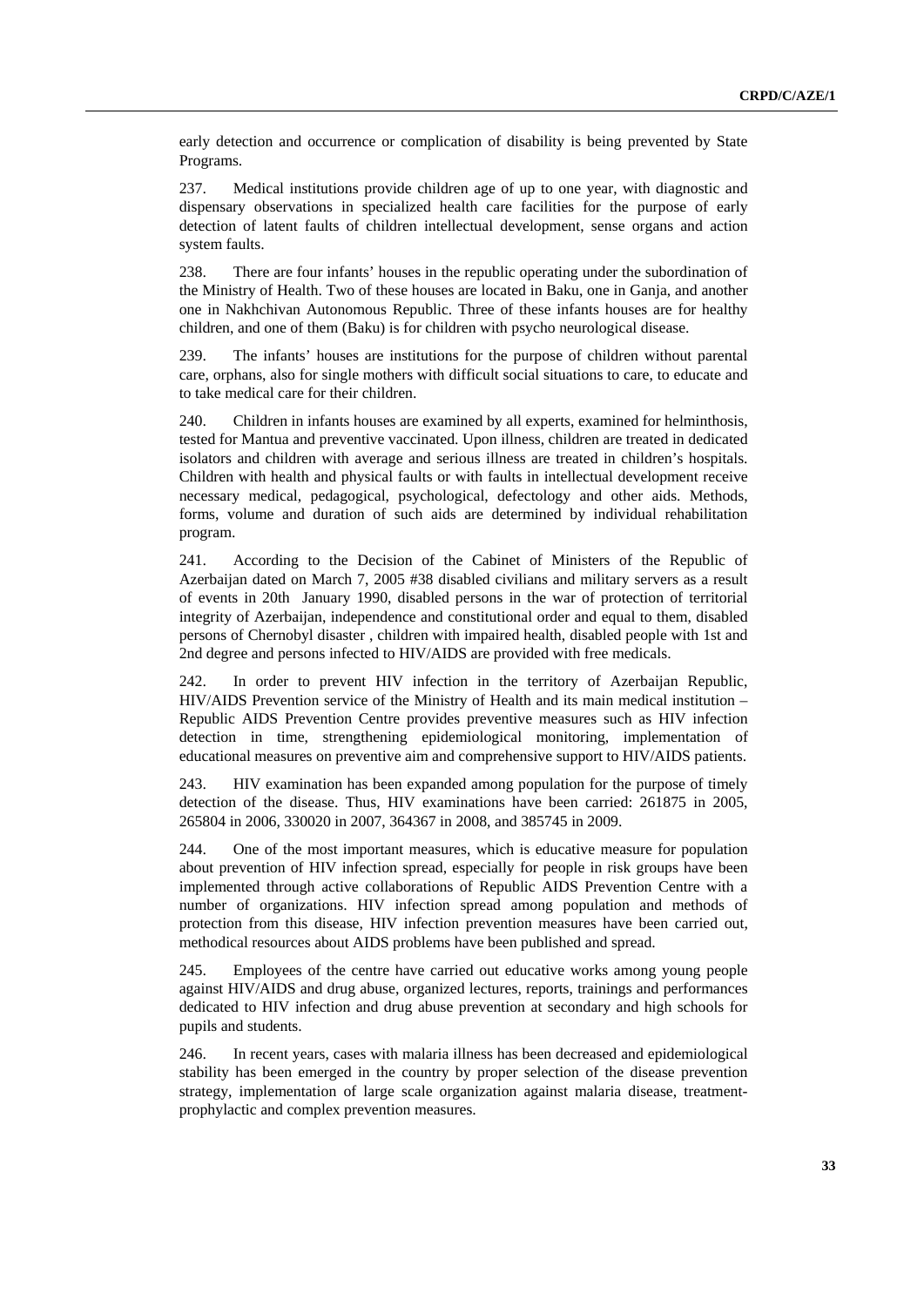early detection and occurrence or complication of disability is being prevented by State Programs.

237. Medical institutions provide children age of up to one year, with diagnostic and dispensary observations in specialized health care facilities for the purpose of early detection of latent faults of children intellectual development, sense organs and action system faults.

238. There are four infants' houses in the republic operating under the subordination of the Ministry of Health. Two of these houses are located in Baku, one in Ganja, and another one in Nakhchivan Autonomous Republic. Three of these infants houses are for healthy children, and one of them (Baku) is for children with psycho neurological disease.

239. The infants' houses are institutions for the purpose of children without parental care, orphans, also for single mothers with difficult social situations to care, to educate and to take medical care for their children.

240. Children in infants houses are examined by all experts, examined for helminthosis, tested for Mantua and preventive vaccinated. Upon illness, children are treated in dedicated isolators and children with average and serious illness are treated in children's hospitals. Children with health and physical faults or with faults in intellectual development receive necessary medical, pedagogical, psychological, defectology and other aids. Methods, forms, volume and duration of such aids are determined by individual rehabilitation program.

241. According to the Decision of the Cabinet of Ministers of the Republic of Azerbaijan dated on March 7, 2005 #38 disabled civilians and military servers as a result of events in 20th January 1990, disabled persons in the war of protection of territorial integrity of Azerbaijan, independence and constitutional order and equal to them, disabled persons of Chernobyl disaster , children with impaired health, disabled people with 1st and 2nd degree and persons infected to HIV/AIDS are provided with free medicals.

242. In order to prevent HIV infection in the territory of Azerbaijan Republic, HIV/AIDS Prevention service of the Ministry of Health and its main medical institution – Republic AIDS Prevention Centre provides preventive measures such as HIV infection detection in time, strengthening epidemiological monitoring, implementation of educational measures on preventive aim and comprehensive support to HIV/AIDS patients.

243. HIV examination has been expanded among population for the purpose of timely detection of the disease. Thus, HIV examinations have been carried: 261875 in 2005, 265804 in 2006, 330020 in 2007, 364367 in 2008, and 385745 in 2009.

244. One of the most important measures, which is educative measure for population about prevention of HIV infection spread, especially for people in risk groups have been implemented through active collaborations of Republic AIDS Prevention Centre with a number of organizations. HIV infection spread among population and methods of protection from this disease, HIV infection prevention measures have been carried out, methodical resources about AIDS problems have been published and spread.

245. Employees of the centre have carried out educative works among young people against HIV/AIDS and drug abuse, organized lectures, reports, trainings and performances dedicated to HIV infection and drug abuse prevention at secondary and high schools for pupils and students.

246. In recent years, cases with malaria illness has been decreased and epidemiological stability has been emerged in the country by proper selection of the disease prevention strategy, implementation of large scale organization against malaria disease, treatment-prophylactic and complex prevention measures.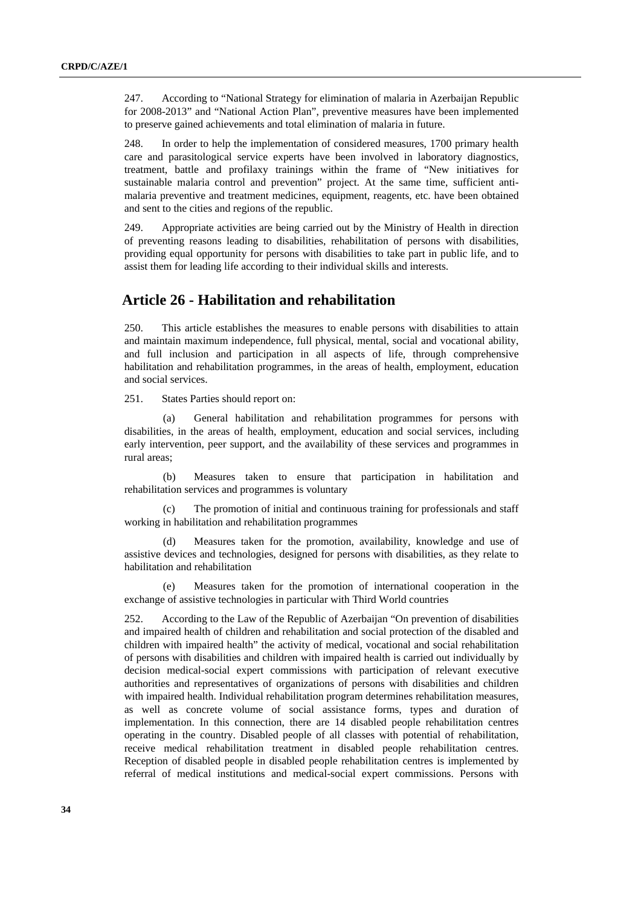247. According to "National Strategy for elimination of malaria in Azerbaijan Republic for 2008-2013" and "National Action Plan", preventive measures have been implemented to preserve gained achievements and total elimination of malaria in future.

248. In order to help the implementation of considered measures, 1700 primary health care and parasitological service experts have been involved in laboratory diagnostics, treatment, battle and profilaxy trainings within the frame of "New initiatives for sustainable malaria control and prevention" project. At the same time, sufficient anti-malaria preventive and treatment medicines, equipment, reagents, etc. have been obtained and sent to the cities and regions of the republic.

249. Appropriate activities are being carried out by the Ministry of Health in direction of preventing reasons leading to disabilities, rehabilitation of persons with disabilities, providing equal opportunity for persons with disabilities to take part in public life, and to assist them for leading life according to their individual skills and interests.

## Article 26 - Habilitation and rehabilitation

250. This article establishes the measures to enable persons with disabilities to attain and maintain maximum independence, full physical, mental, social and vocational ability, and full inclusion and participation in all aspects of life, through comprehensive habilitation and rehabilitation programmes, in the areas of health, employment, education and social services.

251. States Parties should report on:

(a) General habilitation and rehabilitation programmes for persons with disabilities, in the areas of health, employment, education and social services, including early intervention, peer support, and the availability of these services and programmes in rural areas;

(b) Measures taken to ensure that participation in habilitation and rehabilitation services and programmes is voluntary

(c) The promotion of initial and continuous training for professionals and staff working in habilitation and rehabilitation programmes

(d) Measures taken for the promotion, availability, knowledge and use of assistive devices and technologies, designed for persons with disabilities, as they relate to habilitation and rehabilitation

(e) Measures taken for the promotion of international cooperation in the exchange of assistive technologies in particular with Third World countries

252. According to the Law of the Republic of Azerbaijan "On prevention of disabilities and impaired health of children and rehabilitation and social protection of the disabled and children with impaired health" the activity of medical, vocational and social rehabilitation of persons with disabilities and children with impaired health is carried out individually by decision medical-social expert commissions with participation of relevant executive authorities and representatives of organizations of persons with disabilities and children with impaired health. Individual rehabilitation program determines rehabilitation measures, as well as concrete volume of social assistance forms, types and duration of implementation. In this connection, there are 14 disabled people rehabilitation centres operating in the country. Disabled people of all classes with potential of rehabilitation, receive medical rehabilitation treatment in disabled people rehabilitation centres. Reception of disabled people in disabled people rehabilitation centres is implemented by referral of medical institutions and medical-social expert commissions. Persons with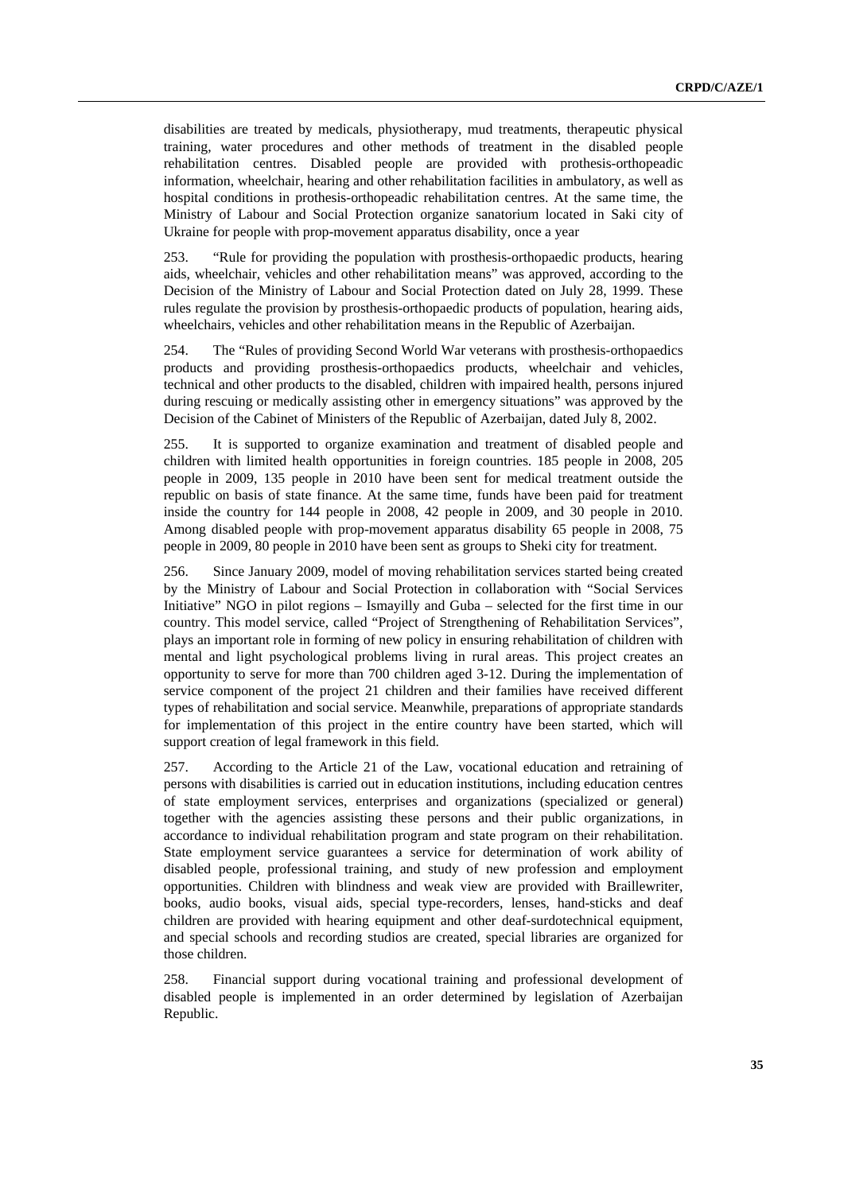disabilities are treated by medicals, physiotherapy, mud treatments, therapeutic physical training, water procedures and other methods of treatment in the disabled people rehabilitation centres. Disabled people are provided with prothesis-orthopeadic information, wheelchair, hearing and other rehabilitation facilities in ambulatory, as well as hospital conditions in prothesis-orthopeadic rehabilitation centres. At the same time, the Ministry of Labour and Social Protection organize sanatorium located in Saki city of Ukraine for people with prop-movement apparatus disability, once a year

253. "Rule for providing the population with prosthesis-orthopaedic products, hearing aids, wheelchair, vehicles and other rehabilitation means" was approved, according to the Decision of the Ministry of Labour and Social Protection dated on July 28, 1999. These rules regulate the provision by prosthesis-orthopaedic products of population, hearing aids, wheelchairs, vehicles and other rehabilitation means in the Republic of Azerbaijan.

254. The "Rules of providing Second World War veterans with prosthesis-orthopaedics products and providing prosthesis-orthopaedics products, wheelchair and vehicles, technical and other products to the disabled, children with impaired health, persons injured during rescuing or medically assisting other in emergency situations" was approved by the Decision of the Cabinet of Ministers of the Republic of Azerbaijan, dated July 8, 2002.

255. It is supported to organize examination and treatment of disabled people and children with limited health opportunities in foreign countries. 185 people in 2008, 205 people in 2009, 135 people in 2010 have been sent for medical treatment outside the republic on basis of state finance. At the same time, funds have been paid for treatment inside the country for 144 people in 2008, 42 people in 2009, and 30 people in 2010. Among disabled people with prop-movement apparatus disability 65 people in 2008, 75 people in 2009, 80 people in 2010 have been sent as groups to Sheki city for treatment.

256. Since January 2009, model of moving rehabilitation services started being created by the Ministry of Labour and Social Protection in collaboration with "Social Services Initiative" NGO in pilot regions – Ismayilly and Guba – selected for the first time in our country. This model service, called "Project of Strengthening of Rehabilitation Services", plays an important role in forming of new policy in ensuring rehabilitation of children with mental and light psychological problems living in rural areas. This project creates an opportunity to serve for more than 700 children aged 3-12. During the implementation of service component of the project 21 children and their families have received different types of rehabilitation and social service. Meanwhile, preparations of appropriate standards for implementation of this project in the entire country have been started, which will support creation of legal framework in this field.

257. According to the Article 21 of the Law, vocational education and retraining of persons with disabilities is carried out in education institutions, including education centres of state employment services, enterprises and organizations (specialized or general) together with the agencies assisting these persons and their public organizations, in accordance to individual rehabilitation program and state program on their rehabilitation. State employment service guarantees a service for determination of work ability of disabled people, professional training, and study of new profession and employment opportunities. Children with blindness and weak view are provided with Braillewriter, books, audio books, visual aids, special type-recorders, lenses, hand-sticks and deaf children are provided with hearing equipment and other deaf-surdotechnical equipment, and special schools and recording studios are created, special libraries are organized for those children.

258. Financial support during vocational training and professional development of disabled people is implemented in an order determined by legislation of Azerbaijan Republic.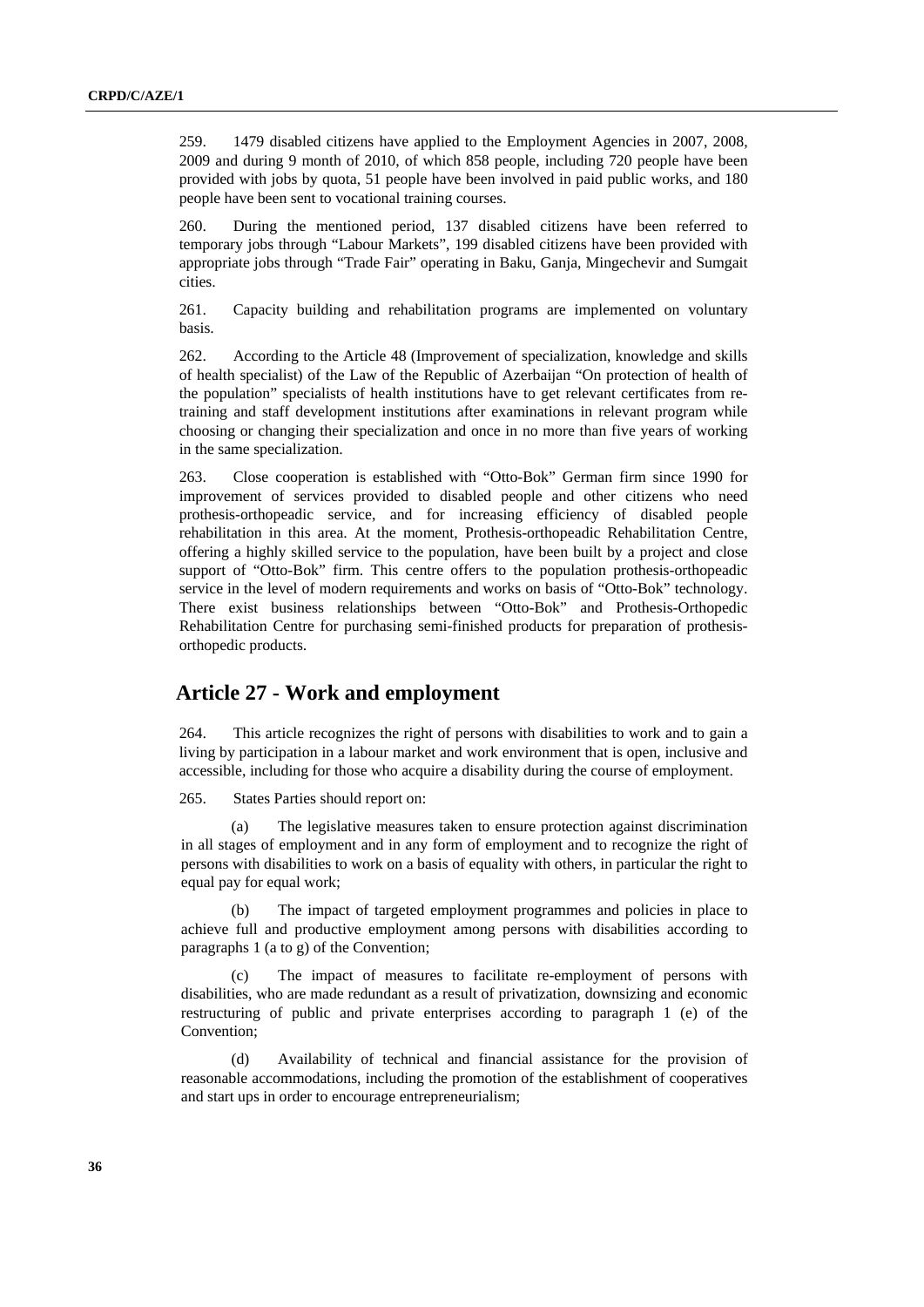259. 1479 disabled citizens have applied to the Employment Agencies in 2007, 2008, 2009 and during 9 month of 2010, of which 858 people, including 720 people have been provided with jobs by quota, 51 people have been involved in paid public works, and 180 people have been sent to vocational training courses.

260. During the mentioned period, 137 disabled citizens have been referred to temporary jobs through "Labour Markets", 199 disabled citizens have been provided with appropriate jobs through "Trade Fair" operating in Baku, Ganja, Mingechevir and Sumgait cities.

261. Capacity building and rehabilitation programs are implemented on voluntary basis.

262. According to the Article 48 (Improvement of specialization, knowledge and skills of health specialist) of the Law of the Republic of Azerbaijan "On protection of health of the population" specialists of health institutions have to get relevant certificates from re-training and staff development institutions after examinations in relevant program while choosing or changing their specialization and once in no more than five years of working in the same specialization.

263. Close cooperation is established with "Otto-Bok" German firm since 1990 for improvement of services provided to disabled people and other citizens who need prothesis-orthopeadic service, and for increasing efficiency of disabled people rehabilitation in this area. At the moment, Prothesis-orthopeadic Rehabilitation Centre, offering a highly skilled service to the population, have been built by a project and close support of "Otto-Bok" firm. This centre offers to the population prothesis-orthopeadic service in the level of modern requirements and works on basis of "Otto-Bok" technology. There exist business relationships between "Otto-Bok" and Prothesis-Orthopedic Rehabilitation Centre for purchasing semi-finished products for preparation of prothesis-orthopedic products.

## Article 27 - Work and employment

264. This article recognizes the right of persons with disabilities to work and to gain a living by participation in a labour market and work environment that is open, inclusive and accessible, including for those who acquire a disability during the course of employment.

265. States Parties should report on:

(a) The legislative measures taken to ensure protection against discrimination in all stages of employment and in any form of employment and to recognize the right of persons with disabilities to work on a basis of equality with others, in particular the right to equal pay for equal work;

(b) The impact of targeted employment programmes and policies in place to achieve full and productive employment among persons with disabilities according to paragraphs 1 (a to g) of the Convention;

(c) The impact of measures to facilitate re-employment of persons with disabilities, who are made redundant as a result of privatization, downsizing and economic restructuring of public and private enterprises according to paragraph 1 (e) of the Convention;

(d) Availability of technical and financial assistance for the provision of reasonable accommodations, including the promotion of the establishment of cooperatives and start ups in order to encourage entrepreneurialism;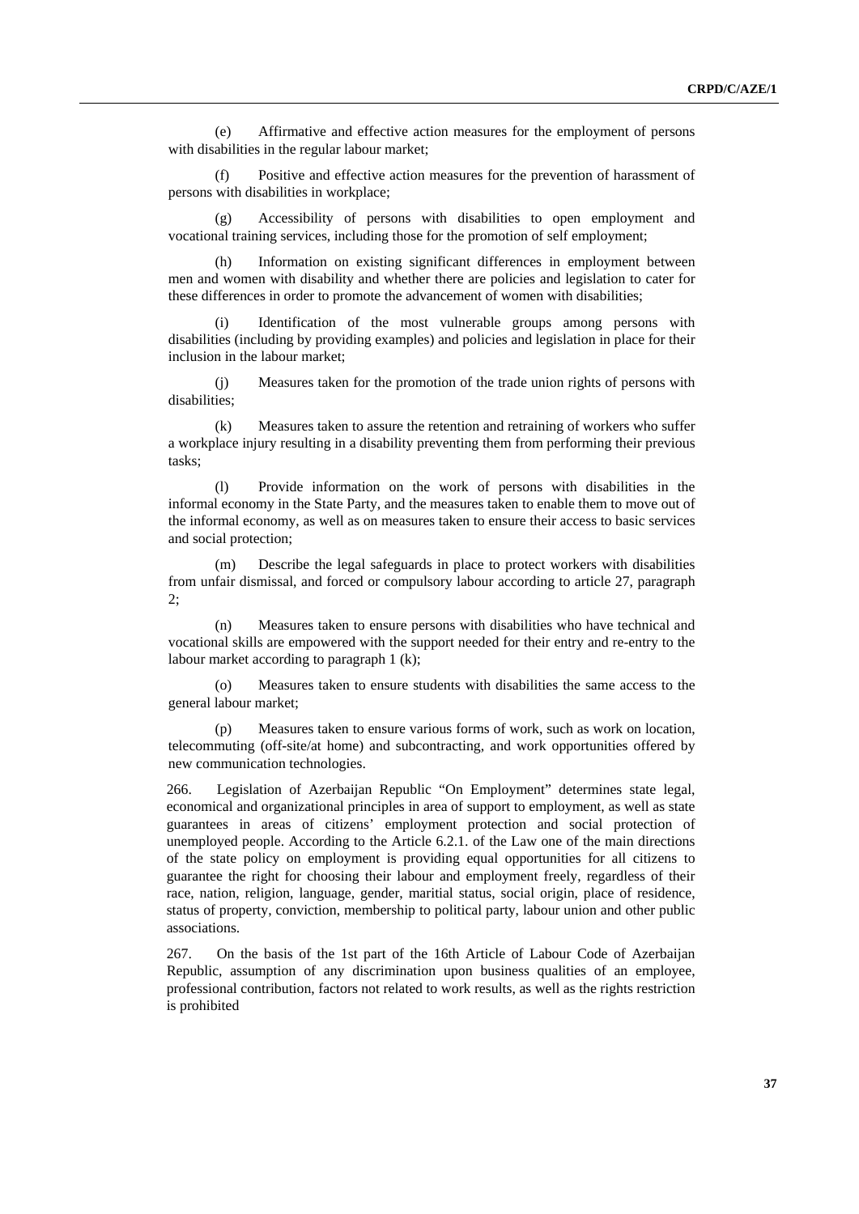(e) Affirmative and effective action measures for the employment of persons with disabilities in the regular labour market;

(f) Positive and effective action measures for the prevention of harassment of persons with disabilities in workplace;

(g) Accessibility of persons with disabilities to open employment and vocational training services, including those for the promotion of self employment;

(h) Information on existing significant differences in employment between men and women with disability and whether there are policies and legislation to cater for these differences in order to promote the advancement of women with disabilities;

(i) Identification of the most vulnerable groups among persons with disabilities (including by providing examples) and policies and legislation in place for their inclusion in the labour market;

(j) Measures taken for the promotion of the trade union rights of persons with disabilities;

(k) Measures taken to assure the retention and retraining of workers who suffer a workplace injury resulting in a disability preventing them from performing their previous tasks;

(l) Provide information on the work of persons with disabilities in the informal economy in the State Party, and the measures taken to enable them to move out of the informal economy, as well as on measures taken to ensure their access to basic services and social protection;

(m) Describe the legal safeguards in place to protect workers with disabilities from unfair dismissal, and forced or compulsory labour according to article 27, paragraph 2;

(n) Measures taken to ensure persons with disabilities who have technical and vocational skills are empowered with the support needed for their entry and re-entry to the labour market according to paragraph 1 (k);

(o) Measures taken to ensure students with disabilities the same access to the general labour market;

(p) Measures taken to ensure various forms of work, such as work on location, telecommuting (off-site/at home) and subcontracting, and work opportunities offered by new communication technologies.

266. Legislation of Azerbaijan Republic "On Employment" determines state legal, economical and organizational principles in area of support to employment, as well as state guarantees in areas of citizens' employment protection and social protection of unemployed people. According to the Article 6.2.1. of the Law one of the main directions of the state policy on employment is providing equal opportunities for all citizens to guarantee the right for choosing their labour and employment freely, regardless of their race, nation, religion, language, gender, maritial status, social origin, place of residence, status of property, conviction, membership to political party, labour union and other public associations.

267. On the basis of the 1st part of the 16th Article of Labour Code of Azerbaijan Republic, assumption of any discrimination upon business qualities of an employee, professional contribution, factors not related to work results, as well as the rights restriction is prohibited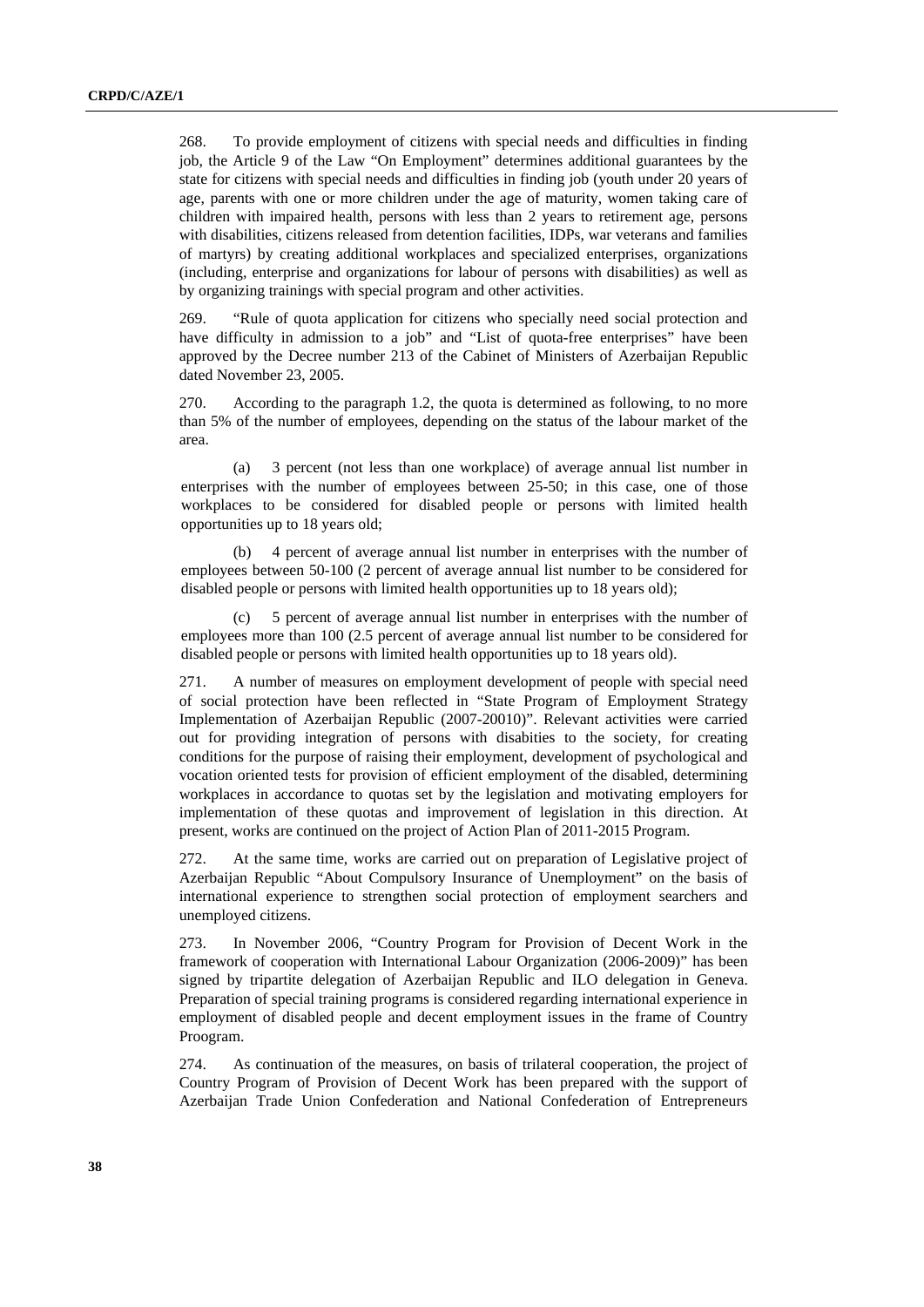268. To provide employment of citizens with special needs and difficulties in finding job, the Article 9 of the Law "On Employment" determines additional guarantees by the state for citizens with special needs and difficulties in finding job (youth under 20 years of age, parents with one or more children under the age of maturity, women taking care of children with impaired health, persons with less than 2 years to retirement age, persons with disabilities, citizens released from detention facilities, IDPs, war veterans and families of martyrs) by creating additional workplaces and specialized enterprises, organizations (including, enterprise and organizations for labour of persons with disabilities) as well as by organizing trainings with special program and other activities.

269. "Rule of quota application for citizens who specially need social protection and have difficulty in admission to a job" and "List of quota-free enterprises" have been approved by the Decree number 213 of the Cabinet of Ministers of Azerbaijan Republic dated November 23, 2005.

270. According to the paragraph 1.2, the quota is determined as following, to no more than 5% of the number of employees, depending on the status of the labour market of the area.

(a) 3 percent (not less than one workplace) of average annual list number in enterprises with the number of employees between 25-50; in this case, one of those workplaces to be considered for disabled people or persons with limited health opportunities up to 18 years old;

(b) 4 percent of average annual list number in enterprises with the number of employees between 50-100 (2 percent of average annual list number to be considered for disabled people or persons with limited health opportunities up to 18 years old);

(c) 5 percent of average annual list number in enterprises with the number of employees more than 100 (2.5 percent of average annual list number to be considered for disabled people or persons with limited health opportunities up to 18 years old).

271. A number of measures on employment development of people with special need of social protection have been reflected in "State Program of Employment Strategy Implementation of Azerbaijan Republic (2007-20010)". Relevant activities were carried out for providing integration of persons with disabities to the society, for creating conditions for the purpose of raising their employment, development of psychological and vocation oriented tests for provision of efficient employment of the disabled, determining workplaces in accordance to quotas set by the legislation and motivating employers for implementation of these quotas and improvement of legislation in this direction. At present, works are continued on the project of Action Plan of 2011-2015 Program.

272. At the same time, works are carried out on preparation of Legislative project of Azerbaijan Republic "About Compulsory Insurance of Unemployment" on the basis of international experience to strengthen social protection of employment searchers and unemployed citizens.

273. In November 2006, "Country Program for Provision of Decent Work in the framework of cooperation with International Labour Organization (2006-2009)" has been signed by tripartite delegation of Azerbaijan Republic and ILO delegation in Geneva. Preparation of special training programs is considered regarding international experience in employment of disabled people and decent employment issues in the frame of Country Proogram.

274. As continuation of the measures, on basis of trilateral cooperation, the project of Country Program of Provision of Decent Work has been prepared with the support of Azerbaijan Trade Union Confederation and National Confederation of Entrepreneurs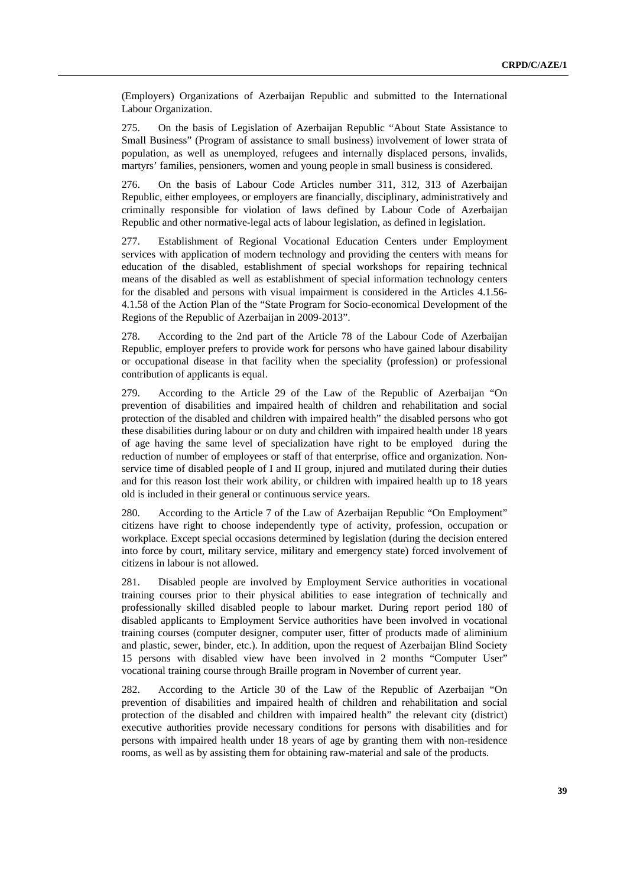(Employers) Organizations of Azerbaijan Republic and submitted to the International Labour Organization.

275. On the basis of Legislation of Azerbaijan Republic "About State Assistance to Small Business" (Program of assistance to small business) involvement of lower strata of population, as well as unemployed, refugees and internally displaced persons, invalids, martyrs' families, pensioners, women and young people in small business is considered.

276. On the basis of Labour Code Articles number 311, 312, 313 of Azerbaijan Republic, either employees, or employers are financially, disciplinary, administratively and criminally responsible for violation of laws defined by Labour Code of Azerbaijan Republic and other normative-legal acts of labour legislation, as defined in legislation.

277. Establishment of Regional Vocational Education Centers under Employment services with application of modern technology and providing the centers with means for education of the disabled, establishment of special workshops for repairing technical means of the disabled as well as establishment of special information technology centers for the disabled and persons with visual impairment is considered in the Articles 4.1.56-4.1.58 of the Action Plan of the "State Program for Socio-economical Development of the Regions of the Republic of Azerbaijan in 2009-2013".

278. According to the 2nd part of the Article 78 of the Labour Code of Azerbaijan Republic, employer prefers to provide work for persons who have gained labour disability or occupational disease in that facility when the speciality (profession) or professional contribution of applicants is equal.

279. According to the Article 29 of the Law of the Republic of Azerbaijan "On prevention of disabilities and impaired health of children and rehabilitation and social protection of the disabled and children with impaired health" the disabled persons who got these disabilities during labour or on duty and children with impaired health under 18 years of age having the same level of specialization have right to be employed during the reduction of number of employees or staff of that enterprise, office and organization. Non-service time of disabled people of I and II group, injured and mutilated during their duties and for this reason lost their work ability, or children with impaired health up to 18 years old is included in their general or continuous service years.

280. According to the Article 7 of the Law of Azerbaijan Republic "On Employment" citizens have right to choose independently type of activity, profession, occupation or workplace. Except special occasions determined by legislation (during the decision entered into force by court, military service, military and emergency state) forced involvement of citizens in labour is not allowed.

281. Disabled people are involved by Employment Service authorities in vocational training courses prior to their physical abilities to ease integration of technically and professionally skilled disabled people to labour market. During report period 180 of disabled applicants to Employment Service authorities have been involved in vocational training courses (computer designer, computer user, fitter of products made of aliminium and plastic, sewer, binder, etc.). In addition, upon the request of Azerbaijan Blind Society 15 persons with disabled view have been involved in 2 months "Computer User" vocational training course through Braille program in November of current year.

282. According to the Article 30 of the Law of the Republic of Azerbaijan "On prevention of disabilities and impaired health of children and rehabilitation and social protection of the disabled and children with impaired health" the relevant city (district) executive authorities provide necessary conditions for persons with disabilities and for persons with impaired health under 18 years of age by granting them with non-residence rooms, as well as by assisting them for obtaining raw-material and sale of the products.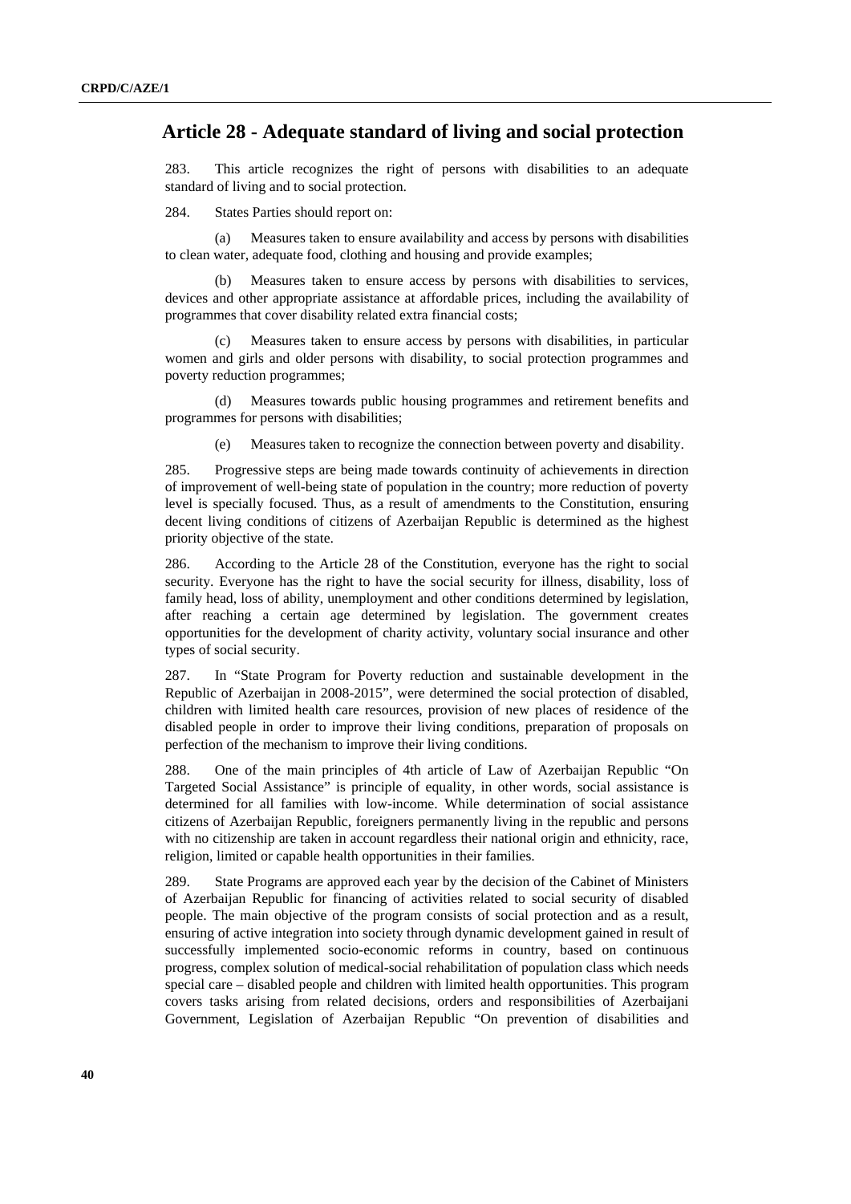## Article 28 - Adequate standard of living and social protection

283. This article recognizes the right of persons with disabilities to an adequate standard of living and to social protection.

284. States Parties should report on:

(a) Measures taken to ensure availability and access by persons with disabilities to clean water, adequate food, clothing and housing and provide examples;

(b) Measures taken to ensure access by persons with disabilities to services, devices and other appropriate assistance at affordable prices, including the availability of programmes that cover disability related extra financial costs;

(c) Measures taken to ensure access by persons with disabilities, in particular women and girls and older persons with disability, to social protection programmes and poverty reduction programmes;

(d) Measures towards public housing programmes and retirement benefits and programmes for persons with disabilities;

(e) Measures taken to recognize the connection between poverty and disability.

285. Progressive steps are being made towards continuity of achievements in direction of improvement of well-being state of population in the country; more reduction of poverty level is specially focused. Thus, as a result of amendments to the Constitution, ensuring decent living conditions of citizens of Azerbaijan Republic is determined as the highest priority objective of the state.

286. According to the Article 28 of the Constitution, everyone has the right to social security. Everyone has the right to have the social security for illness, disability, loss of family head, loss of ability, unemployment and other conditions determined by legislation, after reaching a certain age determined by legislation. The government creates opportunities for the development of charity activity, voluntary social insurance and other types of social security.

287. In "State Program for Poverty reduction and sustainable development in the Republic of Azerbaijan in 2008-2015", were determined the social protection of disabled, children with limited health care resources, provision of new places of residence of the disabled people in order to improve their living conditions, preparation of proposals on perfection of the mechanism to improve their living conditions.

288. One of the main principles of 4th article of Law of Azerbaijan Republic "On Targeted Social Assistance" is principle of equality, in other words, social assistance is determined for all families with low-income. While determination of social assistance citizens of Azerbaijan Republic, foreigners permanently living in the republic and persons with no citizenship are taken in account regardless their national origin and ethnicity, race, religion, limited or capable health opportunities in their families.

289. State Programs are approved each year by the decision of the Cabinet of Ministers of Azerbaijan Republic for financing of activities related to social security of disabled people. The main objective of the program consists of social protection and as a result, ensuring of active integration into society through dynamic development gained in result of successfully implemented socio-economic reforms in country, based on continuous progress, complex solution of medical-social rehabilitation of population class which needs special care – disabled people and children with limited health opportunities. This program covers tasks arising from related decisions, orders and responsibilities of Azerbaijani Government, Legislation of Azerbaijan Republic "On prevention of disabilities and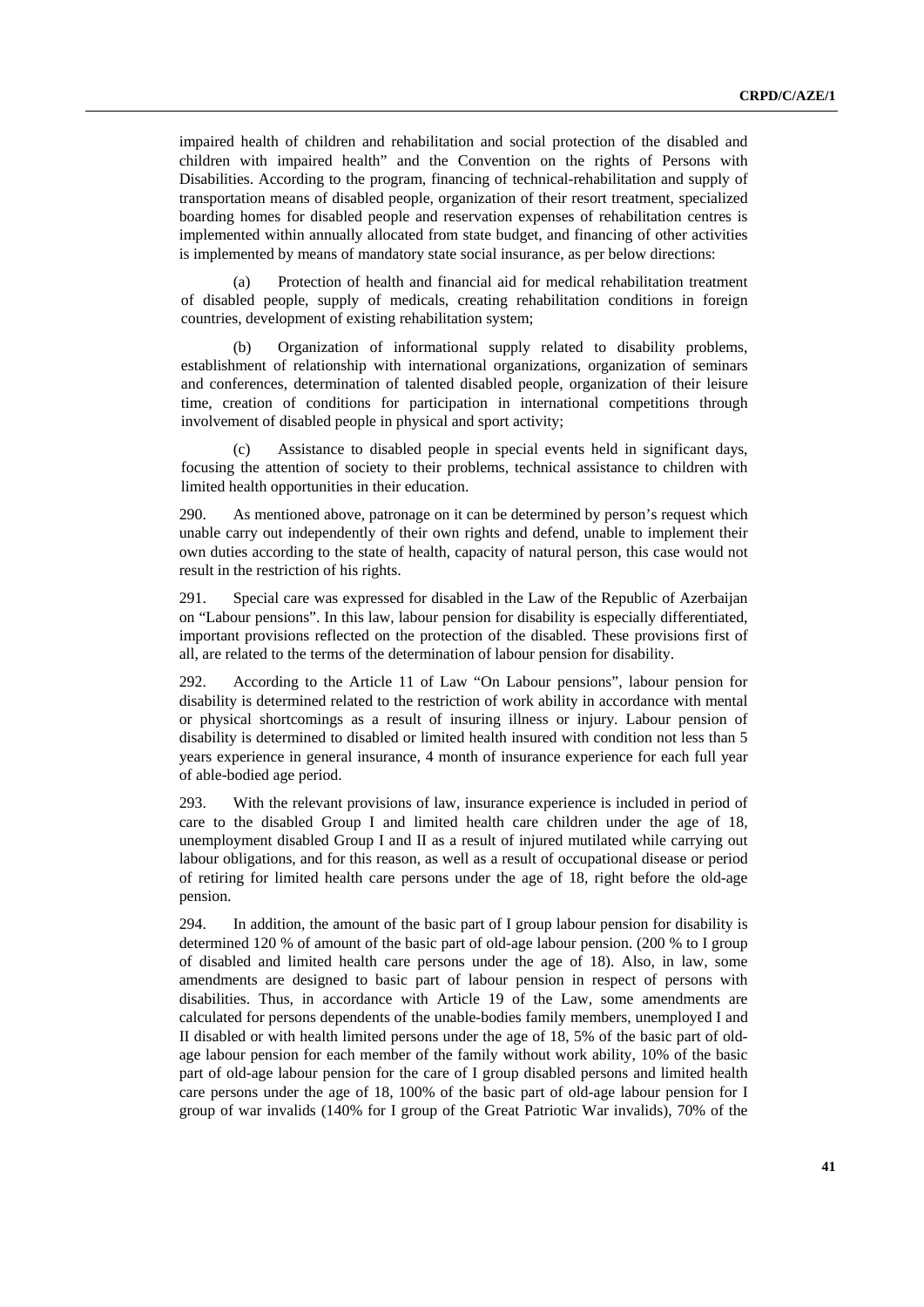impaired health of children and rehabilitation and social protection of the disabled and children with impaired health" and the Convention on the rights of Persons with Disabilities. According to the program, financing of technical-rehabilitation and supply of transportation means of disabled people, organization of their resort treatment, specialized boarding homes for disabled people and reservation expenses of rehabilitation centres is implemented within annually allocated from state budget, and financing of other activities is implemented by means of mandatory state social insurance, as per below directions:

(a) Protection of health and financial aid for medical rehabilitation treatment of disabled people, supply of medicals, creating rehabilitation conditions in foreign countries, development of existing rehabilitation system;

(b) Organization of informational supply related to disability problems, establishment of relationship with international organizations, organization of seminars and conferences, determination of talented disabled people, organization of their leisure time, creation of conditions for participation in international competitions through involvement of disabled people in physical and sport activity;

(c) Assistance to disabled people in special events held in significant days, focusing the attention of society to their problems, technical assistance to children with limited health opportunities in their education.

290. As mentioned above, patronage on it can be determined by person's request which unable carry out independently of their own rights and defend, unable to implement their own duties according to the state of health, capacity of natural person, this case would not result in the restriction of his rights.

291. Special care was expressed for disabled in the Law of the Republic of Azerbaijan on "Labour pensions". In this law, labour pension for disability is especially differentiated, important provisions reflected on the protection of the disabled. These provisions first of all, are related to the terms of the determination of labour pension for disability.

292. According to the Article 11 of Law "On Labour pensions", labour pension for disability is determined related to the restriction of work ability in accordance with mental or physical shortcomings as a result of insuring illness or injury. Labour pension of disability is determined to disabled or limited health insured with condition not less than 5 years experience in general insurance, 4 month of insurance experience for each full year of able-bodied age period.

293. With the relevant provisions of law, insurance experience is included in period of care to the disabled Group I and limited health care children under the age of 18, unemployment disabled Group I and II as a result of injured mutilated while carrying out labour obligations, and for this reason, as well as a result of occupational disease or period of retiring for limited health care persons under the age of 18, right before the old-age pension.

294. In addition, the amount of the basic part of I group labour pension for disability is determined 120 % of amount of the basic part of old-age labour pension. (200 % to I group of disabled and limited health care persons under the age of 18). Also, in law, some amendments are designed to basic part of labour pension in respect of persons with disabilities. Thus, in accordance with Article 19 of the Law, some amendments are calculated for persons dependents of the unable-bodies family members, unemployed I and II disabled or with health limited persons under the age of 18, 5% of the basic part of old-age labour pension for each member of the family without work ability, 10% of the basic part of old-age labour pension for the care of I group disabled persons and limited health care persons under the age of 18, 100% of the basic part of old-age labour pension for I group of war invalids (140% for I group of the Great Patriotic War invalids), 70% of the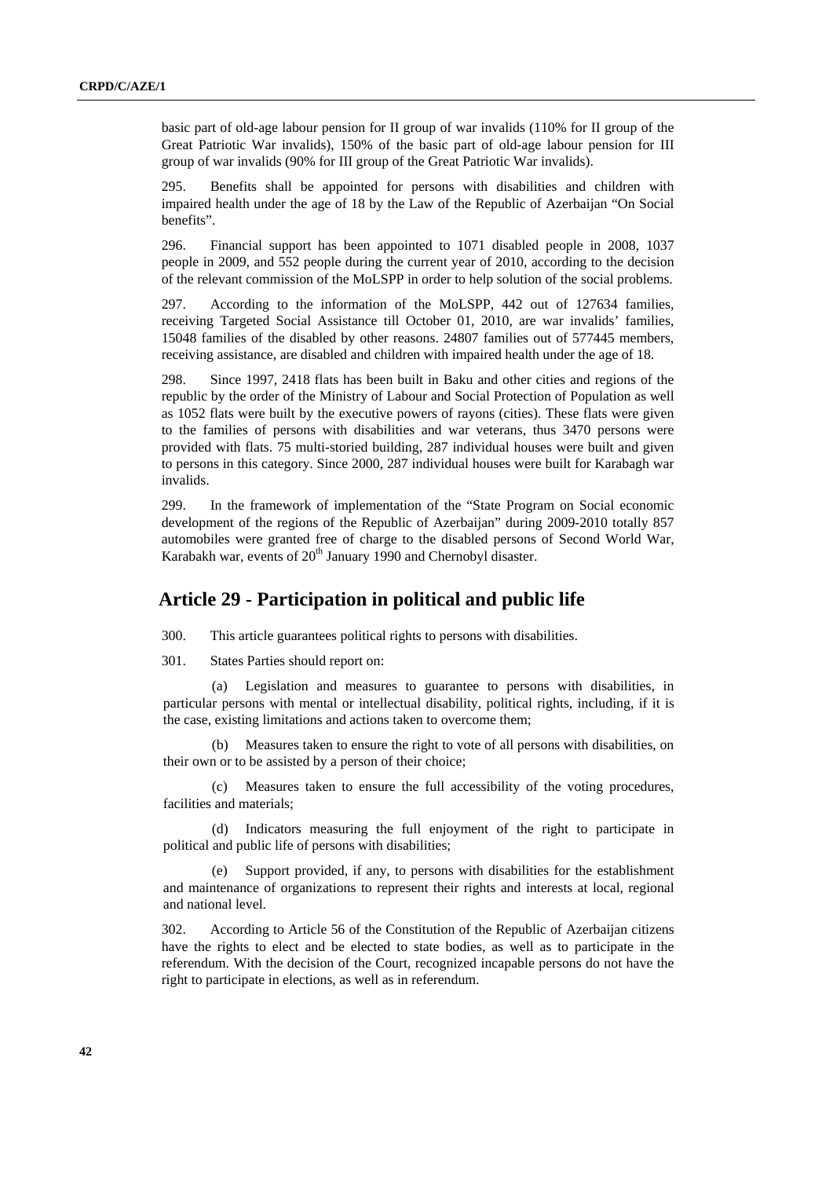basic part of old-age labour pension for II group of war invalids (110% for II group of the Great Patriotic War invalids), 150% of the basic part of old-age labour pension for III group of war invalids (90% for III group of the Great Patriotic War invalids).

295. Benefits shall be appointed for persons with disabilities and children with impaired health under the age of 18 by the Law of the Republic of Azerbaijan "On Social benefits".

296. Financial support has been appointed to 1071 disabled people in 2008, 1037 people in 2009, and 552 people during the current year of 2010, according to the decision of the relevant commission of the MoLSPP in order to help solution of the social problems.

297. According to the information of the MoLSPP, 442 out of 127634 families, receiving Targeted Social Assistance till October 01, 2010, are war invalids' families, 15048 families of the disabled by other reasons. 24807 families out of 577445 members, receiving assistance, are disabled and children with impaired health under the age of 18.

298. Since 1997, 2418 flats has been built in Baku and other cities and regions of the republic by the order of the Ministry of Labour and Social Protection of Population as well as 1052 flats were built by the executive powers of rayons (cities). These flats were given to the families of persons with disabilities and war veterans, thus 3470 persons were provided with flats. 75 multi-storied building, 287 individual houses were built and given to persons in this category. Since 2000, 287 individual houses were built for Karabagh war invalids.

299. In the framework of implementation of the "State Program on Social economic development of the regions of the Republic of Azerbaijan" during 2009-2010 totally 857 automobiles were granted free of charge to the disabled persons of Second World War, Karabakh war, events of 20th January 1990 and Chernobyl disaster.

## Article 29 - Participation in political and public life

300. This article guarantees political rights to persons with disabilities.

301. States Parties should report on:

(a) Legislation and measures to guarantee to persons with disabilities, in particular persons with mental or intellectual disability, political rights, including, if it is the case, existing limitations and actions taken to overcome them;

(b) Measures taken to ensure the right to vote of all persons with disabilities, on their own or to be assisted by a person of their choice;

(c) Measures taken to ensure the full accessibility of the voting procedures, facilities and materials;

(d) Indicators measuring the full enjoyment of the right to participate in political and public life of persons with disabilities;

(e) Support provided, if any, to persons with disabilities for the establishment and maintenance of organizations to represent their rights and interests at local, regional and national level.

302. According to Article 56 of the Constitution of the Republic of Azerbaijan citizens have the rights to elect and be elected to state bodies, as well as to participate in the referendum. With the decision of the Court, recognized incapable persons do not have the right to participate in elections, as well as in referendum.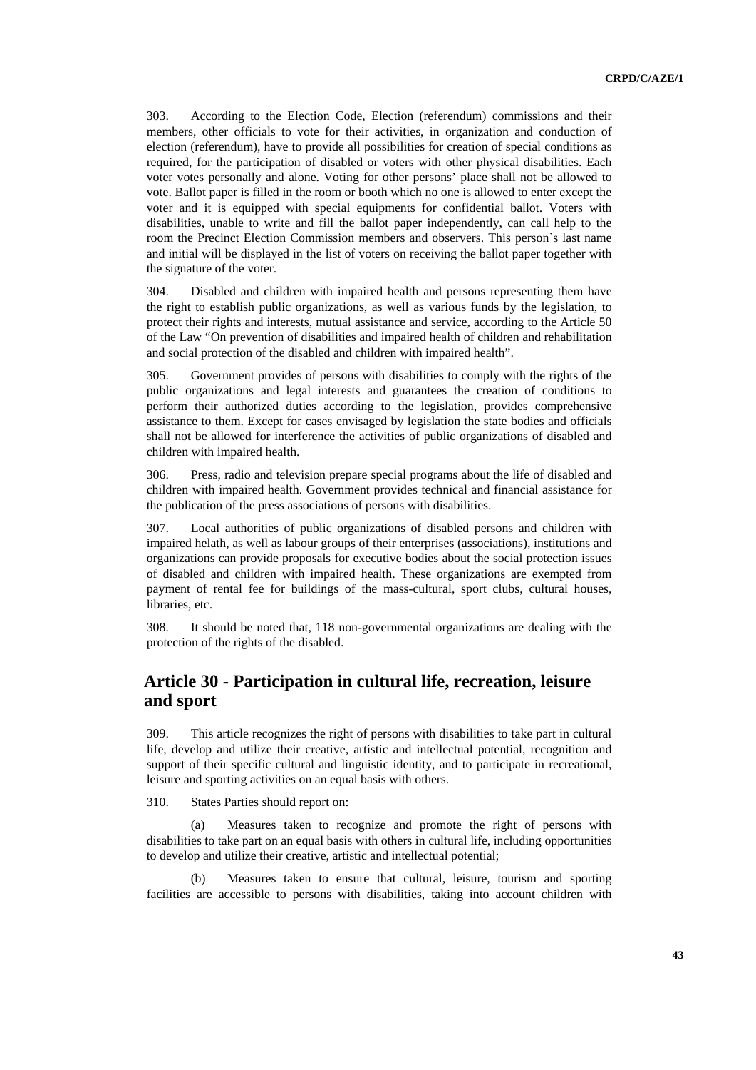303. According to the Election Code, Election (referendum) commissions and their members, other officials to vote for their activities, in organization and conduction of election (referendum), have to provide all possibilities for creation of special conditions as required, for the participation of disabled or voters with other physical disabilities. Each voter votes personally and alone. Voting for other persons' place shall not be allowed to vote. Ballot paper is filled in the room or booth which no one is allowed to enter except the voter and it is equipped with special equipments for confidential ballot. Voters with disabilities, unable to write and fill the ballot paper independently, can call help to the room the Precinct Election Commission members and observers. This person`s last name and initial will be displayed in the list of voters on receiving the ballot paper together with the signature of the voter.

304. Disabled and children with impaired health and persons representing them have the right to establish public organizations, as well as various funds by the legislation, to protect their rights and interests, mutual assistance and service, according to the Article 50 of the Law "On prevention of disabilities and impaired health of children and rehabilitation and social protection of the disabled and children with impaired health".

305. Government provides of persons with disabilities to comply with the rights of the public organizations and legal interests and guarantees the creation of conditions to perform their authorized duties according to the legislation, provides comprehensive assistance to them. Except for cases envisaged by legislation the state bodies and officials shall not be allowed for interference the activities of public organizations of disabled and children with impaired health.

306. Press, radio and television prepare special programs about the life of disabled and children with impaired health. Government provides technical and financial assistance for the publication of the press associations of persons with disabilities.

307. Local authorities of public organizations of disabled persons and children with impaired helath, as well as labour groups of their enterprises (associations), institutions and organizations can provide proposals for executive bodies about the social protection issues of disabled and children with impaired health. These organizations are exempted from payment of rental fee for buildings of the mass-cultural, sport clubs, cultural houses, libraries, etc.

308. It should be noted that, 118 non-governmental organizations are dealing with the protection of the rights of the disabled.

## Article 30 - Participation in cultural life, recreation, leisure and sport

309. This article recognizes the right of persons with disabilities to take part in cultural life, develop and utilize their creative, artistic and intellectual potential, recognition and support of their specific cultural and linguistic identity, and to participate in recreational, leisure and sporting activities on an equal basis with others.

310. States Parties should report on:

(a) Measures taken to recognize and promote the right of persons with disabilities to take part on an equal basis with others in cultural life, including opportunities to develop and utilize their creative, artistic and intellectual potential;

(b) Measures taken to ensure that cultural, leisure, tourism and sporting facilities are accessible to persons with disabilities, taking into account children with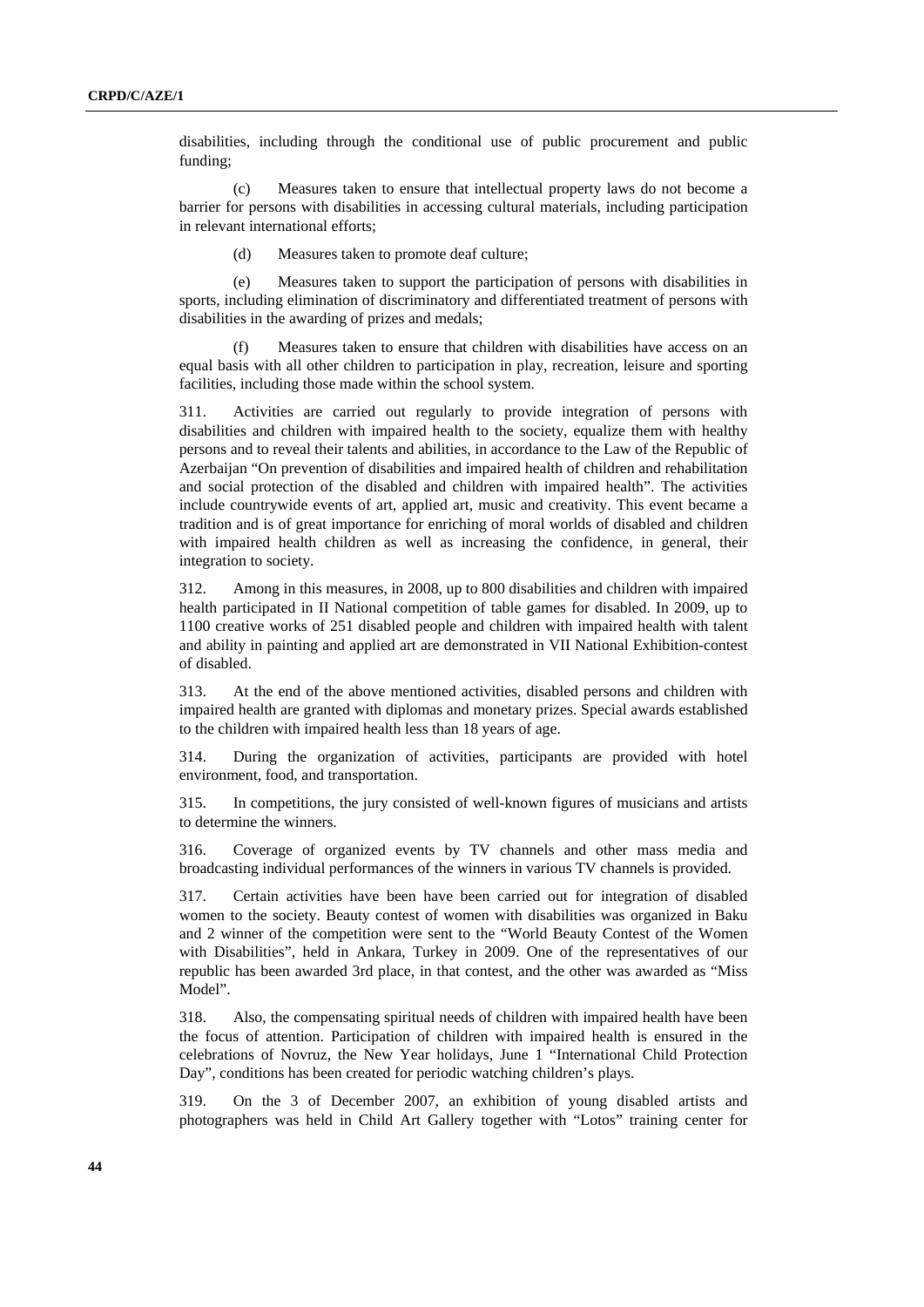disabilities, including through the conditional use of public procurement and public funding;

(c) Measures taken to ensure that intellectual property laws do not become a barrier for persons with disabilities in accessing cultural materials, including participation in relevant international efforts;

(d) Measures taken to promote deaf culture;

(e) Measures taken to support the participation of persons with disabilities in sports, including elimination of discriminatory and differentiated treatment of persons with disabilities in the awarding of prizes and medals;

(f) Measures taken to ensure that children with disabilities have access on an equal basis with all other children to participation in play, recreation, leisure and sporting facilities, including those made within the school system.

311. Activities are carried out regularly to provide integration of persons with disabilities and children with impaired health to the society, equalize them with healthy persons and to reveal their talents and abilities, in accordance to the Law of the Republic of Azerbaijan "On prevention of disabilities and impaired health of children and rehabilitation and social protection of the disabled and children with impaired health". The activities include countrywide events of art, applied art, music and creativity. This event became a tradition and is of great importance for enriching of moral worlds of disabled and children with impaired health children as well as increasing the confidence, in general, their integration to society.

312. Among in this measures, in 2008, up to 800 disabilities and children with impaired health participated in II National competition of table games for disabled. In 2009, up to 1100 creative works of 251 disabled people and children with impaired health with talent and ability in painting and applied art are demonstrated in VII National Exhibition-contest of disabled.

313. At the end of the above mentioned activities, disabled persons and children with impaired health are granted with diplomas and monetary prizes. Special awards established to the children with impaired health less than 18 years of age.

314. During the organization of activities, participants are provided with hotel environment, food, and transportation.

315. In competitions, the jury consisted of well-known figures of musicians and artists to determine the winners.

316. Coverage of organized events by TV channels and other mass media and broadcasting individual performances of the winners in various TV channels is provided.

317. Certain activities have been have been carried out for integration of disabled women to the society. Beauty contest of women with disabilities was organized in Baku and 2 winner of the competition were sent to the "World Beauty Contest of the Women with Disabilities", held in Ankara, Turkey in 2009. One of the representatives of our republic has been awarded 3rd place, in that contest, and the other was awarded as "Miss Model".

318. Also, the compensating spiritual needs of children with impaired health have been the focus of attention. Participation of children with impaired health is ensured in the celebrations of Novruz, the New Year holidays, June 1 "International Child Protection Day", conditions has been created for periodic watching children's plays.

319. On the 3 of December 2007, an exhibition of young disabled artists and photographers was held in Child Art Gallery together with "Lotos" training center for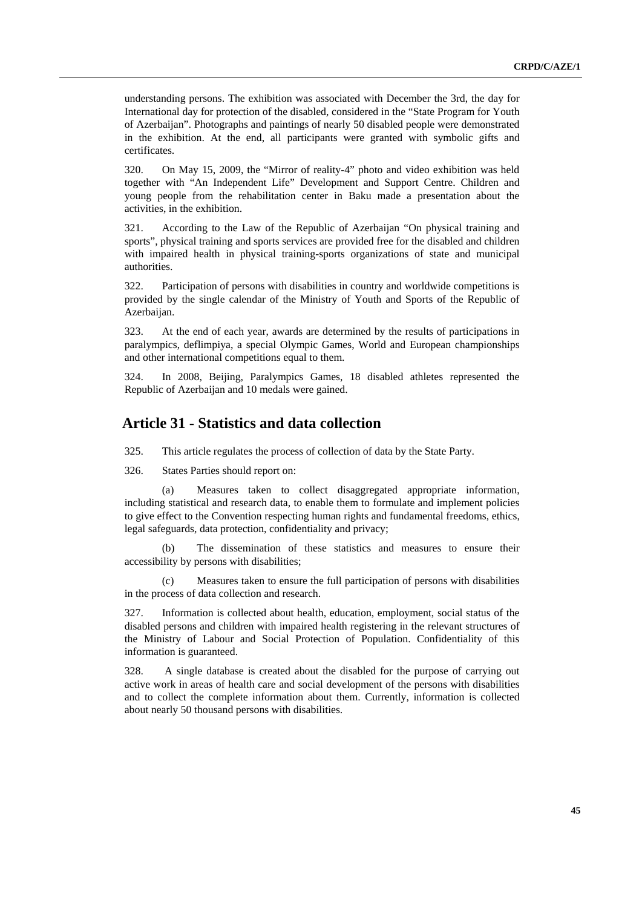understanding persons. The exhibition was associated with December the 3rd, the day for International day for protection of the disabled, considered in the "State Program for Youth of Azerbaijan". Photographs and paintings of nearly 50 disabled people were demonstrated in the exhibition. At the end, all participants were granted with symbolic gifts and certificates.

320. On May 15, 2009, the "Mirror of reality-4" photo and video exhibition was held together with "An Independent Life" Development and Support Centre. Children and young people from the rehabilitation center in Baku made a presentation about the activities, in the exhibition.

321. According to the Law of the Republic of Azerbaijan "On physical training and sports", physical training and sports services are provided free for the disabled and children with impaired health in physical training-sports organizations of state and municipal authorities.

322. Participation of persons with disabilities in country and worldwide competitions is provided by the single calendar of the Ministry of Youth and Sports of the Republic of Azerbaijan.

323. At the end of each year, awards are determined by the results of participations in paralympics, deflimpiya, a special Olympic Games, World and European championships and other international competitions equal to them.

324. In 2008, Beijing, Paralympics Games, 18 disabled athletes represented the Republic of Azerbaijan and 10 medals were gained.

## Article 31 - Statistics and data collection

325. This article regulates the process of collection of data by the State Party.

326. States Parties should report on:

(a) Measures taken to collect disaggregated appropriate information, including statistical and research data, to enable them to formulate and implement policies to give effect to the Convention respecting human rights and fundamental freedoms, ethics, legal safeguards, data protection, confidentiality and privacy;

(b) The dissemination of these statistics and measures to ensure their accessibility by persons with disabilities;

(c) Measures taken to ensure the full participation of persons with disabilities in the process of data collection and research.

327. Information is collected about health, education, employment, social status of the disabled persons and children with impaired health registering in the relevant structures of the Ministry of Labour and Social Protection of Population. Confidentiality of this information is guaranteed.

328. A single database is created about the disabled for the purpose of carrying out active work in areas of health care and social development of the persons with disabilities and to collect the complete information about them. Currently, information is collected about nearly 50 thousand persons with disabilities.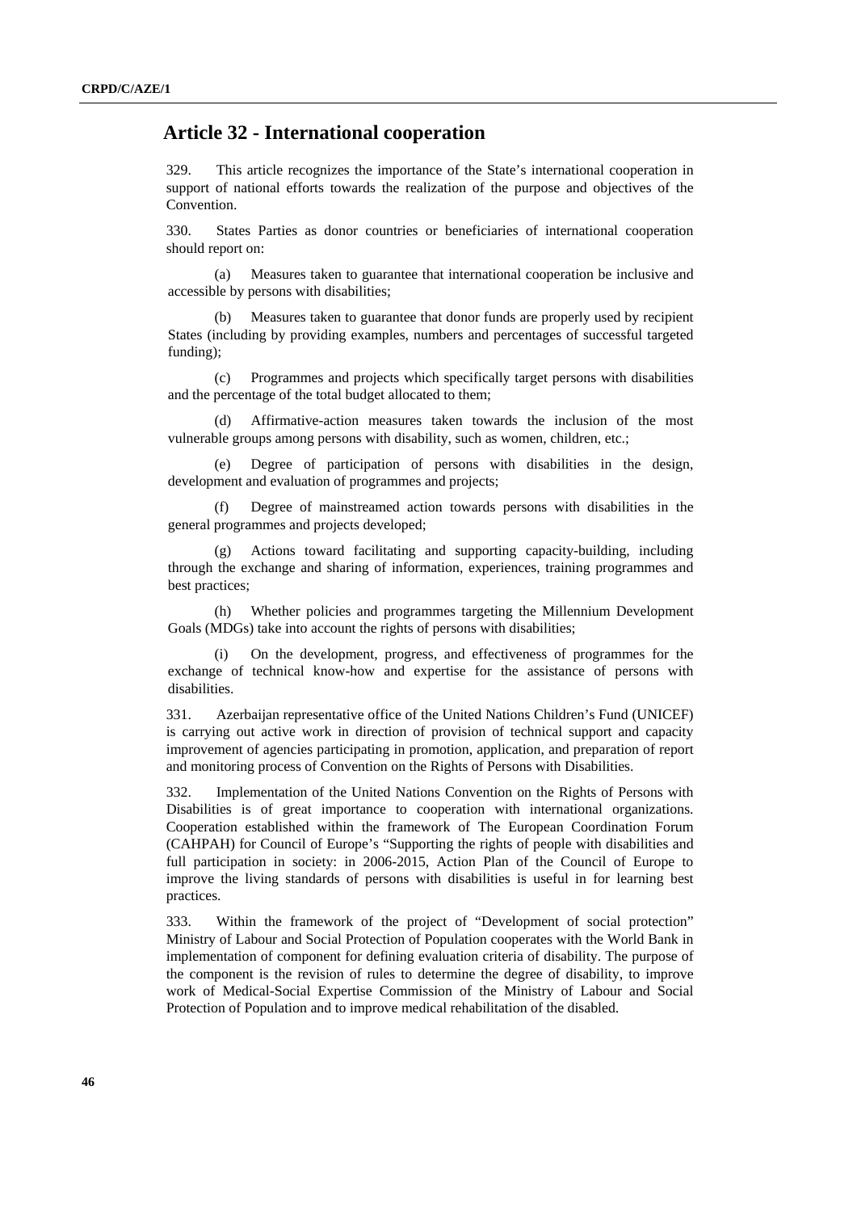## Article 32 - International cooperation

329. This article recognizes the importance of the State's international cooperation in support of national efforts towards the realization of the purpose and objectives of the Convention.

330. States Parties as donor countries or beneficiaries of international cooperation should report on:

(a) Measures taken to guarantee that international cooperation be inclusive and accessible by persons with disabilities;

(b) Measures taken to guarantee that donor funds are properly used by recipient States (including by providing examples, numbers and percentages of successful targeted funding);

(c) Programmes and projects which specifically target persons with disabilities and the percentage of the total budget allocated to them;

(d) Affirmative-action measures taken towards the inclusion of the most vulnerable groups among persons with disability, such as women, children, etc.;

(e) Degree of participation of persons with disabilities in the design, development and evaluation of programmes and projects;

(f) Degree of mainstreamed action towards persons with disabilities in the general programmes and projects developed;

(g) Actions toward facilitating and supporting capacity-building, including through the exchange and sharing of information, experiences, training programmes and best practices;

(h) Whether policies and programmes targeting the Millennium Development Goals (MDGs) take into account the rights of persons with disabilities;

(i) On the development, progress, and effectiveness of programmes for the exchange of technical know-how and expertise for the assistance of persons with disabilities.

331. Azerbaijan representative office of the United Nations Children's Fund (UNICEF) is carrying out active work in direction of provision of technical support and capacity improvement of agencies participating in promotion, application, and preparation of report and monitoring process of Convention on the Rights of Persons with Disabilities.

332. Implementation of the United Nations Convention on the Rights of Persons with Disabilities is of great importance to cooperation with international organizations. Cooperation established within the framework of The European Coordination Forum (CAHPAH) for Council of Europe's "Supporting the rights of people with disabilities and full participation in society: in 2006-2015, Action Plan of the Council of Europe to improve the living standards of persons with disabilities is useful in for learning best practices.

333. Within the framework of the project of "Development of social protection" Ministry of Labour and Social Protection of Population cooperates with the World Bank in implementation of component for defining evaluation criteria of disability. The purpose of the component is the revision of rules to determine the degree of disability, to improve work of Medical-Social Expertise Commission of the Ministry of Labour and Social Protection of Population and to improve medical rehabilitation of the disabled.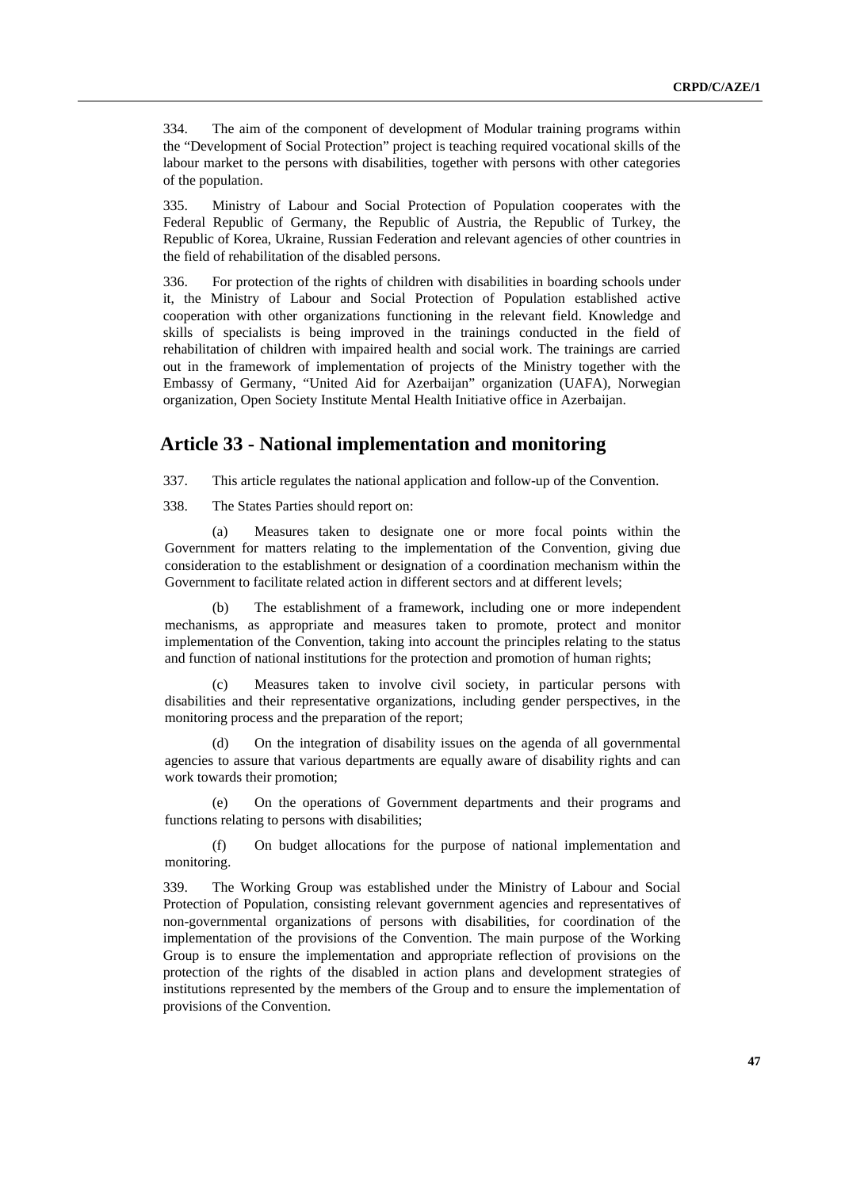334. The aim of the component of development of Modular training programs within the "Development of Social Protection" project is teaching required vocational skills of the labour market to the persons with disabilities, together with persons with other categories of the population.

335. Ministry of Labour and Social Protection of Population cooperates with the Federal Republic of Germany, the Republic of Austria, the Republic of Turkey, the Republic of Korea, Ukraine, Russian Federation and relevant agencies of other countries in the field of rehabilitation of the disabled persons.

336. For protection of the rights of children with disabilities in boarding schools under it, the Ministry of Labour and Social Protection of Population established active cooperation with other organizations functioning in the relevant field. Knowledge and skills of specialists is being improved in the trainings conducted in the field of rehabilitation of children with impaired health and social work. The trainings are carried out in the framework of implementation of projects of the Ministry together with the Embassy of Germany, "United Aid for Azerbaijan" organization (UAFA), Norwegian organization, Open Society Institute Mental Health Initiative office in Azerbaijan.

## Article 33 - National implementation and monitoring

337. This article regulates the national application and follow-up of the Convention.

338. The States Parties should report on:

(a) Measures taken to designate one or more focal points within the Government for matters relating to the implementation of the Convention, giving due consideration to the establishment or designation of a coordination mechanism within the Government to facilitate related action in different sectors and at different levels;

(b) The establishment of a framework, including one or more independent mechanisms, as appropriate and measures taken to promote, protect and monitor implementation of the Convention, taking into account the principles relating to the status and function of national institutions for the protection and promotion of human rights;

(c) Measures taken to involve civil society, in particular persons with disabilities and their representative organizations, including gender perspectives, in the monitoring process and the preparation of the report;

(d) On the integration of disability issues on the agenda of all governmental agencies to assure that various departments are equally aware of disability rights and can work towards their promotion;

(e) On the operations of Government departments and their programs and functions relating to persons with disabilities;

(f) On budget allocations for the purpose of national implementation and monitoring.

339. The Working Group was established under the Ministry of Labour and Social Protection of Population, consisting relevant government agencies and representatives of non-governmental organizations of persons with disabilities, for coordination of the implementation of the provisions of the Convention. The main purpose of the Working Group is to ensure the implementation and appropriate reflection of provisions on the protection of the rights of the disabled in action plans and development strategies of institutions represented by the members of the Group and to ensure the implementation of provisions of the Convention.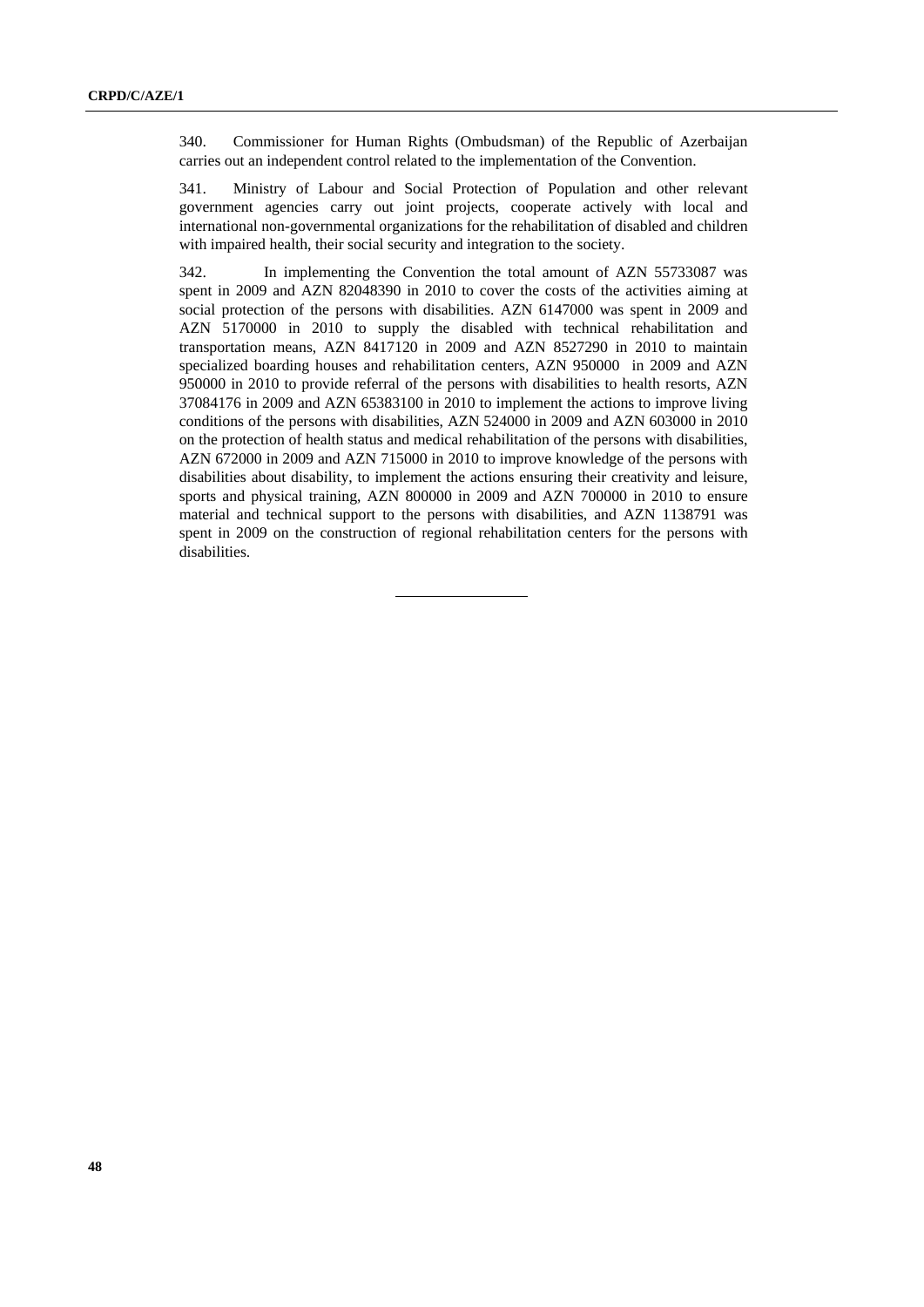340. Commissioner for Human Rights (Ombudsman) of the Republic of Azerbaijan carries out an independent control related to the implementation of the Convention.

341. Ministry of Labour and Social Protection of Population and other relevant government agencies carry out joint projects, cooperate actively with local and international non-governmental organizations for the rehabilitation of disabled and children with impaired health, their social security and integration to the society.

342. In implementing the Convention the total amount of AZN 55733087 was spent in 2009 and AZN 82048390 in 2010 to cover the costs of the activities aiming at social protection of the persons with disabilities. AZN 6147000 was spent in 2009 and AZN 5170000 in 2010 to supply the disabled with technical rehabilitation and transportation means, AZN 8417120 in 2009 and AZN 8527290 in 2010 to maintain specialized boarding houses and rehabilitation centers, AZN 950000 in 2009 and AZN 950000 in 2010 to provide referral of the persons with disabilities to health resorts, AZN 37084176 in 2009 and AZN 65383100 in 2010 to implement the actions to improve living conditions of the persons with disabilities, AZN 524000 in 2009 and AZN 603000 in 2010 on the protection of health status and medical rehabilitation of the persons with disabilities, AZN 672000 in 2009 and AZN 715000 in 2010 to improve knowledge of the persons with disabilities about disability, to implement the actions ensuring their creativity and leisure, sports and physical training, AZN 800000 in 2009 and AZN 700000 in 2010 to ensure material and technical support to the persons with disabilities, and AZN 1138791 was spent in 2009 on the construction of regional rehabilitation centers for the persons with disabilities.